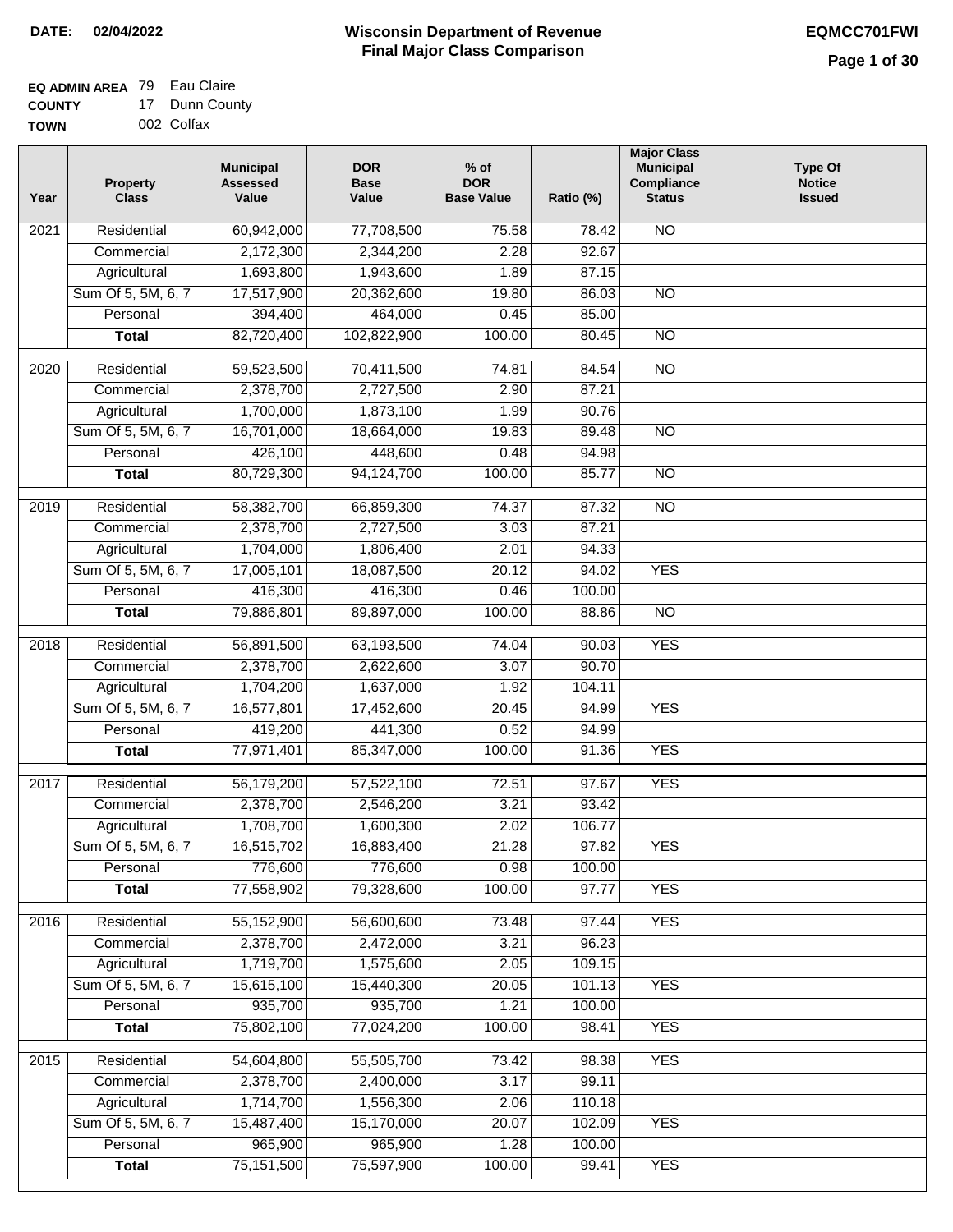**DATE:** 02/04/2022

# Wisconsin Department of Revenue
## Final Major Class Comparison

EQMCC701FWI

**EQ ADMIN AREA** 79 Eau Claire
**COUNTY** 17 Dunn County
**TOWN** 002 Colfax

| Year | Property Class | Municipal Assessed Value | DOR Base Value | % of DOR Base Value | Ratio (%) | Major Class Municipal Compliance Status | Type Of Notice Issued |
|---|---|---|---|---|---|---|---|
| 2021 | Residential | 60,942,000 | 77,708,500 | 75.58 | 78.42 | NO | |
| | Commercial | 2,172,300 | 2,344,200 | 2.28 | 92.67 | | |
| | Agricultural | 1,693,800 | 1,943,600 | 1.89 | 87.15 | | |
| | Sum Of 5, 5M, 6, 7 | 17,517,900 | 20,362,600 | 19.80 | 86.03 | NO | |
| | Personal | 394,400 | 464,000 | 0.45 | 85.00 | | |
| | **Total** | 82,720,400 | 102,822,900 | 100.00 | 80.45 | NO | |
| 2020 | Residential | 59,523,500 | 70,411,500 | 74.81 | 84.54 | NO | |
| | Commercial | 2,378,700 | 2,727,500 | 2.90 | 87.21 | | |
| | Agricultural | 1,700,000 | 1,873,100 | 1.99 | 90.76 | | |
| | Sum Of 5, 5M, 6, 7 | 16,701,000 | 18,664,000 | 19.83 | 89.48 | NO | |
| | Personal | 426,100 | 448,600 | 0.48 | 94.98 | | |
| | **Total** | 80,729,300 | 94,124,700 | 100.00 | 85.77 | NO | |
| 2019 | Residential | 58,382,700 | 66,859,300 | 74.37 | 87.32 | NO | |
| | Commercial | 2,378,700 | 2,727,500 | 3.03 | 87.21 | | |
| | Agricultural | 1,704,000 | 1,806,400 | 2.01 | 94.33 | | |
| | Sum Of 5, 5M, 6, 7 | 17,005,101 | 18,087,500 | 20.12 | 94.02 | YES | |
| | Personal | 416,300 | 416,300 | 0.46 | 100.00 | | |
| | **Total** | 79,886,801 | 89,897,000 | 100.00 | 88.86 | NO | |
| 2018 | Residential | 56,891,500 | 63,193,500 | 74.04 | 90.03 | YES | |
| | Commercial | 2,378,700 | 2,622,600 | 3.07 | 90.70 | | |
| | Agricultural | 1,704,200 | 1,637,000 | 1.92 | 104.11 | | |
| | Sum Of 5, 5M, 6, 7 | 16,577,801 | 17,452,600 | 20.45 | 94.99 | YES | |
| | Personal | 419,200 | 441,300 | 0.52 | 94.99 | | |
| | **Total** | 77,971,401 | 85,347,000 | 100.00 | 91.36 | YES | |
| 2017 | Residential | 56,179,200 | 57,522,100 | 72.51 | 97.67 | YES | |
| | Commercial | 2,378,700 | 2,546,200 | 3.21 | 93.42 | | |
| | Agricultural | 1,708,700 | 1,600,300 | 2.02 | 106.77 | | |
| | Sum Of 5, 5M, 6, 7 | 16,515,702 | 16,883,400 | 21.28 | 97.82 | YES | |
| | Personal | 776,600 | 776,600 | 0.98 | 100.00 | | |
| | **Total** | 77,558,902 | 79,328,600 | 100.00 | 97.77 | YES | |
| 2016 | Residential | 55,152,900 | 56,600,600 | 73.48 | 97.44 | YES | |
| | Commercial | 2,378,700 | 2,472,000 | 3.21 | 96.23 | | |
| | Agricultural | 1,719,700 | 1,575,600 | 2.05 | 109.15 | | |
| | Sum Of 5, 5M, 6, 7 | 15,615,100 | 15,440,300 | 20.05 | 101.13 | YES | |
| | Personal | 935,700 | 935,700 | 1.21 | 100.00 | | |
| | **Total** | 75,802,100 | 77,024,200 | 100.00 | 98.41 | YES | |
| 2015 | Residential | 54,604,800 | 55,505,700 | 73.42 | 98.38 | YES | |
| | Commercial | 2,378,700 | 2,400,000 | 3.17 | 99.11 | | |
| | Agricultural | 1,714,700 | 1,556,300 | 2.06 | 110.18 | | |
| | Sum Of 5, 5M, 6, 7 | 15,487,400 | 15,170,000 | 20.07 | 102.09 | YES | |
| | Personal | 965,900 | 965,900 | 1.28 | 100.00 | | |
| | **Total** | 75,151,500 | 75,597,900 | 100.00 | 99.41 | YES | |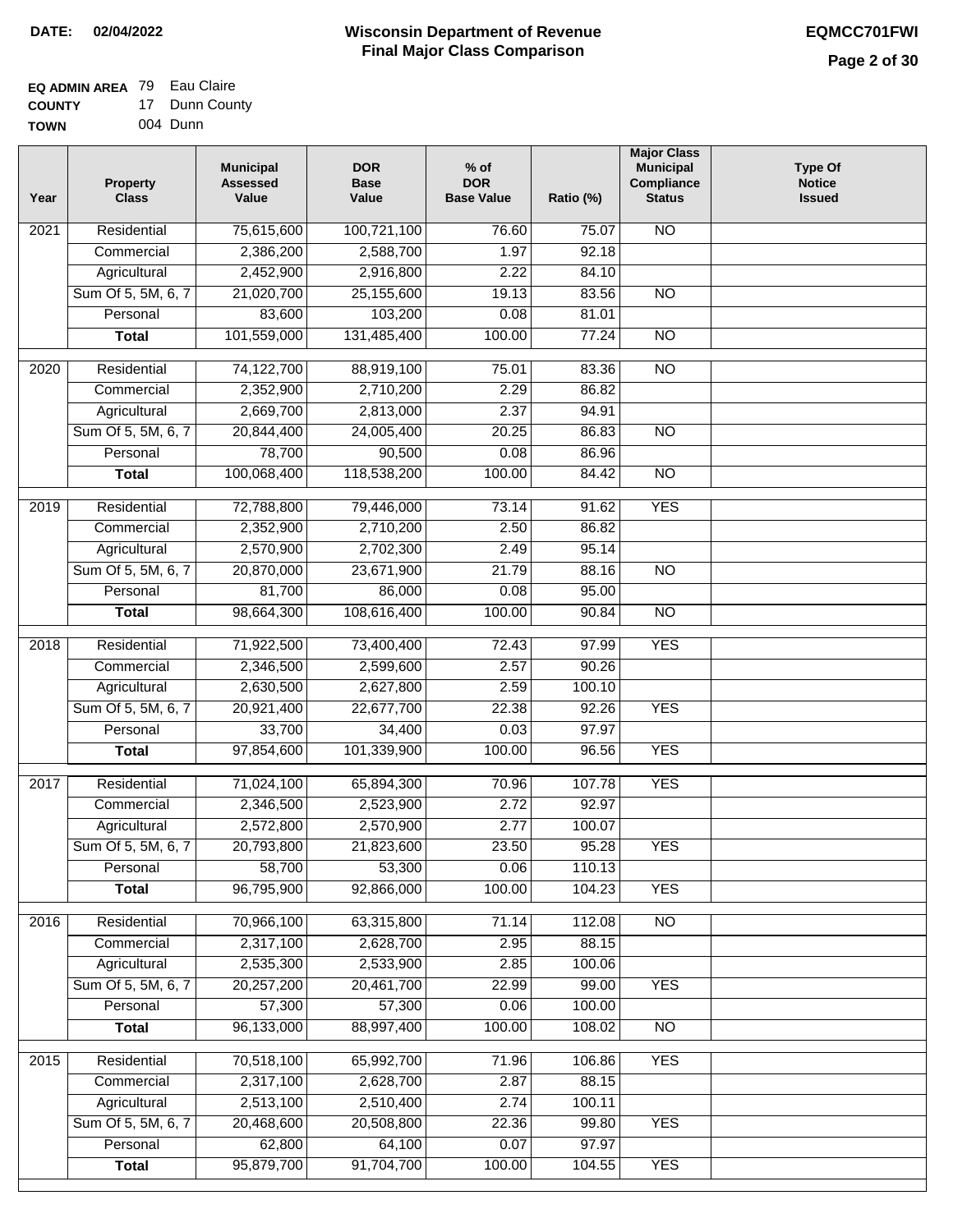**DATE:** 02/04/2022

# Wisconsin Department of Revenue
## Final Major Class Comparison

**EQMCC701FWI**

**EQ ADMIN AREA** 79 Eau Claire
**COUNTY** 17 Dunn County
**TOWN** 004 Dunn

| Year | Property Class | Municipal Assessed Value | DOR Base Value | % of DOR Base Value | Ratio (%) | Major Class Municipal Compliance Status | Type Of Notice Issued |
|---|---|---|---|---|---|---|---|
| 2021 | Residential | 75,615,600 | 100,721,100 | 76.60 | 75.07 | NO | |
| | Commercial | 2,386,200 | 2,588,700 | 1.97 | 92.18 | | |
| | Agricultural | 2,452,900 | 2,916,800 | 2.22 | 84.10 | | |
| | Sum Of 5, 5M, 6, 7 | 21,020,700 | 25,155,600 | 19.13 | 83.56 | NO | |
| | Personal | 83,600 | 103,200 | 0.08 | 81.01 | | |
| | **Total** | 101,559,000 | 131,485,400 | 100.00 | 77.24 | NO | |
| 2020 | Residential | 74,122,700 | 88,919,100 | 75.01 | 83.36 | NO | |
| | Commercial | 2,352,900 | 2,710,200 | 2.29 | 86.82 | | |
| | Agricultural | 2,669,700 | 2,813,000 | 2.37 | 94.91 | | |
| | Sum Of 5, 5M, 6, 7 | 20,844,400 | 24,005,400 | 20.25 | 86.83 | NO | |
| | Personal | 78,700 | 90,500 | 0.08 | 86.96 | | |
| | **Total** | 100,068,400 | 118,538,200 | 100.00 | 84.42 | NO | |
| 2019 | Residential | 72,788,800 | 79,446,000 | 73.14 | 91.62 | YES | |
| | Commercial | 2,352,900 | 2,710,200 | 2.50 | 86.82 | | |
| | Agricultural | 2,570,900 | 2,702,300 | 2.49 | 95.14 | | |
| | Sum Of 5, 5M, 6, 7 | 20,870,000 | 23,671,900 | 21.79 | 88.16 | NO | |
| | Personal | 81,700 | 86,000 | 0.08 | 95.00 | | |
| | **Total** | 98,664,300 | 108,616,400 | 100.00 | 90.84 | NO | |
| 2018 | Residential | 71,922,500 | 73,400,400 | 72.43 | 97.99 | YES | |
| | Commercial | 2,346,500 | 2,599,600 | 2.57 | 90.26 | | |
| | Agricultural | 2,630,500 | 2,627,800 | 2.59 | 100.10 | | |
| | Sum Of 5, 5M, 6, 7 | 20,921,400 | 22,677,700 | 22.38 | 92.26 | YES | |
| | Personal | 33,700 | 34,400 | 0.03 | 97.97 | | |
| | **Total** | 97,854,600 | 101,339,900 | 100.00 | 96.56 | YES | |
| 2017 | Residential | 71,024,100 | 65,894,300 | 70.96 | 107.78 | YES | |
| | Commercial | 2,346,500 | 2,523,900 | 2.72 | 92.97 | | |
| | Agricultural | 2,572,800 | 2,570,900 | 2.77 | 100.07 | | |
| | Sum Of 5, 5M, 6, 7 | 20,793,800 | 21,823,600 | 23.50 | 95.28 | YES | |
| | Personal | 58,700 | 53,300 | 0.06 | 110.13 | | |
| | **Total** | 96,795,900 | 92,866,000 | 100.00 | 104.23 | YES | |
| 2016 | Residential | 70,966,100 | 63,315,800 | 71.14 | 112.08 | NO | |
| | Commercial | 2,317,100 | 2,628,700 | 2.95 | 88.15 | | |
| | Agricultural | 2,535,300 | 2,533,900 | 2.85 | 100.06 | | |
| | Sum Of 5, 5M, 6, 7 | 20,257,200 | 20,461,700 | 22.99 | 99.00 | YES | |
| | Personal | 57,300 | 57,300 | 0.06 | 100.00 | | |
| | **Total** | 96,133,000 | 88,997,400 | 100.00 | 108.02 | NO | |
| 2015 | Residential | 70,518,100 | 65,992,700 | 71.96 | 106.86 | YES | |
| | Commercial | 2,317,100 | 2,628,700 | 2.87 | 88.15 | | |
| | Agricultural | 2,513,100 | 2,510,400 | 2.74 | 100.11 | | |
| | Sum Of 5, 5M, 6, 7 | 20,468,600 | 20,508,800 | 22.36 | 99.80 | YES | |
| | Personal | 62,800 | 64,100 | 0.07 | 97.97 | | |
| | **Total** | 95,879,700 | 91,704,700 | 100.00 | 104.55 | YES | |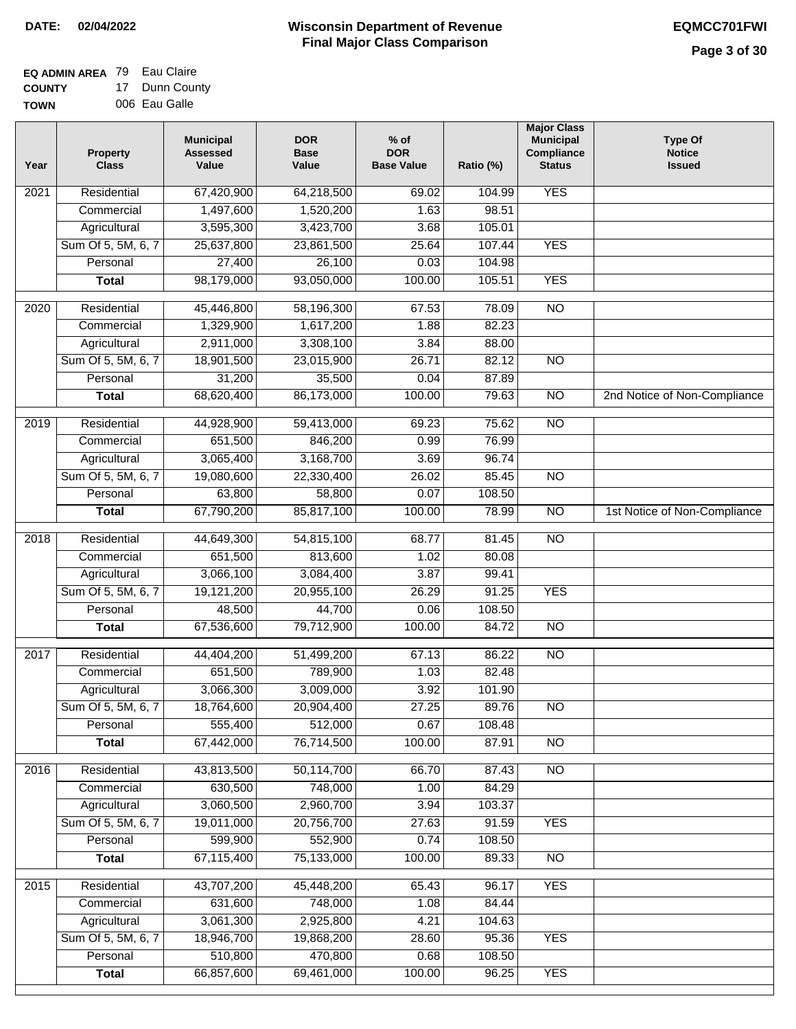**DATE: 02/04/2022**

# Wisconsin Department of Revenue
## Final Major Class Comparison

**EQMCC701FWI**

**EQ ADMIN AREA** 79 Eau Claire
**COUNTY** 17 Dunn County
**TOWN** 006 Eau Galle

| Year | Property Class | Municipal Assessed Value | DOR Base Value | % of DOR Base Value | Ratio (%) | Major Class Municipal Compliance Status | Type Of Notice Issued |
|---|---|---|---|---|---|---|---|
| 2021 | Residential | 67,420,900 | 64,218,500 | 69.02 | 104.99 | YES | |
| | Commercial | 1,497,600 | 1,520,200 | 1.63 | 98.51 | | |
| | Agricultural | 3,595,300 | 3,423,700 | 3.68 | 105.01 | | |
| | Sum Of 5, 5M, 6, 7 | 25,637,800 | 23,861,500 | 25.64 | 107.44 | YES | |
| | Personal | 27,400 | 26,100 | 0.03 | 104.98 | | |
| | **Total** | 98,179,000 | 93,050,000 | 100.00 | 105.51 | YES | |
| 2020 | Residential | 45,446,800 | 58,196,300 | 67.53 | 78.09 | NO | |
| | Commercial | 1,329,900 | 1,617,200 | 1.88 | 82.23 | | |
| | Agricultural | 2,911,000 | 3,308,100 | 3.84 | 88.00 | | |
| | Sum Of 5, 5M, 6, 7 | 18,901,500 | 23,015,900 | 26.71 | 82.12 | NO | |
| | Personal | 31,200 | 35,500 | 0.04 | 87.89 | | |
| | **Total** | 68,620,400 | 86,173,000 | 100.00 | 79.63 | NO | 2nd Notice of Non-Compliance |
| 2019 | Residential | 44,928,900 | 59,413,000 | 69.23 | 75.62 | NO | |
| | Commercial | 651,500 | 846,200 | 0.99 | 76.99 | | |
| | Agricultural | 3,065,400 | 3,168,700 | 3.69 | 96.74 | | |
| | Sum Of 5, 5M, 6, 7 | 19,080,600 | 22,330,400 | 26.02 | 85.45 | NO | |
| | Personal | 63,800 | 58,800 | 0.07 | 108.50 | | |
| | **Total** | 67,790,200 | 85,817,100 | 100.00 | 78.99 | NO | 1st Notice of Non-Compliance |
| 2018 | Residential | 44,649,300 | 54,815,100 | 68.77 | 81.45 | NO | |
| | Commercial | 651,500 | 813,600 | 1.02 | 80.08 | | |
| | Agricultural | 3,066,100 | 3,084,400 | 3.87 | 99.41 | | |
| | Sum Of 5, 5M, 6, 7 | 19,121,200 | 20,955,100 | 26.29 | 91.25 | YES | |
| | Personal | 48,500 | 44,700 | 0.06 | 108.50 | | |
| | **Total** | 67,536,600 | 79,712,900 | 100.00 | 84.72 | NO | |
| 2017 | Residential | 44,404,200 | 51,499,200 | 67.13 | 86.22 | NO | |
| | Commercial | 651,500 | 789,900 | 1.03 | 82.48 | | |
| | Agricultural | 3,066,300 | 3,009,000 | 3.92 | 101.90 | | |
| | Sum Of 5, 5M, 6, 7 | 18,764,600 | 20,904,400 | 27.25 | 89.76 | NO | |
| | Personal | 555,400 | 512,000 | 0.67 | 108.48 | | |
| | **Total** | 67,442,000 | 76,714,500 | 100.00 | 87.91 | NO | |
| 2016 | Residential | 43,813,500 | 50,114,700 | 66.70 | 87.43 | NO | |
| | Commercial | 630,500 | 748,000 | 1.00 | 84.29 | | |
| | Agricultural | 3,060,500 | 2,960,700 | 3.94 | 103.37 | | |
| | Sum Of 5, 5M, 6, 7 | 19,011,000 | 20,756,700 | 27.63 | 91.59 | YES | |
| | Personal | 599,900 | 552,900 | 0.74 | 108.50 | | |
| | **Total** | 67,115,400 | 75,133,000 | 100.00 | 89.33 | NO | |
| 2015 | Residential | 43,707,200 | 45,448,200 | 65.43 | 96.17 | YES | |
| | Commercial | 631,600 | 748,000 | 1.08 | 84.44 | | |
| | Agricultural | 3,061,300 | 2,925,800 | 4.21 | 104.63 | | |
| | Sum Of 5, 5M, 6, 7 | 18,946,700 | 19,868,200 | 28.60 | 95.36 | YES | |
| | Personal | 510,800 | 470,800 | 0.68 | 108.50 | | |
| | **Total** | 66,857,600 | 69,461,000 | 100.00 | 96.25 | YES | |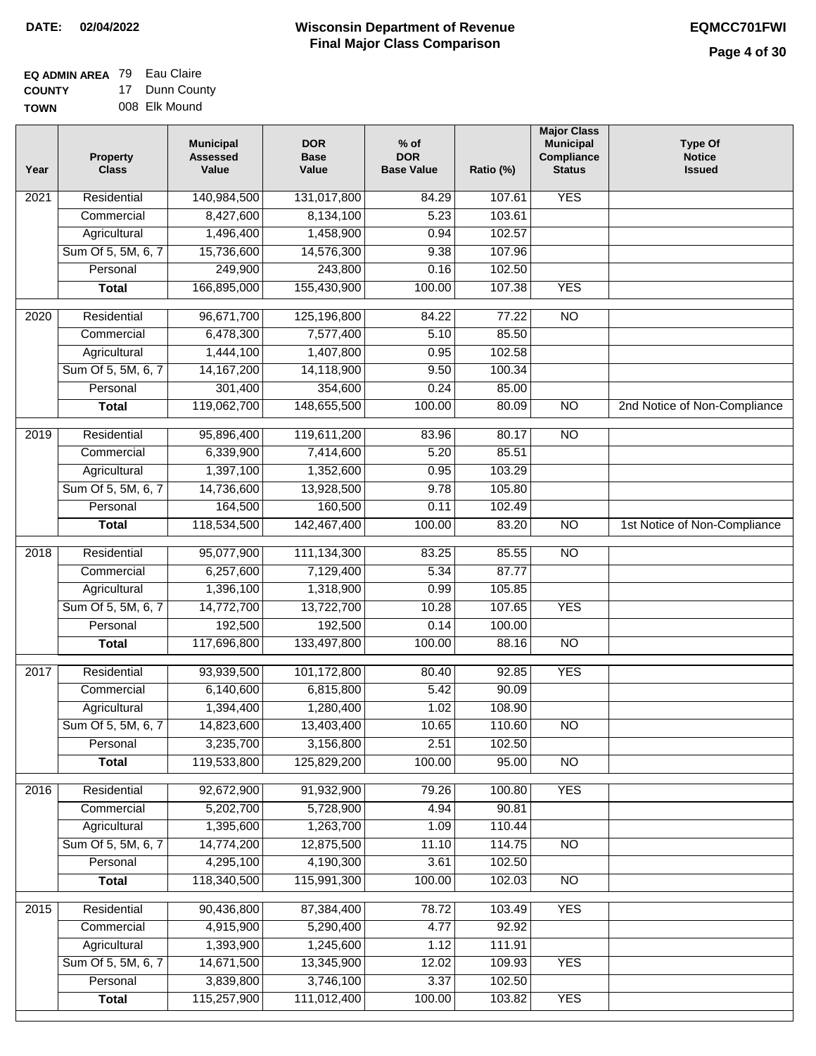**DATE: 02/04/2022**

# Wisconsin Department of Revenue
## Final Major Class Comparison

**EQMCC701FWI**

**EQ ADMIN AREA** 79 Eau Claire
**COUNTY** 17 Dunn County
**TOWN** 008 Elk Mound

| Year | Property Class | Municipal Assessed Value | DOR Base Value | % of DOR Base Value | Ratio (%) | Major Class Municipal Compliance Status | Type Of Notice Issued |
|---|---|---|---|---|---|---|---|
| 2021 | Residential | 140,984,500 | 131,017,800 | 84.29 | 107.61 | YES | |
| | Commercial | 8,427,600 | 8,134,100 | 5.23 | 103.61 | | |
| | Agricultural | 1,496,400 | 1,458,900 | 0.94 | 102.57 | | |
| | Sum Of 5, 5M, 6, 7 | 15,736,600 | 14,576,300 | 9.38 | 107.96 | | |
| | Personal | 249,900 | 243,800 | 0.16 | 102.50 | | |
| | **Total** | 166,895,000 | 155,430,900 | 100.00 | 107.38 | YES | |
| 2020 | Residential | 96,671,700 | 125,196,800 | 84.22 | 77.22 | NO | |
| | Commercial | 6,478,300 | 7,577,400 | 5.10 | 85.50 | | |
| | Agricultural | 1,444,100 | 1,407,800 | 0.95 | 102.58 | | |
| | Sum Of 5, 5M, 6, 7 | 14,167,200 | 14,118,900 | 9.50 | 100.34 | | |
| | Personal | 301,400 | 354,600 | 0.24 | 85.00 | | |
| | **Total** | 119,062,700 | 148,655,500 | 100.00 | 80.09 | NO | 2nd Notice of Non-Compliance |
| 2019 | Residential | 95,896,400 | 119,611,200 | 83.96 | 80.17 | NO | |
| | Commercial | 6,339,900 | 7,414,600 | 5.20 | 85.51 | | |
| | Agricultural | 1,397,100 | 1,352,600 | 0.95 | 103.29 | | |
| | Sum Of 5, 5M, 6, 7 | 14,736,600 | 13,928,500 | 9.78 | 105.80 | | |
| | Personal | 164,500 | 160,500 | 0.11 | 102.49 | | |
| | **Total** | 118,534,500 | 142,467,400 | 100.00 | 83.20 | NO | 1st Notice of Non-Compliance |
| 2018 | Residential | 95,077,900 | 111,134,300 | 83.25 | 85.55 | NO | |
| | Commercial | 6,257,600 | 7,129,400 | 5.34 | 87.77 | | |
| | Agricultural | 1,396,100 | 1,318,900 | 0.99 | 105.85 | | |
| | Sum Of 5, 5M, 6, 7 | 14,772,700 | 13,722,700 | 10.28 | 107.65 | YES | |
| | Personal | 192,500 | 192,500 | 0.14 | 100.00 | | |
| | **Total** | 117,696,800 | 133,497,800 | 100.00 | 88.16 | NO | |
| 2017 | Residential | 93,939,500 | 101,172,800 | 80.40 | 92.85 | YES | |
| | Commercial | 6,140,600 | 6,815,800 | 5.42 | 90.09 | | |
| | Agricultural | 1,394,400 | 1,280,400 | 1.02 | 108.90 | | |
| | Sum Of 5, 5M, 6, 7 | 14,823,600 | 13,403,400 | 10.65 | 110.60 | NO | |
| | Personal | 3,235,700 | 3,156,800 | 2.51 | 102.50 | | |
| | **Total** | 119,533,800 | 125,829,200 | 100.00 | 95.00 | NO | |
| 2016 | Residential | 92,672,900 | 91,932,900 | 79.26 | 100.80 | YES | |
| | Commercial | 5,202,700 | 5,728,900 | 4.94 | 90.81 | | |
| | Agricultural | 1,395,600 | 1,263,700 | 1.09 | 110.44 | | |
| | Sum Of 5, 5M, 6, 7 | 14,774,200 | 12,875,500 | 11.10 | 114.75 | NO | |
| | Personal | 4,295,100 | 4,190,300 | 3.61 | 102.50 | | |
| | **Total** | 118,340,500 | 115,991,300 | 100.00 | 102.03 | NO | |
| 2015 | Residential | 90,436,800 | 87,384,400 | 78.72 | 103.49 | YES | |
| | Commercial | 4,915,900 | 5,290,400 | 4.77 | 92.92 | | |
| | Agricultural | 1,393,900 | 1,245,600 | 1.12 | 111.91 | | |
| | Sum Of 5, 5M, 6, 7 | 14,671,500 | 13,345,900 | 12.02 | 109.93 | YES | |
| | Personal | 3,839,800 | 3,746,100 | 3.37 | 102.50 | | |
| | **Total** | 115,257,900 | 111,012,400 | 100.00 | 103.82 | YES | |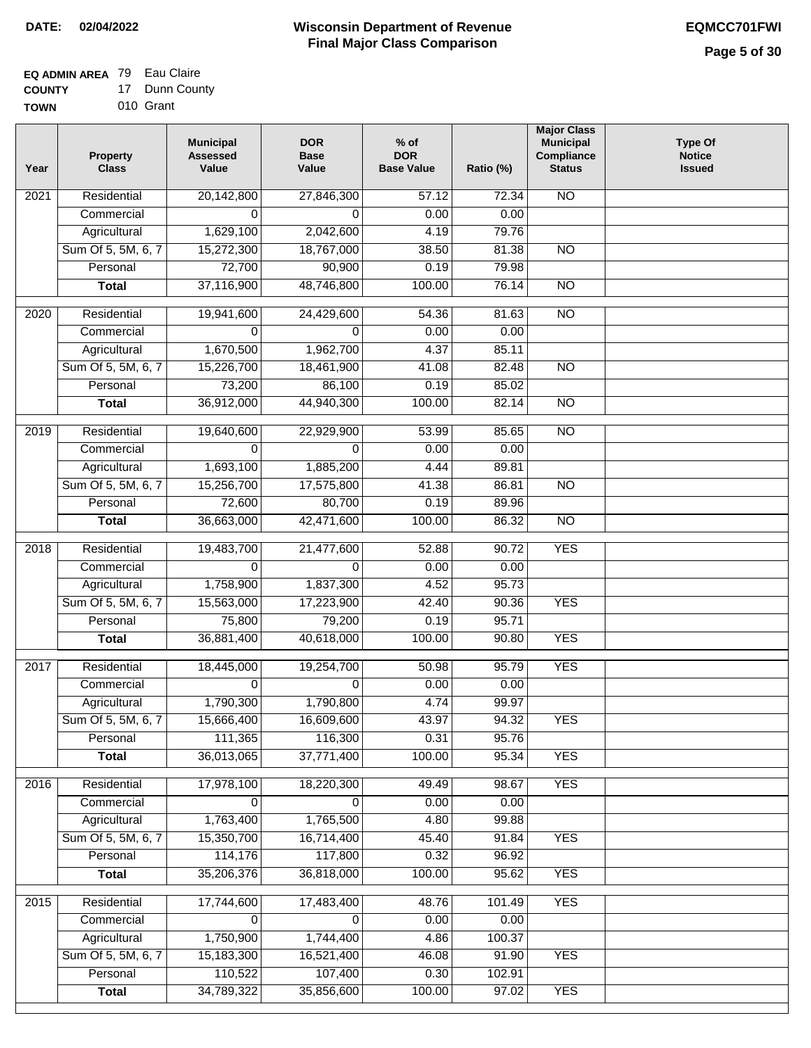**DATE: 02/04/2022**

# Wisconsin Department of Revenue
## Final Major Class Comparison

**EQMCC701FWI**

**EQ ADMIN AREA** 79 Eau Claire
**COUNTY** 17 Dunn County
**TOWN** 010 Grant

| Year | Property Class | Municipal Assessed Value | DOR Base Value | % of DOR Base Value | Ratio (%) | Major Class Municipal Compliance Status | Type Of Notice Issued |
|---|---|---|---|---|---|---|---|
| 2021 | Residential | 20,142,800 | 27,846,300 | 57.12 | 72.34 | NO | |
| | Commercial | 0 | 0 | 0.00 | 0.00 | | |
| | Agricultural | 1,629,100 | 2,042,600 | 4.19 | 79.76 | | |
| | Sum Of 5, 5M, 6, 7 | 15,272,300 | 18,767,000 | 38.50 | 81.38 | NO | |
| | Personal | 72,700 | 90,900 | 0.19 | 79.98 | | |
| | **Total** | 37,116,900 | 48,746,800 | 100.00 | 76.14 | NO | |
| 2020 | Residential | 19,941,600 | 24,429,600 | 54.36 | 81.63 | NO | |
| | Commercial | 0 | 0 | 0.00 | 0.00 | | |
| | Agricultural | 1,670,500 | 1,962,700 | 4.37 | 85.11 | | |
| | Sum Of 5, 5M, 6, 7 | 15,226,700 | 18,461,900 | 41.08 | 82.48 | NO | |
| | Personal | 73,200 | 86,100 | 0.19 | 85.02 | | |
| | **Total** | 36,912,000 | 44,940,300 | 100.00 | 82.14 | NO | |
| 2019 | Residential | 19,640,600 | 22,929,900 | 53.99 | 85.65 | NO | |
| | Commercial | 0 | 0 | 0.00 | 0.00 | | |
| | Agricultural | 1,693,100 | 1,885,200 | 4.44 | 89.81 | | |
| | Sum Of 5, 5M, 6, 7 | 15,256,700 | 17,575,800 | 41.38 | 86.81 | NO | |
| | Personal | 72,600 | 80,700 | 0.19 | 89.96 | | |
| | **Total** | 36,663,000 | 42,471,600 | 100.00 | 86.32 | NO | |
| 2018 | Residential | 19,483,700 | 21,477,600 | 52.88 | 90.72 | YES | |
| | Commercial | 0 | 0 | 0.00 | 0.00 | | |
| | Agricultural | 1,758,900 | 1,837,300 | 4.52 | 95.73 | | |
| | Sum Of 5, 5M, 6, 7 | 15,563,000 | 17,223,900 | 42.40 | 90.36 | YES | |
| | Personal | 75,800 | 79,200 | 0.19 | 95.71 | | |
| | **Total** | 36,881,400 | 40,618,000 | 100.00 | 90.80 | YES | |
| 2017 | Residential | 18,445,000 | 19,254,700 | 50.98 | 95.79 | YES | |
| | Commercial | 0 | 0 | 0.00 | 0.00 | | |
| | Agricultural | 1,790,300 | 1,790,800 | 4.74 | 99.97 | | |
| | Sum Of 5, 5M, 6, 7 | 15,666,400 | 16,609,600 | 43.97 | 94.32 | YES | |
| | Personal | 111,365 | 116,300 | 0.31 | 95.76 | | |
| | **Total** | 36,013,065 | 37,771,400 | 100.00 | 95.34 | YES | |
| 2016 | Residential | 17,978,100 | 18,220,300 | 49.49 | 98.67 | YES | |
| | Commercial | 0 | 0 | 0.00 | 0.00 | | |
| | Agricultural | 1,763,400 | 1,765,500 | 4.80 | 99.88 | | |
| | Sum Of 5, 5M, 6, 7 | 15,350,700 | 16,714,400 | 45.40 | 91.84 | YES | |
| | Personal | 114,176 | 117,800 | 0.32 | 96.92 | | |
| | **Total** | 35,206,376 | 36,818,000 | 100.00 | 95.62 | YES | |
| 2015 | Residential | 17,744,600 | 17,483,400 | 48.76 | 101.49 | YES | |
| | Commercial | 0 | 0 | 0.00 | 0.00 | | |
| | Agricultural | 1,750,900 | 1,744,400 | 4.86 | 100.37 | | |
| | Sum Of 5, 5M, 6, 7 | 15,183,300 | 16,521,400 | 46.08 | 91.90 | YES | |
| | Personal | 110,522 | 107,400 | 0.30 | 102.91 | | |
| | **Total** | 34,789,322 | 35,856,600 | 100.00 | 97.02 | YES | |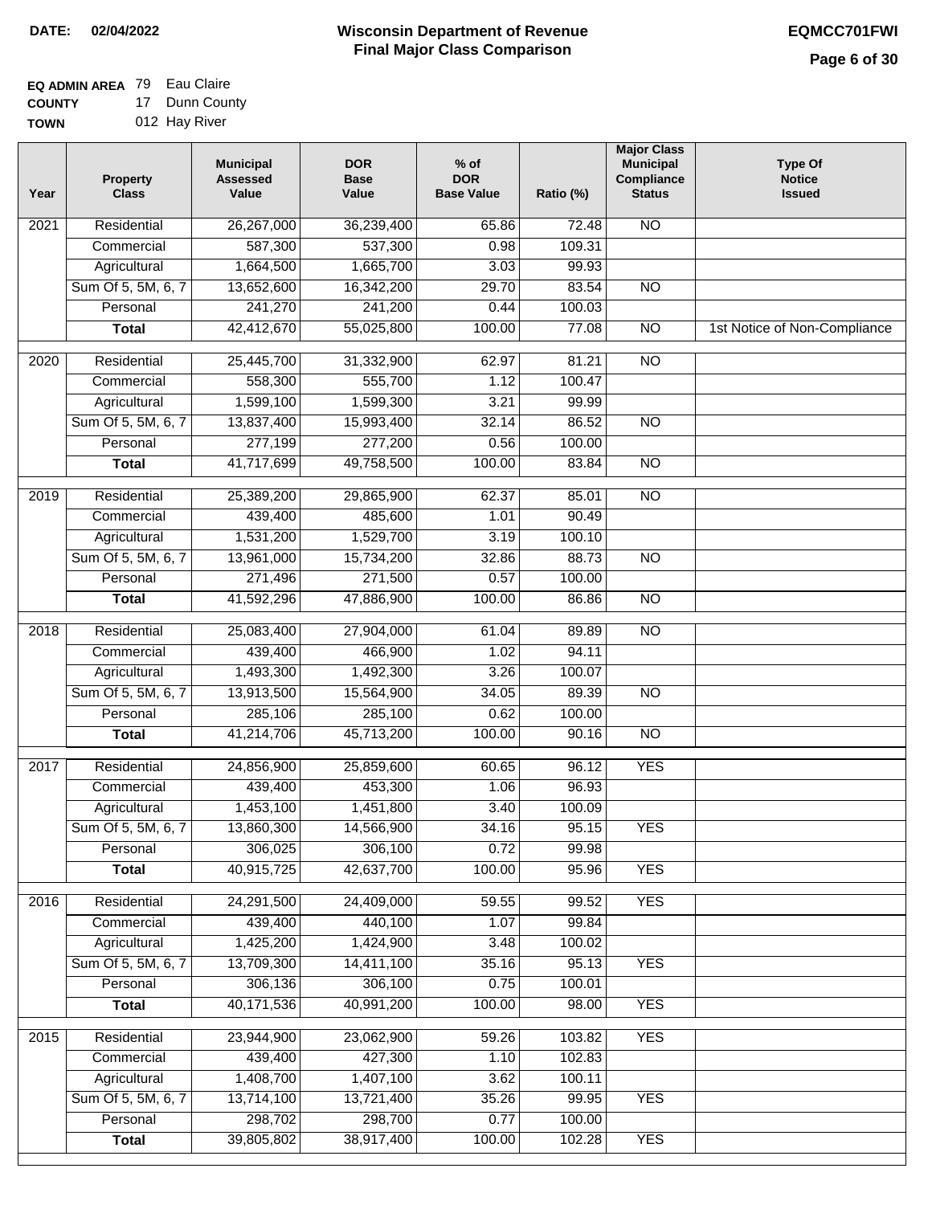**DATE:** 02/04/2022

# Wisconsin Department of Revenue
## Final Major Class Comparison

**EQMCC701FWI**

**EQ ADMIN AREA** 79 Eau Claire
**COUNTY** 17 Dunn County
**TOWN** 012 Hay River

| Year | Property Class | Municipal Assessed Value | DOR Base Value | % of DOR Base Value | Ratio (%) | Major Class Municipal Compliance Status | Type Of Notice Issued |
|---|---|---|---|---|---|---|---|
| 2021 | Residential | 26,267,000 | 36,239,400 | 65.86 | 72.48 | NO | |
| | Commercial | 587,300 | 537,300 | 0.98 | 109.31 | | |
| | Agricultural | 1,664,500 | 1,665,700 | 3.03 | 99.93 | | |
| | Sum Of 5, 5M, 6, 7 | 13,652,600 | 16,342,200 | 29.70 | 83.54 | NO | |
| | Personal | 241,270 | 241,200 | 0.44 | 100.03 | | |
| | **Total** | 42,412,670 | 55,025,800 | 100.00 | 77.08 | NO | 1st Notice of Non-Compliance |
| 2020 | Residential | 25,445,700 | 31,332,900 | 62.97 | 81.21 | NO | |
| | Commercial | 558,300 | 555,700 | 1.12 | 100.47 | | |
| | Agricultural | 1,599,100 | 1,599,300 | 3.21 | 99.99 | | |
| | Sum Of 5, 5M, 6, 7 | 13,837,400 | 15,993,400 | 32.14 | 86.52 | NO | |
| | Personal | 277,199 | 277,200 | 0.56 | 100.00 | | |
| | **Total** | 41,717,699 | 49,758,500 | 100.00 | 83.84 | NO | |
| 2019 | Residential | 25,389,200 | 29,865,900 | 62.37 | 85.01 | NO | |
| | Commercial | 439,400 | 485,600 | 1.01 | 90.49 | | |
| | Agricultural | 1,531,200 | 1,529,700 | 3.19 | 100.10 | | |
| | Sum Of 5, 5M, 6, 7 | 13,961,000 | 15,734,200 | 32.86 | 88.73 | NO | |
| | Personal | 271,496 | 271,500 | 0.57 | 100.00 | | |
| | **Total** | 41,592,296 | 47,886,900 | 100.00 | 86.86 | NO | |
| 2018 | Residential | 25,083,400 | 27,904,000 | 61.04 | 89.89 | NO | |
| | Commercial | 439,400 | 466,900 | 1.02 | 94.11 | | |
| | Agricultural | 1,493,300 | 1,492,300 | 3.26 | 100.07 | | |
| | Sum Of 5, 5M, 6, 7 | 13,913,500 | 15,564,900 | 34.05 | 89.39 | NO | |
| | Personal | 285,106 | 285,100 | 0.62 | 100.00 | | |
| | **Total** | 41,214,706 | 45,713,200 | 100.00 | 90.16 | NO | |
| 2017 | Residential | 24,856,900 | 25,859,600 | 60.65 | 96.12 | YES | |
| | Commercial | 439,400 | 453,300 | 1.06 | 96.93 | | |
| | Agricultural | 1,453,100 | 1,451,800 | 3.40 | 100.09 | | |
| | Sum Of 5, 5M, 6, 7 | 13,860,300 | 14,566,900 | 34.16 | 95.15 | YES | |
| | Personal | 306,025 | 306,100 | 0.72 | 99.98 | | |
| | **Total** | 40,915,725 | 42,637,700 | 100.00 | 95.96 | YES | |
| 2016 | Residential | 24,291,500 | 24,409,000 | 59.55 | 99.52 | YES | |
| | Commercial | 439,400 | 440,100 | 1.07 | 99.84 | | |
| | Agricultural | 1,425,200 | 1,424,900 | 3.48 | 100.02 | | |
| | Sum Of 5, 5M, 6, 7 | 13,709,300 | 14,411,100 | 35.16 | 95.13 | YES | |
| | Personal | 306,136 | 306,100 | 0.75 | 100.01 | | |
| | **Total** | 40,171,536 | 40,991,200 | 100.00 | 98.00 | YES | |
| 2015 | Residential | 23,944,900 | 23,062,900 | 59.26 | 103.82 | YES | |
| | Commercial | 439,400 | 427,300 | 1.10 | 102.83 | | |
| | Agricultural | 1,408,700 | 1,407,100 | 3.62 | 100.11 | | |
| | Sum Of 5, 5M, 6, 7 | 13,714,100 | 13,721,400 | 35.26 | 99.95 | YES | |
| | Personal | 298,702 | 298,700 | 0.77 | 100.00 | | |
| | **Total** | 39,805,802 | 38,917,400 | 100.00 | 102.28 | YES | |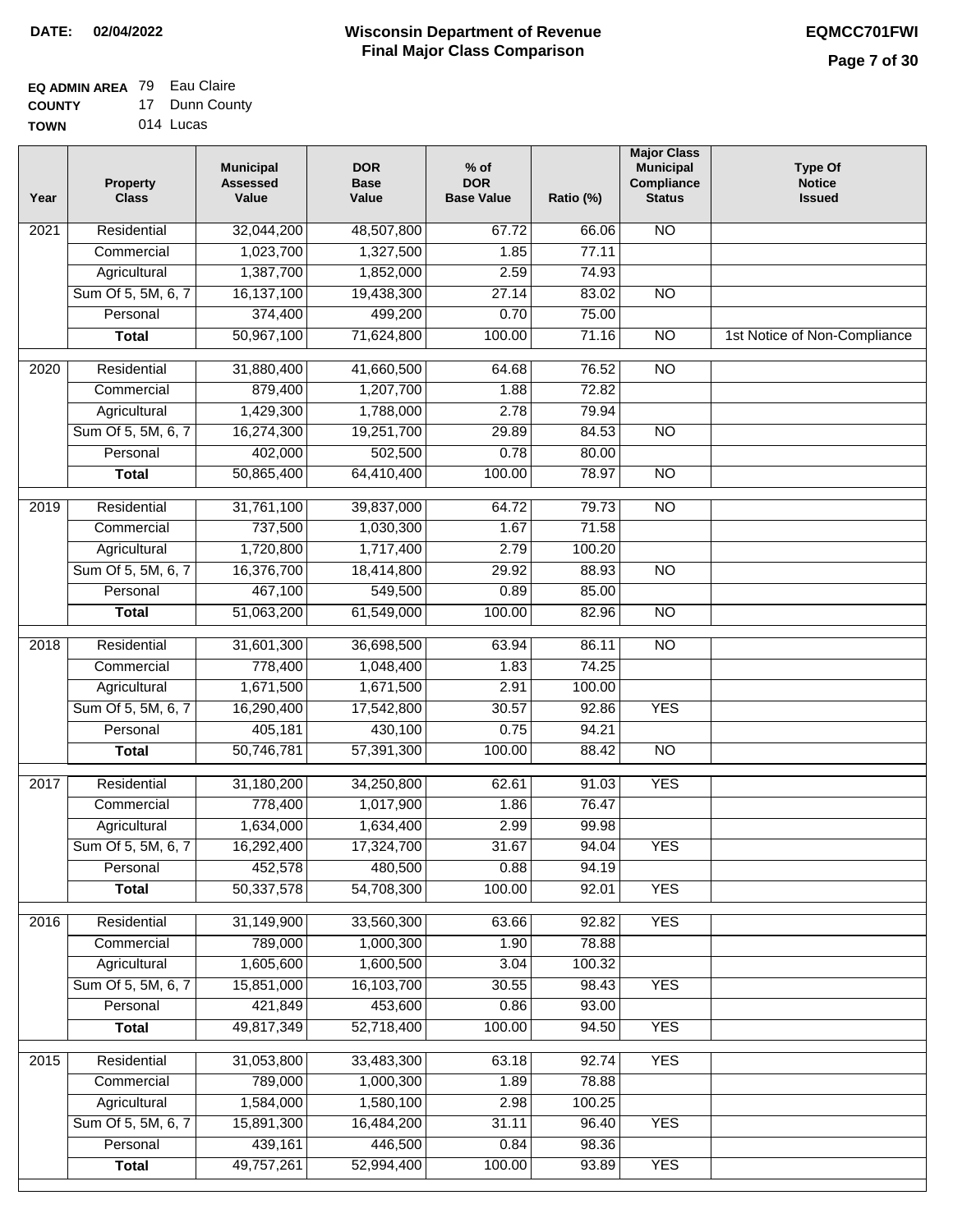**DATE:** 02/04/2022

# Wisconsin Department of Revenue
## Final Major Class Comparison

**EQMCC701FWI**

**EQ ADMIN AREA** 79 Eau Claire
**COUNTY** 17 Dunn County
**TOWN** 014 Lucas

| Year | Property Class | Municipal Assessed Value | DOR Base Value | % of DOR Base Value | Ratio (%) | Major Class Municipal Compliance Status | Type Of Notice Issued |
|---|---|---|---|---|---|---|---|
| 2021 | Residential | 32,044,200 | 48,507,800 | 67.72 | 66.06 | NO | |
| | Commercial | 1,023,700 | 1,327,500 | 1.85 | 77.11 | | |
| | Agricultural | 1,387,700 | 1,852,000 | 2.59 | 74.93 | | |
| | Sum Of 5, 5M, 6, 7 | 16,137,100 | 19,438,300 | 27.14 | 83.02 | NO | |
| | Personal | 374,400 | 499,200 | 0.70 | 75.00 | | |
| | **Total** | 50,967,100 | 71,624,800 | 100.00 | 71.16 | NO | 1st Notice of Non-Compliance |
| 2020 | Residential | 31,880,400 | 41,660,500 | 64.68 | 76.52 | NO | |
| | Commercial | 879,400 | 1,207,700 | 1.88 | 72.82 | | |
| | Agricultural | 1,429,300 | 1,788,000 | 2.78 | 79.94 | | |
| | Sum Of 5, 5M, 6, 7 | 16,274,300 | 19,251,700 | 29.89 | 84.53 | NO | |
| | Personal | 402,000 | 502,500 | 0.78 | 80.00 | | |
| | **Total** | 50,865,400 | 64,410,400 | 100.00 | 78.97 | NO | |
| 2019 | Residential | 31,761,100 | 39,837,000 | 64.72 | 79.73 | NO | |
| | Commercial | 737,500 | 1,030,300 | 1.67 | 71.58 | | |
| | Agricultural | 1,720,800 | 1,717,400 | 2.79 | 100.20 | | |
| | Sum Of 5, 5M, 6, 7 | 16,376,700 | 18,414,800 | 29.92 | 88.93 | NO | |
| | Personal | 467,100 | 549,500 | 0.89 | 85.00 | | |
| | **Total** | 51,063,200 | 61,549,000 | 100.00 | 82.96 | NO | |
| 2018 | Residential | 31,601,300 | 36,698,500 | 63.94 | 86.11 | NO | |
| | Commercial | 778,400 | 1,048,400 | 1.83 | 74.25 | | |
| | Agricultural | 1,671,500 | 1,671,500 | 2.91 | 100.00 | | |
| | Sum Of 5, 5M, 6, 7 | 16,290,400 | 17,542,800 | 30.57 | 92.86 | YES | |
| | Personal | 405,181 | 430,100 | 0.75 | 94.21 | | |
| | **Total** | 50,746,781 | 57,391,300 | 100.00 | 88.42 | NO | |
| 2017 | Residential | 31,180,200 | 34,250,800 | 62.61 | 91.03 | YES | |
| | Commercial | 778,400 | 1,017,900 | 1.86 | 76.47 | | |
| | Agricultural | 1,634,000 | 1,634,400 | 2.99 | 99.98 | | |
| | Sum Of 5, 5M, 6, 7 | 16,292,400 | 17,324,700 | 31.67 | 94.04 | YES | |
| | Personal | 452,578 | 480,500 | 0.88 | 94.19 | | |
| | **Total** | 50,337,578 | 54,708,300 | 100.00 | 92.01 | YES | |
| 2016 | Residential | 31,149,900 | 33,560,300 | 63.66 | 92.82 | YES | |
| | Commercial | 789,000 | 1,000,300 | 1.90 | 78.88 | | |
| | Agricultural | 1,605,600 | 1,600,500 | 3.04 | 100.32 | | |
| | Sum Of 5, 5M, 6, 7 | 15,851,000 | 16,103,700 | 30.55 | 98.43 | YES | |
| | Personal | 421,849 | 453,600 | 0.86 | 93.00 | | |
| | **Total** | 49,817,349 | 52,718,400 | 100.00 | 94.50 | YES | |
| 2015 | Residential | 31,053,800 | 33,483,300 | 63.18 | 92.74 | YES | |
| | Commercial | 789,000 | 1,000,300 | 1.89 | 78.88 | | |
| | Agricultural | 1,584,000 | 1,580,100 | 2.98 | 100.25 | | |
| | Sum Of 5, 5M, 6, 7 | 15,891,300 | 16,484,200 | 31.11 | 96.40 | YES | |
| | Personal | 439,161 | 446,500 | 0.84 | 98.36 | | |
| | **Total** | 49,757,261 | 52,994,400 | 100.00 | 93.89 | YES | |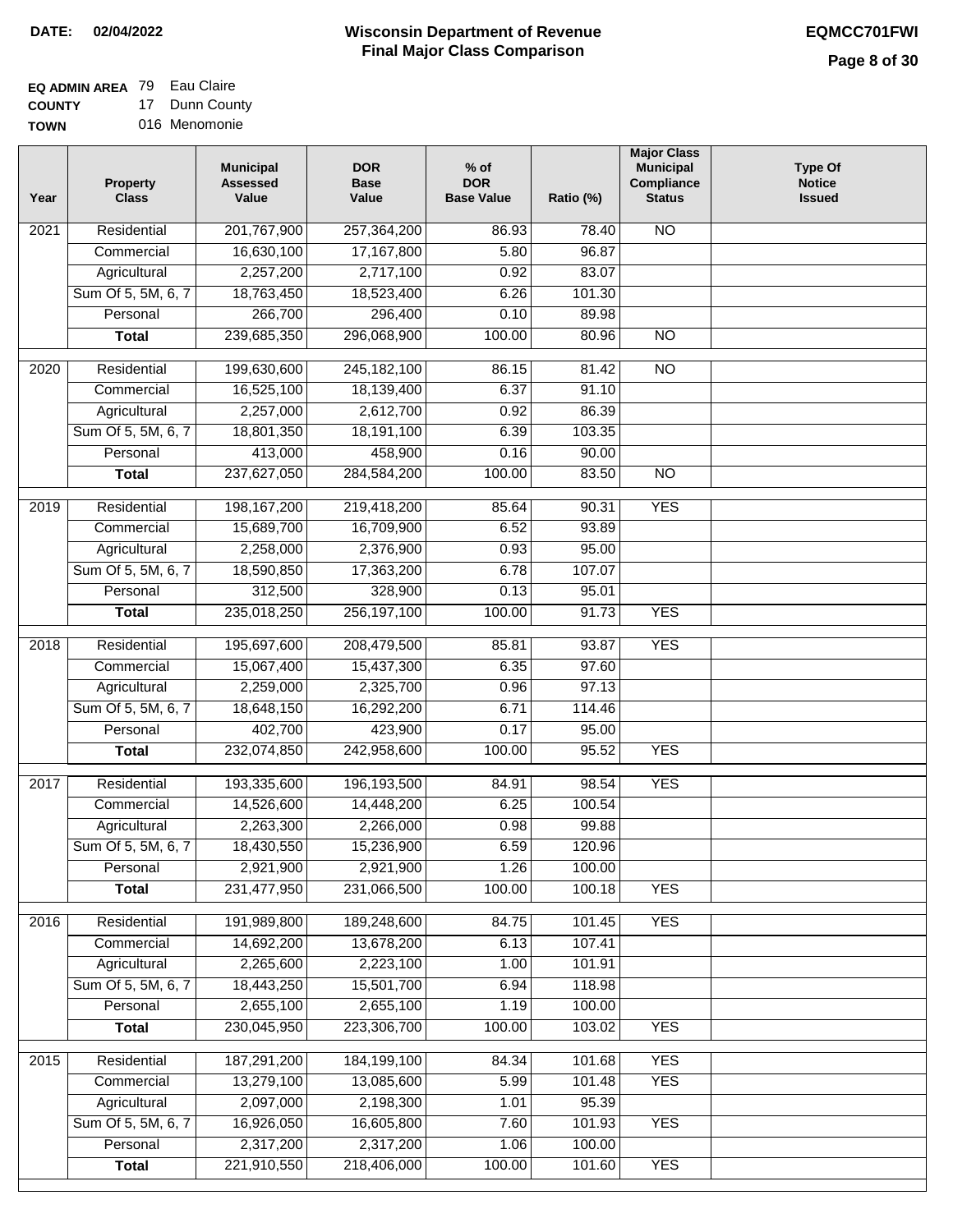**DATE: 02/04/2022**

# Wisconsin Department of Revenue
## Final Major Class Comparison

**EQMCC701FWI**

**EQ ADMIN AREA** 79 Eau Claire
**COUNTY** 17 Dunn County
**TOWN** 016 Menomonie

| Year | Property Class | Municipal Assessed Value | DOR Base Value | % of DOR Base Value | Ratio (%) | Major Class Municipal Compliance Status | Type Of Notice Issued |
|---|---|---|---|---|---|---|---|
| 2021 | Residential | 201,767,900 | 257,364,200 | 86.93 | 78.40 | NO | |
| | Commercial | 16,630,100 | 17,167,800 | 5.80 | 96.87 | | |
| | Agricultural | 2,257,200 | 2,717,100 | 0.92 | 83.07 | | |
| | Sum Of 5, 5M, 6, 7 | 18,763,450 | 18,523,400 | 6.26 | 101.30 | | |
| | Personal | 266,700 | 296,400 | 0.10 | 89.98 | | |
| | **Total** | 239,685,350 | 296,068,900 | 100.00 | 80.96 | NO | |
| 2020 | Residential | 199,630,600 | 245,182,100 | 86.15 | 81.42 | NO | |
| | Commercial | 16,525,100 | 18,139,400 | 6.37 | 91.10 | | |
| | Agricultural | 2,257,000 | 2,612,700 | 0.92 | 86.39 | | |
| | Sum Of 5, 5M, 6, 7 | 18,801,350 | 18,191,100 | 6.39 | 103.35 | | |
| | Personal | 413,000 | 458,900 | 0.16 | 90.00 | | |
| | **Total** | 237,627,050 | 284,584,200 | 100.00 | 83.50 | NO | |
| 2019 | Residential | 198,167,200 | 219,418,200 | 85.64 | 90.31 | YES | |
| | Commercial | 15,689,700 | 16,709,900 | 6.52 | 93.89 | | |
| | Agricultural | 2,258,000 | 2,376,900 | 0.93 | 95.00 | | |
| | Sum Of 5, 5M, 6, 7 | 18,590,850 | 17,363,200 | 6.78 | 107.07 | | |
| | Personal | 312,500 | 328,900 | 0.13 | 95.01 | | |
| | **Total** | 235,018,250 | 256,197,100 | 100.00 | 91.73 | YES | |
| 2018 | Residential | 195,697,600 | 208,479,500 | 85.81 | 93.87 | YES | |
| | Commercial | 15,067,400 | 15,437,300 | 6.35 | 97.60 | | |
| | Agricultural | 2,259,000 | 2,325,700 | 0.96 | 97.13 | | |
| | Sum Of 5, 5M, 6, 7 | 18,648,150 | 16,292,200 | 6.71 | 114.46 | | |
| | Personal | 402,700 | 423,900 | 0.17 | 95.00 | | |
| | **Total** | 232,074,850 | 242,958,600 | 100.00 | 95.52 | YES | |
| 2017 | Residential | 193,335,600 | 196,193,500 | 84.91 | 98.54 | YES | |
| | Commercial | 14,526,600 | 14,448,200 | 6.25 | 100.54 | | |
| | Agricultural | 2,263,300 | 2,266,000 | 0.98 | 99.88 | | |
| | Sum Of 5, 5M, 6, 7 | 18,430,550 | 15,236,900 | 6.59 | 120.96 | | |
| | Personal | 2,921,900 | 2,921,900 | 1.26 | 100.00 | | |
| | **Total** | 231,477,950 | 231,066,500 | 100.00 | 100.18 | YES | |
| 2016 | Residential | 191,989,800 | 189,248,600 | 84.75 | 101.45 | YES | |
| | Commercial | 14,692,200 | 13,678,200 | 6.13 | 107.41 | | |
| | Agricultural | 2,265,600 | 2,223,100 | 1.00 | 101.91 | | |
| | Sum Of 5, 5M, 6, 7 | 18,443,250 | 15,501,700 | 6.94 | 118.98 | | |
| | Personal | 2,655,100 | 2,655,100 | 1.19 | 100.00 | | |
| | **Total** | 230,045,950 | 223,306,700 | 100.00 | 103.02 | YES | |
| 2015 | Residential | 187,291,200 | 184,199,100 | 84.34 | 101.68 | YES | |
| | Commercial | 13,279,100 | 13,085,600 | 5.99 | 101.48 | YES | |
| | Agricultural | 2,097,000 | 2,198,300 | 1.01 | 95.39 | | |
| | Sum Of 5, 5M, 6, 7 | 16,926,050 | 16,605,800 | 7.60 | 101.93 | YES | |
| | Personal | 2,317,200 | 2,317,200 | 1.06 | 100.00 | | |
| | **Total** | 221,910,550 | 218,406,000 | 100.00 | 101.60 | YES | |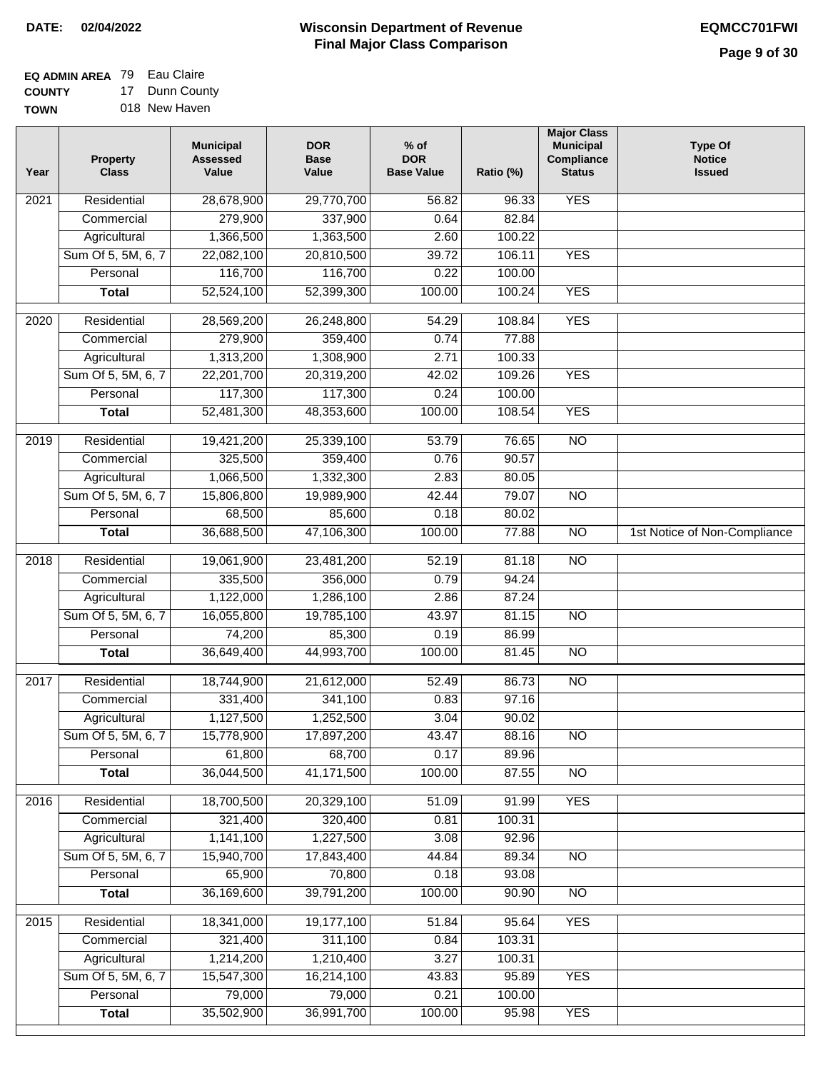**DATE:** 02/04/2022

# Wisconsin Department of Revenue
## Final Major Class Comparison

**EQMCC701FWI**

**EQ ADMIN AREA** 79 Eau Claire
**COUNTY** 17 Dunn County
**TOWN** 018 New Haven

| Year | Property Class | Municipal Assessed Value | DOR Base Value | % of DOR Base Value | Ratio (%) | Major Class Municipal Compliance Status | Type Of Notice Issued |
|---|---|---|---|---|---|---|---|
| 2021 | Residential | 28,678,900 | 29,770,700 | 56.82 | 96.33 | YES | |
| | Commercial | 279,900 | 337,900 | 0.64 | 82.84 | | |
| | Agricultural | 1,366,500 | 1,363,500 | 2.60 | 100.22 | | |
| | Sum Of 5, 5M, 6, 7 | 22,082,100 | 20,810,500 | 39.72 | 106.11 | YES | |
| | Personal | 116,700 | 116,700 | 0.22 | 100.00 | | |
| | **Total** | 52,524,100 | 52,399,300 | 100.00 | 100.24 | YES | |
| 2020 | Residential | 28,569,200 | 26,248,800 | 54.29 | 108.84 | YES | |
| | Commercial | 279,900 | 359,400 | 0.74 | 77.88 | | |
| | Agricultural | 1,313,200 | 1,308,900 | 2.71 | 100.33 | | |
| | Sum Of 5, 5M, 6, 7 | 22,201,700 | 20,319,200 | 42.02 | 109.26 | YES | |
| | Personal | 117,300 | 117,300 | 0.24 | 100.00 | | |
| | **Total** | 52,481,300 | 48,353,600 | 100.00 | 108.54 | YES | |
| 2019 | Residential | 19,421,200 | 25,339,100 | 53.79 | 76.65 | NO | |
| | Commercial | 325,500 | 359,400 | 0.76 | 90.57 | | |
| | Agricultural | 1,066,500 | 1,332,300 | 2.83 | 80.05 | | |
| | Sum Of 5, 5M, 6, 7 | 15,806,800 | 19,989,900 | 42.44 | 79.07 | NO | |
| | Personal | 68,500 | 85,600 | 0.18 | 80.02 | | |
| | **Total** | 36,688,500 | 47,106,300 | 100.00 | 77.88 | NO | 1st Notice of Non-Compliance |
| 2018 | Residential | 19,061,900 | 23,481,200 | 52.19 | 81.18 | NO | |
| | Commercial | 335,500 | 356,000 | 0.79 | 94.24 | | |
| | Agricultural | 1,122,000 | 1,286,100 | 2.86 | 87.24 | | |
| | Sum Of 5, 5M, 6, 7 | 16,055,800 | 19,785,100 | 43.97 | 81.15 | NO | |
| | Personal | 74,200 | 85,300 | 0.19 | 86.99 | | |
| | **Total** | 36,649,400 | 44,993,700 | 100.00 | 81.45 | NO | |
| 2017 | Residential | 18,744,900 | 21,612,000 | 52.49 | 86.73 | NO | |
| | Commercial | 331,400 | 341,100 | 0.83 | 97.16 | | |
| | Agricultural | 1,127,500 | 1,252,500 | 3.04 | 90.02 | | |
| | Sum Of 5, 5M, 6, 7 | 15,778,900 | 17,897,200 | 43.47 | 88.16 | NO | |
| | Personal | 61,800 | 68,700 | 0.17 | 89.96 | | |
| | **Total** | 36,044,500 | 41,171,500 | 100.00 | 87.55 | NO | |
| 2016 | Residential | 18,700,500 | 20,329,100 | 51.09 | 91.99 | YES | |
| | Commercial | 321,400 | 320,400 | 0.81 | 100.31 | | |
| | Agricultural | 1,141,100 | 1,227,500 | 3.08 | 92.96 | | |
| | Sum Of 5, 5M, 6, 7 | 15,940,700 | 17,843,400 | 44.84 | 89.34 | NO | |
| | Personal | 65,900 | 70,800 | 0.18 | 93.08 | | |
| | **Total** | 36,169,600 | 39,791,200 | 100.00 | 90.90 | NO | |
| 2015 | Residential | 18,341,000 | 19,177,100 | 51.84 | 95.64 | YES | |
| | Commercial | 321,400 | 311,100 | 0.84 | 103.31 | | |
| | Agricultural | 1,214,200 | 1,210,400 | 3.27 | 100.31 | | |
| | Sum Of 5, 5M, 6, 7 | 15,547,300 | 16,214,100 | 43.83 | 95.89 | YES | |
| | Personal | 79,000 | 79,000 | 0.21 | 100.00 | | |
| | **Total** | 35,502,900 | 36,991,700 | 100.00 | 95.98 | YES | |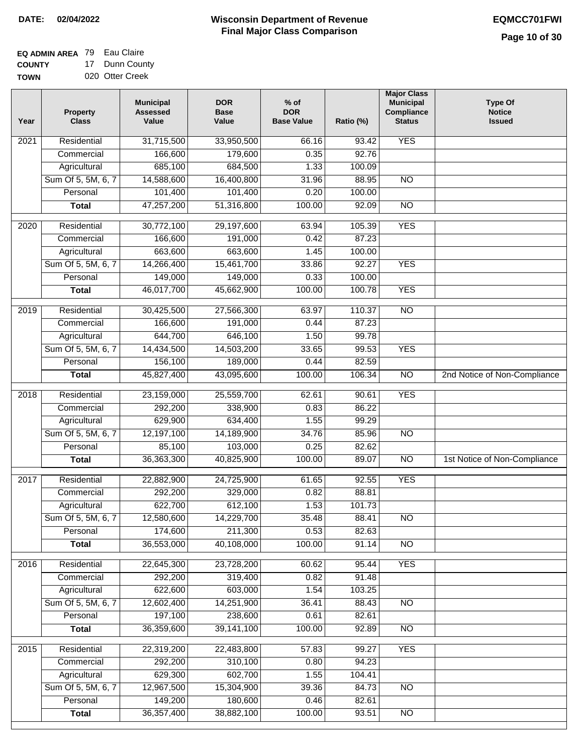**DATE: 02/04/2022**

# Wisconsin Department of Revenue
## Final Major Class Comparison

**EQMCC701FWI**

**EQ ADMIN AREA** 79 Eau Claire
**COUNTY** 17 Dunn County
**TOWN** 020 Otter Creek

| Year | Property Class | Municipal Assessed Value | DOR Base Value | % of DOR Base Value | Ratio (%) | Major Class Municipal Compliance Status | Type Of Notice Issued |
|---|---|---|---|---|---|---|---|
| 2021 | Residential | 31,715,500 | 33,950,500 | 66.16 | 93.42 | YES | |
| | Commercial | 166,600 | 179,600 | 0.35 | 92.76 | | |
| | Agricultural | 685,100 | 684,500 | 1.33 | 100.09 | | |
| | Sum Of 5, 5M, 6, 7 | 14,588,600 | 16,400,800 | 31.96 | 88.95 | NO | |
| | Personal | 101,400 | 101,400 | 0.20 | 100.00 | | |
| | **Total** | 47,257,200 | 51,316,800 | 100.00 | 92.09 | NO | |
| 2020 | Residential | 30,772,100 | 29,197,600 | 63.94 | 105.39 | YES | |
| | Commercial | 166,600 | 191,000 | 0.42 | 87.23 | | |
| | Agricultural | 663,600 | 663,600 | 1.45 | 100.00 | | |
| | Sum Of 5, 5M, 6, 7 | 14,266,400 | 15,461,700 | 33.86 | 92.27 | YES | |
| | Personal | 149,000 | 149,000 | 0.33 | 100.00 | | |
| | **Total** | 46,017,700 | 45,662,900 | 100.00 | 100.78 | YES | |
| 2019 | Residential | 30,425,500 | 27,566,300 | 63.97 | 110.37 | NO | |
| | Commercial | 166,600 | 191,000 | 0.44 | 87.23 | | |
| | Agricultural | 644,700 | 646,100 | 1.50 | 99.78 | | |
| | Sum Of 5, 5M, 6, 7 | 14,434,500 | 14,503,200 | 33.65 | 99.53 | YES | |
| | Personal | 156,100 | 189,000 | 0.44 | 82.59 | | |
| | **Total** | 45,827,400 | 43,095,600 | 100.00 | 106.34 | NO | 2nd Notice of Non-Compliance |
| 2018 | Residential | 23,159,000 | 25,559,700 | 62.61 | 90.61 | YES | |
| | Commercial | 292,200 | 338,900 | 0.83 | 86.22 | | |
| | Agricultural | 629,900 | 634,400 | 1.55 | 99.29 | | |
| | Sum Of 5, 5M, 6, 7 | 12,197,100 | 14,189,900 | 34.76 | 85.96 | NO | |
| | Personal | 85,100 | 103,000 | 0.25 | 82.62 | | |
| | **Total** | 36,363,300 | 40,825,900 | 100.00 | 89.07 | NO | 1st Notice of Non-Compliance |
| 2017 | Residential | 22,882,900 | 24,725,900 | 61.65 | 92.55 | YES | |
| | Commercial | 292,200 | 329,000 | 0.82 | 88.81 | | |
| | Agricultural | 622,700 | 612,100 | 1.53 | 101.73 | | |
| | Sum Of 5, 5M, 6, 7 | 12,580,600 | 14,229,700 | 35.48 | 88.41 | NO | |
| | Personal | 174,600 | 211,300 | 0.53 | 82.63 | | |
| | **Total** | 36,553,000 | 40,108,000 | 100.00 | 91.14 | NO | |
| 2016 | Residential | 22,645,300 | 23,728,200 | 60.62 | 95.44 | YES | |
| | Commercial | 292,200 | 319,400 | 0.82 | 91.48 | | |
| | Agricultural | 622,600 | 603,000 | 1.54 | 103.25 | | |
| | Sum Of 5, 5M, 6, 7 | 12,602,400 | 14,251,900 | 36.41 | 88.43 | NO | |
| | Personal | 197,100 | 238,600 | 0.61 | 82.61 | | |
| | **Total** | 36,359,600 | 39,141,100 | 100.00 | 92.89 | NO | |
| 2015 | Residential | 22,319,200 | 22,483,800 | 57.83 | 99.27 | YES | |
| | Commercial | 292,200 | 310,100 | 0.80 | 94.23 | | |
| | Agricultural | 629,300 | 602,700 | 1.55 | 104.41 | | |
| | Sum Of 5, 5M, 6, 7 | 12,967,500 | 15,304,900 | 39.36 | 84.73 | NO | |
| | Personal | 149,200 | 180,600 | 0.46 | 82.61 | | |
| | **Total** | 36,357,400 | 38,882,100 | 100.00 | 93.51 | NO | |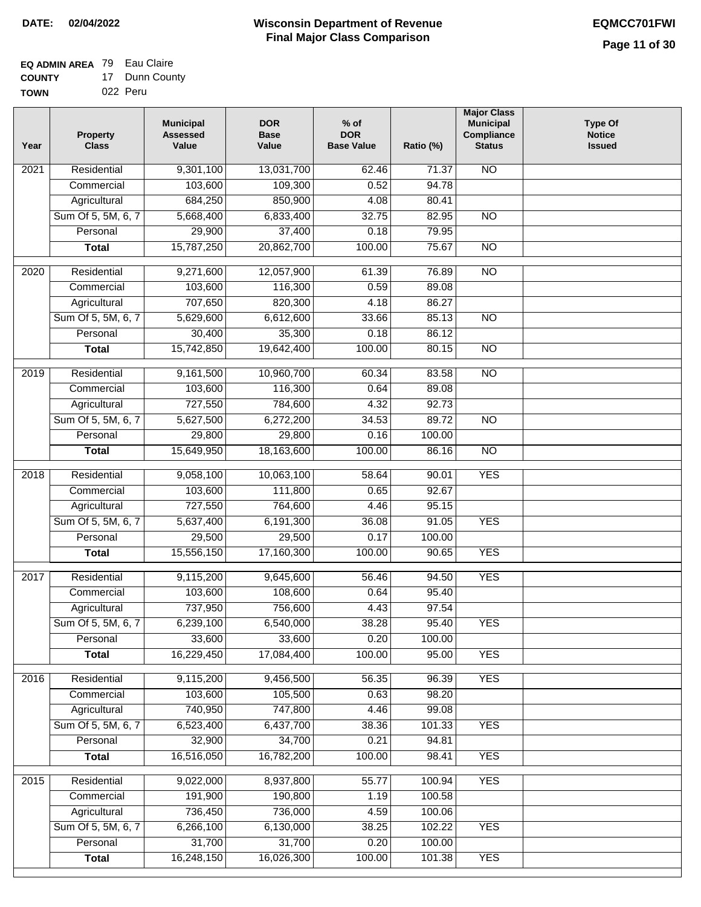**DATE:** 02/04/2022

# Wisconsin Department of Revenue
## Final Major Class Comparison

**EQMCC701FWI**

**EQ ADMIN AREA** 79 Eau Claire
**COUNTY** 17 Dunn County
**TOWN** 022 Peru

| Year | Property Class | Municipal Assessed Value | DOR Base Value | % of DOR Base Value | Ratio (%) | Major Class Municipal Compliance Status | Type Of Notice Issued |
|---|---|---|---|---|---|---|---|
| 2021 | Residential | 9,301,100 | 13,031,700 | 62.46 | 71.37 | NO | |
| | Commercial | 103,600 | 109,300 | 0.52 | 94.78 | | |
| | Agricultural | 684,250 | 850,900 | 4.08 | 80.41 | | |
| | Sum Of 5, 5M, 6, 7 | 5,668,400 | 6,833,400 | 32.75 | 82.95 | NO | |
| | Personal | 29,900 | 37,400 | 0.18 | 79.95 | | |
| | **Total** | 15,787,250 | 20,862,700 | 100.00 | 75.67 | NO | |
| 2020 | Residential | 9,271,600 | 12,057,900 | 61.39 | 76.89 | NO | |
| | Commercial | 103,600 | 116,300 | 0.59 | 89.08 | | |
| | Agricultural | 707,650 | 820,300 | 4.18 | 86.27 | | |
| | Sum Of 5, 5M, 6, 7 | 5,629,600 | 6,612,600 | 33.66 | 85.13 | NO | |
| | Personal | 30,400 | 35,300 | 0.18 | 86.12 | | |
| | **Total** | 15,742,850 | 19,642,400 | 100.00 | 80.15 | NO | |
| 2019 | Residential | 9,161,500 | 10,960,700 | 60.34 | 83.58 | NO | |
| | Commercial | 103,600 | 116,300 | 0.64 | 89.08 | | |
| | Agricultural | 727,550 | 784,600 | 4.32 | 92.73 | | |
| | Sum Of 5, 5M, 6, 7 | 5,627,500 | 6,272,200 | 34.53 | 89.72 | NO | |
| | Personal | 29,800 | 29,800 | 0.16 | 100.00 | | |
| | **Total** | 15,649,950 | 18,163,600 | 100.00 | 86.16 | NO | |
| 2018 | Residential | 9,058,100 | 10,063,100 | 58.64 | 90.01 | YES | |
| | Commercial | 103,600 | 111,800 | 0.65 | 92.67 | | |
| | Agricultural | 727,550 | 764,600 | 4.46 | 95.15 | | |
| | Sum Of 5, 5M, 6, 7 | 5,637,400 | 6,191,300 | 36.08 | 91.05 | YES | |
| | Personal | 29,500 | 29,500 | 0.17 | 100.00 | | |
| | **Total** | 15,556,150 | 17,160,300 | 100.00 | 90.65 | YES | |
| 2017 | Residential | 9,115,200 | 9,645,600 | 56.46 | 94.50 | YES | |
| | Commercial | 103,600 | 108,600 | 0.64 | 95.40 | | |
| | Agricultural | 737,950 | 756,600 | 4.43 | 97.54 | | |
| | Sum Of 5, 5M, 6, 7 | 6,239,100 | 6,540,000 | 38.28 | 95.40 | YES | |
| | Personal | 33,600 | 33,600 | 0.20 | 100.00 | | |
| | **Total** | 16,229,450 | 17,084,400 | 100.00 | 95.00 | YES | |
| 2016 | Residential | 9,115,200 | 9,456,500 | 56.35 | 96.39 | YES | |
| | Commercial | 103,600 | 105,500 | 0.63 | 98.20 | | |
| | Agricultural | 740,950 | 747,800 | 4.46 | 99.08 | | |
| | Sum Of 5, 5M, 6, 7 | 6,523,400 | 6,437,700 | 38.36 | 101.33 | YES | |
| | Personal | 32,900 | 34,700 | 0.21 | 94.81 | | |
| | **Total** | 16,516,050 | 16,782,200 | 100.00 | 98.41 | YES | |
| 2015 | Residential | 9,022,000 | 8,937,800 | 55.77 | 100.94 | YES | |
| | Commercial | 191,900 | 190,800 | 1.19 | 100.58 | | |
| | Agricultural | 736,450 | 736,000 | 4.59 | 100.06 | | |
| | Sum Of 5, 5M, 6, 7 | 6,266,100 | 6,130,000 | 38.25 | 102.22 | YES | |
| | Personal | 31,700 | 31,700 | 0.20 | 100.00 | | |
| | **Total** | 16,248,150 | 16,026,300 | 100.00 | 101.38 | YES | |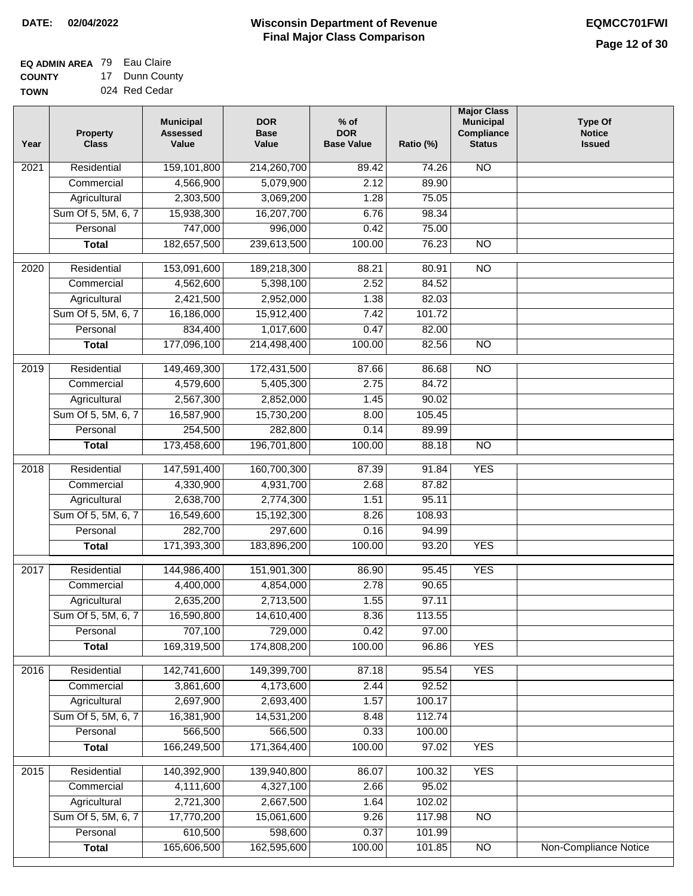**DATE:** 02/04/2022

# Wisconsin Department of Revenue
## Final Major Class Comparison

**EQMCC701FWI**

**EQ ADMIN AREA** 79 Eau Claire
**COUNTY** 17 Dunn County
**TOWN** 024 Red Cedar

| Year | Property Class | Municipal Assessed Value | DOR Base Value | % of DOR Base Value | Ratio (%) | Major Class Municipal Compliance Status | Type Of Notice Issued |
|---|---|---|---|---|---|---|---|
| 2021 | Residential | 159,101,800 | 214,260,700 | 89.42 | 74.26 | NO | |
| | Commercial | 4,566,900 | 5,079,900 | 2.12 | 89.90 | | |
| | Agricultural | 2,303,500 | 3,069,200 | 1.28 | 75.05 | | |
| | Sum Of 5, 5M, 6, 7 | 15,938,300 | 16,207,700 | 6.76 | 98.34 | | |
| | Personal | 747,000 | 996,000 | 0.42 | 75.00 | | |
| | **Total** | 182,657,500 | 239,613,500 | 100.00 | 76.23 | NO | |
| 2020 | Residential | 153,091,600 | 189,218,300 | 88.21 | 80.91 | NO | |
| | Commercial | 4,562,600 | 5,398,100 | 2.52 | 84.52 | | |
| | Agricultural | 2,421,500 | 2,952,000 | 1.38 | 82.03 | | |
| | Sum Of 5, 5M, 6, 7 | 16,186,000 | 15,912,400 | 7.42 | 101.72 | | |
| | Personal | 834,400 | 1,017,600 | 0.47 | 82.00 | | |
| | **Total** | 177,096,100 | 214,498,400 | 100.00 | 82.56 | NO | |
| 2019 | Residential | 149,469,300 | 172,431,500 | 87.66 | 86.68 | NO | |
| | Commercial | 4,579,600 | 5,405,300 | 2.75 | 84.72 | | |
| | Agricultural | 2,567,300 | 2,852,000 | 1.45 | 90.02 | | |
| | Sum Of 5, 5M, 6, 7 | 16,587,900 | 15,730,200 | 8.00 | 105.45 | | |
| | Personal | 254,500 | 282,800 | 0.14 | 89.99 | | |
| | **Total** | 173,458,600 | 196,701,800 | 100.00 | 88.18 | NO | |
| 2018 | Residential | 147,591,400 | 160,700,300 | 87.39 | 91.84 | YES | |
| | Commercial | 4,330,900 | 4,931,700 | 2.68 | 87.82 | | |
| | Agricultural | 2,638,700 | 2,774,300 | 1.51 | 95.11 | | |
| | Sum Of 5, 5M, 6, 7 | 16,549,600 | 15,192,300 | 8.26 | 108.93 | | |
| | Personal | 282,700 | 297,600 | 0.16 | 94.99 | | |
| | **Total** | 171,393,300 | 183,896,200 | 100.00 | 93.20 | YES | |
| 2017 | Residential | 144,986,400 | 151,901,300 | 86.90 | 95.45 | YES | |
| | Commercial | 4,400,000 | 4,854,000 | 2.78 | 90.65 | | |
| | Agricultural | 2,635,200 | 2,713,500 | 1.55 | 97.11 | | |
| | Sum Of 5, 5M, 6, 7 | 16,590,800 | 14,610,400 | 8.36 | 113.55 | | |
| | Personal | 707,100 | 729,000 | 0.42 | 97.00 | | |
| | **Total** | 169,319,500 | 174,808,200 | 100.00 | 96.86 | YES | |
| 2016 | Residential | 142,741,600 | 149,399,700 | 87.18 | 95.54 | YES | |
| | Commercial | 3,861,600 | 4,173,600 | 2.44 | 92.52 | | |
| | Agricultural | 2,697,900 | 2,693,400 | 1.57 | 100.17 | | |
| | Sum Of 5, 5M, 6, 7 | 16,381,900 | 14,531,200 | 8.48 | 112.74 | | |
| | Personal | 566,500 | 566,500 | 0.33 | 100.00 | | |
| | **Total** | 166,249,500 | 171,364,400 | 100.00 | 97.02 | YES | |
| 2015 | Residential | 140,392,900 | 139,940,800 | 86.07 | 100.32 | YES | |
| | Commercial | 4,111,600 | 4,327,100 | 2.66 | 95.02 | | |
| | Agricultural | 2,721,300 | 2,667,500 | 1.64 | 102.02 | | |
| | Sum Of 5, 5M, 6, 7 | 17,770,200 | 15,061,600 | 9.26 | 117.98 | NO | |
| | Personal | 610,500 | 598,600 | 0.37 | 101.99 | | |
| | **Total** | 165,606,500 | 162,595,600 | 100.00 | 101.85 | NO | Non-Compliance Notice |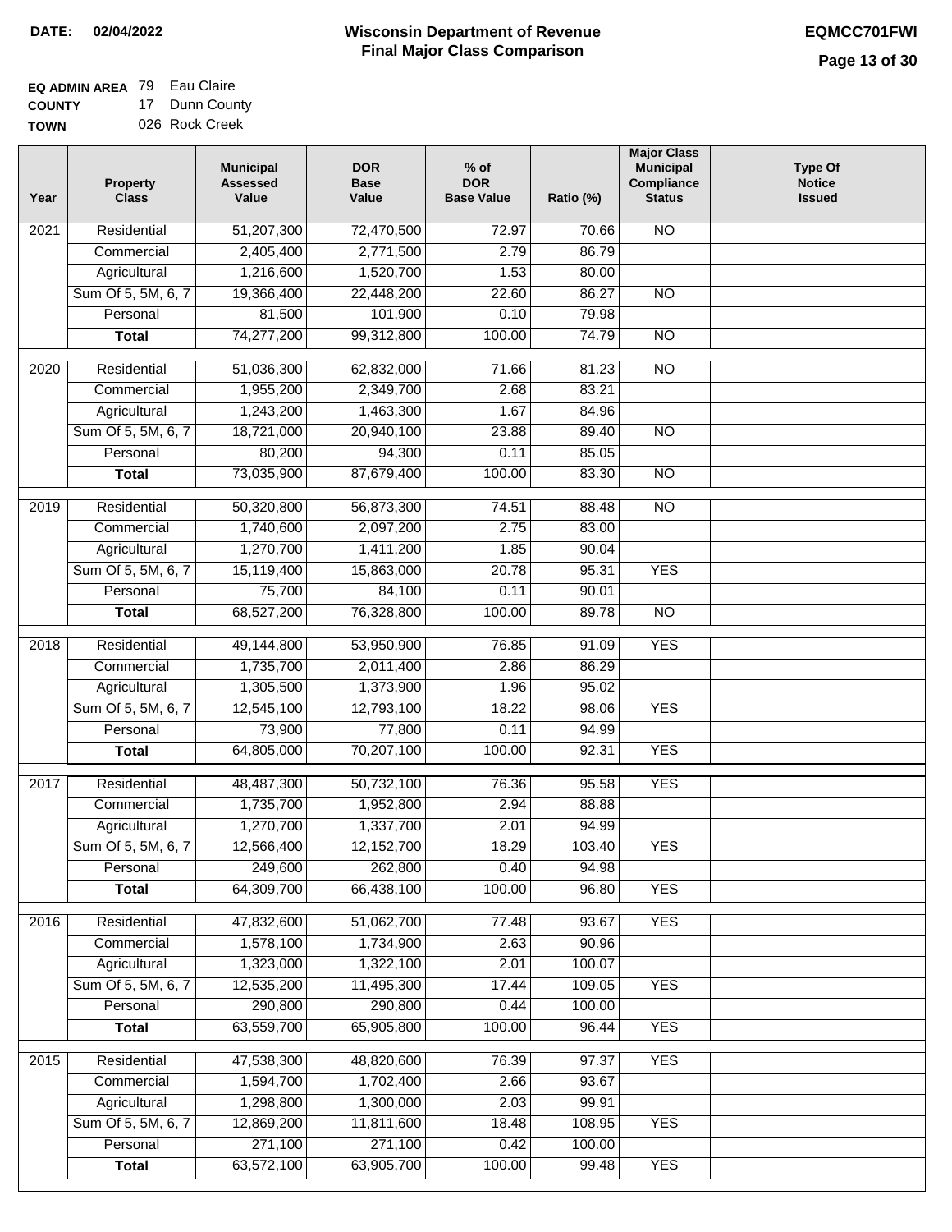**DATE: 02/04/2022**

# Wisconsin Department of Revenue
## Final Major Class Comparison

**EQMCC701FWI**

**EQ ADMIN AREA** 79 Eau Claire
**COUNTY** 17 Dunn County
**TOWN** 026 Rock Creek

| Year | Property Class | Municipal Assessed Value | DOR Base Value | % of DOR Base Value | Ratio (%) | Major Class Municipal Compliance Status | Type Of Notice Issued |
|---|---|---|---|---|---|---|---|
| 2021 | Residential | 51,207,300 | 72,470,500 | 72.97 | 70.66 | NO | |
| | Commercial | 2,405,400 | 2,771,500 | 2.79 | 86.79 | | |
| | Agricultural | 1,216,600 | 1,520,700 | 1.53 | 80.00 | | |
| | Sum Of 5, 5M, 6, 7 | 19,366,400 | 22,448,200 | 22.60 | 86.27 | NO | |
| | Personal | 81,500 | 101,900 | 0.10 | 79.98 | | |
| | **Total** | 74,277,200 | 99,312,800 | 100.00 | 74.79 | NO | |
| 2020 | Residential | 51,036,300 | 62,832,000 | 71.66 | 81.23 | NO | |
| | Commercial | 1,955,200 | 2,349,700 | 2.68 | 83.21 | | |
| | Agricultural | 1,243,200 | 1,463,300 | 1.67 | 84.96 | | |
| | Sum Of 5, 5M, 6, 7 | 18,721,000 | 20,940,100 | 23.88 | 89.40 | NO | |
| | Personal | 80,200 | 94,300 | 0.11 | 85.05 | | |
| | **Total** | 73,035,900 | 87,679,400 | 100.00 | 83.30 | NO | |
| 2019 | Residential | 50,320,800 | 56,873,300 | 74.51 | 88.48 | NO | |
| | Commercial | 1,740,600 | 2,097,200 | 2.75 | 83.00 | | |
| | Agricultural | 1,270,700 | 1,411,200 | 1.85 | 90.04 | | |
| | Sum Of 5, 5M, 6, 7 | 15,119,400 | 15,863,000 | 20.78 | 95.31 | YES | |
| | Personal | 75,700 | 84,100 | 0.11 | 90.01 | | |
| | **Total** | 68,527,200 | 76,328,800 | 100.00 | 89.78 | NO | |
| 2018 | Residential | 49,144,800 | 53,950,900 | 76.85 | 91.09 | YES | |
| | Commercial | 1,735,700 | 2,011,400 | 2.86 | 86.29 | | |
| | Agricultural | 1,305,500 | 1,373,900 | 1.96 | 95.02 | | |
| | Sum Of 5, 5M, 6, 7 | 12,545,100 | 12,793,100 | 18.22 | 98.06 | YES | |
| | Personal | 73,900 | 77,800 | 0.11 | 94.99 | | |
| | **Total** | 64,805,000 | 70,207,100 | 100.00 | 92.31 | YES | |
| 2017 | Residential | 48,487,300 | 50,732,100 | 76.36 | 95.58 | YES | |
| | Commercial | 1,735,700 | 1,952,800 | 2.94 | 88.88 | | |
| | Agricultural | 1,270,700 | 1,337,700 | 2.01 | 94.99 | | |
| | Sum Of 5, 5M, 6, 7 | 12,566,400 | 12,152,700 | 18.29 | 103.40 | YES | |
| | Personal | 249,600 | 262,800 | 0.40 | 94.98 | | |
| | **Total** | 64,309,700 | 66,438,100 | 100.00 | 96.80 | YES | |
| 2016 | Residential | 47,832,600 | 51,062,700 | 77.48 | 93.67 | YES | |
| | Commercial | 1,578,100 | 1,734,900 | 2.63 | 90.96 | | |
| | Agricultural | 1,323,000 | 1,322,100 | 2.01 | 100.07 | | |
| | Sum Of 5, 5M, 6, 7 | 12,535,200 | 11,495,300 | 17.44 | 109.05 | YES | |
| | Personal | 290,800 | 290,800 | 0.44 | 100.00 | | |
| | **Total** | 63,559,700 | 65,905,800 | 100.00 | 96.44 | YES | |
| 2015 | Residential | 47,538,300 | 48,820,600 | 76.39 | 97.37 | YES | |
| | Commercial | 1,594,700 | 1,702,400 | 2.66 | 93.67 | | |
| | Agricultural | 1,298,800 | 1,300,000 | 2.03 | 99.91 | | |
| | Sum Of 5, 5M, 6, 7 | 12,869,200 | 11,811,600 | 18.48 | 108.95 | YES | |
| | Personal | 271,100 | 271,100 | 0.42 | 100.00 | | |
| | **Total** | 63,572,100 | 63,905,700 | 100.00 | 99.48 | YES | |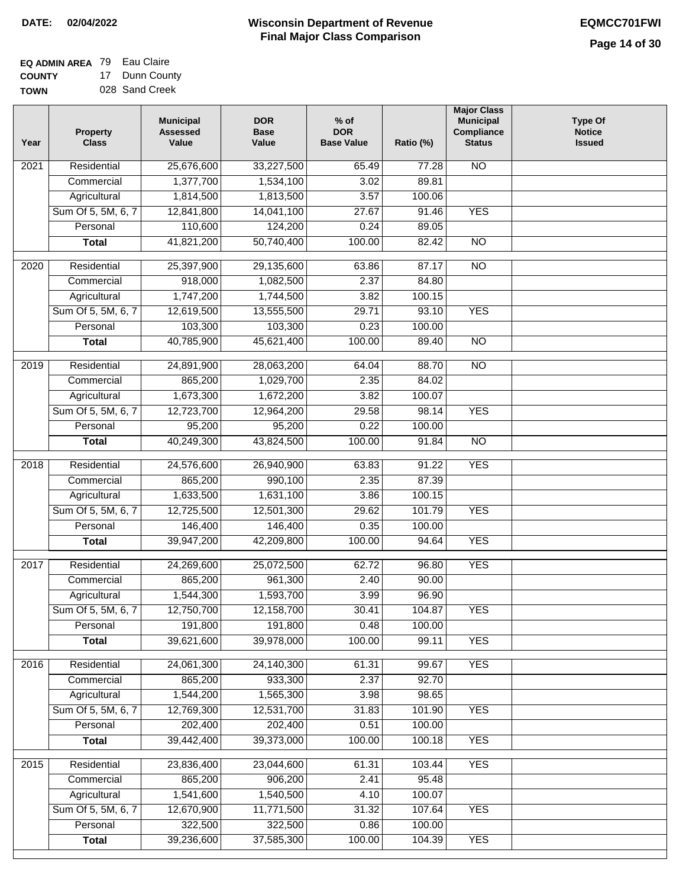**DATE: 02/04/2022**

# Wisconsin Department of Revenue
## Final Major Class Comparison

**EQMCC701FWI**

**EQ ADMIN AREA** 79 Eau Claire
**COUNTY** 17 Dunn County
**TOWN** 028 Sand Creek

| Year | Property Class | Municipal Assessed Value | DOR Base Value | % of DOR Base Value | Ratio (%) | Major Class Municipal Compliance Status | Type Of Notice Issued |
|---|---|---|---|---|---|---|---|
| 2021 | Residential | 25,676,600 | 33,227,500 | 65.49 | 77.28 | NO | |
| | Commercial | 1,377,700 | 1,534,100 | 3.02 | 89.81 | | |
| | Agricultural | 1,814,500 | 1,813,500 | 3.57 | 100.06 | | |
| | Sum Of 5, 5M, 6, 7 | 12,841,800 | 14,041,100 | 27.67 | 91.46 | YES | |
| | Personal | 110,600 | 124,200 | 0.24 | 89.05 | | |
| | **Total** | 41,821,200 | 50,740,400 | 100.00 | 82.42 | NO | |
| 2020 | Residential | 25,397,900 | 29,135,600 | 63.86 | 87.17 | NO | |
| | Commercial | 918,000 | 1,082,500 | 2.37 | 84.80 | | |
| | Agricultural | 1,747,200 | 1,744,500 | 3.82 | 100.15 | | |
| | Sum Of 5, 5M, 6, 7 | 12,619,500 | 13,555,500 | 29.71 | 93.10 | YES | |
| | Personal | 103,300 | 103,300 | 0.23 | 100.00 | | |
| | **Total** | 40,785,900 | 45,621,400 | 100.00 | 89.40 | NO | |
| 2019 | Residential | 24,891,900 | 28,063,200 | 64.04 | 88.70 | NO | |
| | Commercial | 865,200 | 1,029,700 | 2.35 | 84.02 | | |
| | Agricultural | 1,673,300 | 1,672,200 | 3.82 | 100.07 | | |
| | Sum Of 5, 5M, 6, 7 | 12,723,700 | 12,964,200 | 29.58 | 98.14 | YES | |
| | Personal | 95,200 | 95,200 | 0.22 | 100.00 | | |
| | **Total** | 40,249,300 | 43,824,500 | 100.00 | 91.84 | NO | |
| 2018 | Residential | 24,576,600 | 26,940,900 | 63.83 | 91.22 | YES | |
| | Commercial | 865,200 | 990,100 | 2.35 | 87.39 | | |
| | Agricultural | 1,633,500 | 1,631,100 | 3.86 | 100.15 | | |
| | Sum Of 5, 5M, 6, 7 | 12,725,500 | 12,501,300 | 29.62 | 101.79 | YES | |
| | Personal | 146,400 | 146,400 | 0.35 | 100.00 | | |
| | **Total** | 39,947,200 | 42,209,800 | 100.00 | 94.64 | YES | |
| 2017 | Residential | 24,269,600 | 25,072,500 | 62.72 | 96.80 | YES | |
| | Commercial | 865,200 | 961,300 | 2.40 | 90.00 | | |
| | Agricultural | 1,544,300 | 1,593,700 | 3.99 | 96.90 | | |
| | Sum Of 5, 5M, 6, 7 | 12,750,700 | 12,158,700 | 30.41 | 104.87 | YES | |
| | Personal | 191,800 | 191,800 | 0.48 | 100.00 | | |
| | **Total** | 39,621,600 | 39,978,000 | 100.00 | 99.11 | YES | |
| 2016 | Residential | 24,061,300 | 24,140,300 | 61.31 | 99.67 | YES | |
| | Commercial | 865,200 | 933,300 | 2.37 | 92.70 | | |
| | Agricultural | 1,544,200 | 1,565,300 | 3.98 | 98.65 | | |
| | Sum Of 5, 5M, 6, 7 | 12,769,300 | 12,531,700 | 31.83 | 101.90 | YES | |
| | Personal | 202,400 | 202,400 | 0.51 | 100.00 | | |
| | **Total** | 39,442,400 | 39,373,000 | 100.00 | 100.18 | YES | |
| 2015 | Residential | 23,836,400 | 23,044,600 | 61.31 | 103.44 | YES | |
| | Commercial | 865,200 | 906,200 | 2.41 | 95.48 | | |
| | Agricultural | 1,541,600 | 1,540,500 | 4.10 | 100.07 | | |
| | Sum Of 5, 5M, 6, 7 | 12,670,900 | 11,771,500 | 31.32 | 107.64 | YES | |
| | Personal | 322,500 | 322,500 | 0.86 | 100.00 | | |
| | **Total** | 39,236,600 | 37,585,300 | 100.00 | 104.39 | YES | |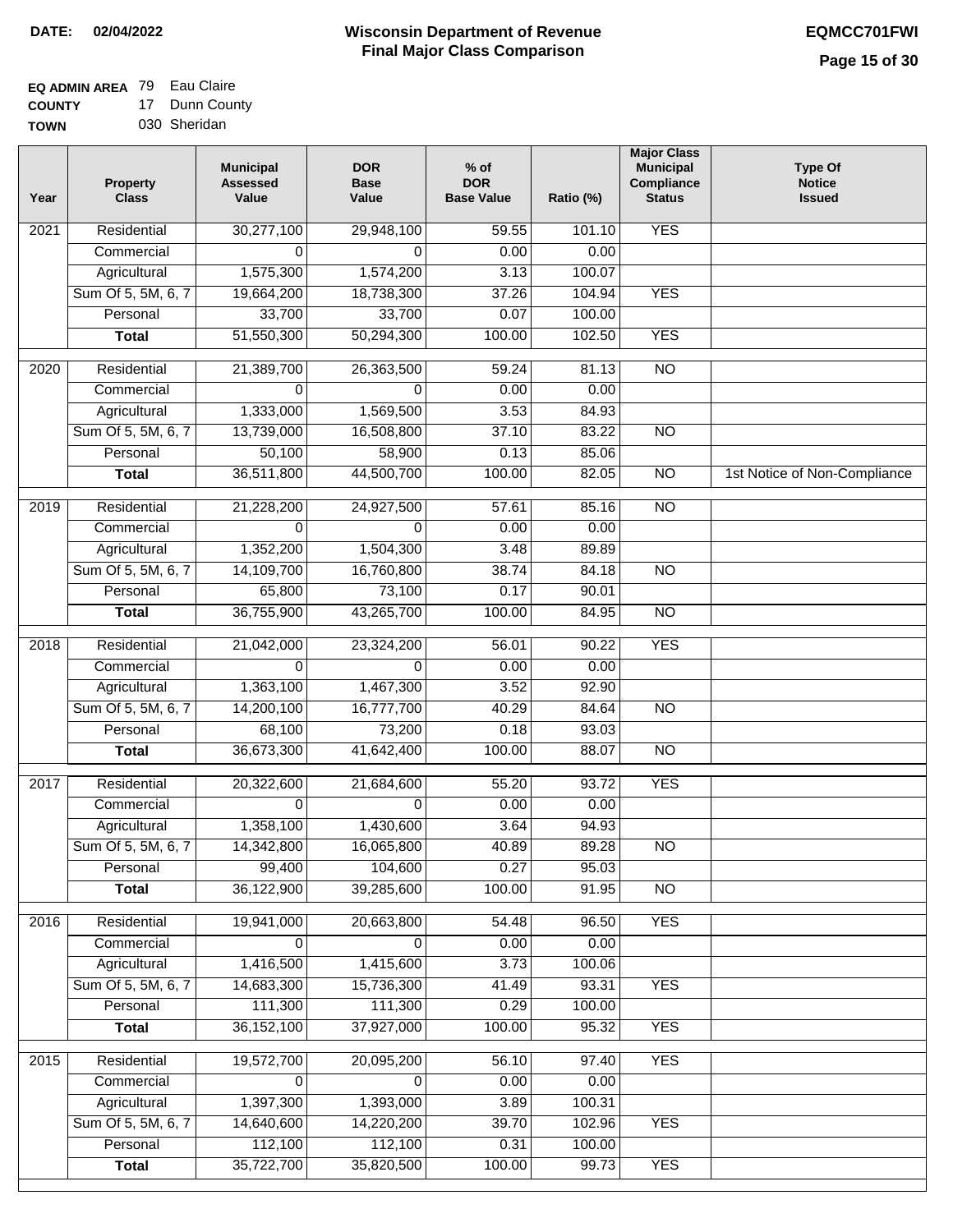**DATE: 02/04/2022**

# Wisconsin Department of Revenue
## Final Major Class Comparison

**EQMCC701FWI**

**EQ ADMIN AREA** 79 Eau Claire
**COUNTY** 17 Dunn County
**TOWN** 030 Sheridan

| Year | Property Class | Municipal Assessed Value | DOR Base Value | % of DOR Base Value | Ratio (%) | Major Class Municipal Compliance Status | Type Of Notice Issued |
|---|---|---|---|---|---|---|---|
| 2021 | Residential | 30,277,100 | 29,948,100 | 59.55 | 101.10 | YES | |
| | Commercial | 0 | 0 | 0.00 | 0.00 | | |
| | Agricultural | 1,575,300 | 1,574,200 | 3.13 | 100.07 | | |
| | Sum Of 5, 5M, 6, 7 | 19,664,200 | 18,738,300 | 37.26 | 104.94 | YES | |
| | Personal | 33,700 | 33,700 | 0.07 | 100.00 | | |
| | **Total** | 51,550,300 | 50,294,300 | 100.00 | 102.50 | YES | |
| 2020 | Residential | 21,389,700 | 26,363,500 | 59.24 | 81.13 | NO | |
| | Commercial | 0 | 0 | 0.00 | 0.00 | | |
| | Agricultural | 1,333,000 | 1,569,500 | 3.53 | 84.93 | | |
| | Sum Of 5, 5M, 6, 7 | 13,739,000 | 16,508,800 | 37.10 | 83.22 | NO | |
| | Personal | 50,100 | 58,900 | 0.13 | 85.06 | | |
| | **Total** | 36,511,800 | 44,500,700 | 100.00 | 82.05 | NO | 1st Notice of Non-Compliance |
| 2019 | Residential | 21,228,200 | 24,927,500 | 57.61 | 85.16 | NO | |
| | Commercial | 0 | 0 | 0.00 | 0.00 | | |
| | Agricultural | 1,352,200 | 1,504,300 | 3.48 | 89.89 | | |
| | Sum Of 5, 5M, 6, 7 | 14,109,700 | 16,760,800 | 38.74 | 84.18 | NO | |
| | Personal | 65,800 | 73,100 | 0.17 | 90.01 | | |
| | **Total** | 36,755,900 | 43,265,700 | 100.00 | 84.95 | NO | |
| 2018 | Residential | 21,042,000 | 23,324,200 | 56.01 | 90.22 | YES | |
| | Commercial | 0 | 0 | 0.00 | 0.00 | | |
| | Agricultural | 1,363,100 | 1,467,300 | 3.52 | 92.90 | | |
| | Sum Of 5, 5M, 6, 7 | 14,200,100 | 16,777,700 | 40.29 | 84.64 | NO | |
| | Personal | 68,100 | 73,200 | 0.18 | 93.03 | | |
| | **Total** | 36,673,300 | 41,642,400 | 100.00 | 88.07 | NO | |
| 2017 | Residential | 20,322,600 | 21,684,600 | 55.20 | 93.72 | YES | |
| | Commercial | 0 | 0 | 0.00 | 0.00 | | |
| | Agricultural | 1,358,100 | 1,430,600 | 3.64 | 94.93 | | |
| | Sum Of 5, 5M, 6, 7 | 14,342,800 | 16,065,800 | 40.89 | 89.28 | NO | |
| | Personal | 99,400 | 104,600 | 0.27 | 95.03 | | |
| | **Total** | 36,122,900 | 39,285,600 | 100.00 | 91.95 | NO | |
| 2016 | Residential | 19,941,000 | 20,663,800 | 54.48 | 96.50 | YES | |
| | Commercial | 0 | 0 | 0.00 | 0.00 | | |
| | Agricultural | 1,416,500 | 1,415,600 | 3.73 | 100.06 | | |
| | Sum Of 5, 5M, 6, 7 | 14,683,300 | 15,736,300 | 41.49 | 93.31 | YES | |
| | Personal | 111,300 | 111,300 | 0.29 | 100.00 | | |
| | **Total** | 36,152,100 | 37,927,000 | 100.00 | 95.32 | YES | |
| 2015 | Residential | 19,572,700 | 20,095,200 | 56.10 | 97.40 | YES | |
| | Commercial | 0 | 0 | 0.00 | 0.00 | | |
| | Agricultural | 1,397,300 | 1,393,000 | 3.89 | 100.31 | | |
| | Sum Of 5, 5M, 6, 7 | 14,640,600 | 14,220,200 | 39.70 | 102.96 | YES | |
| | Personal | 112,100 | 112,100 | 0.31 | 100.00 | | |
| | **Total** | 35,722,700 | 35,820,500 | 100.00 | 99.73 | YES | |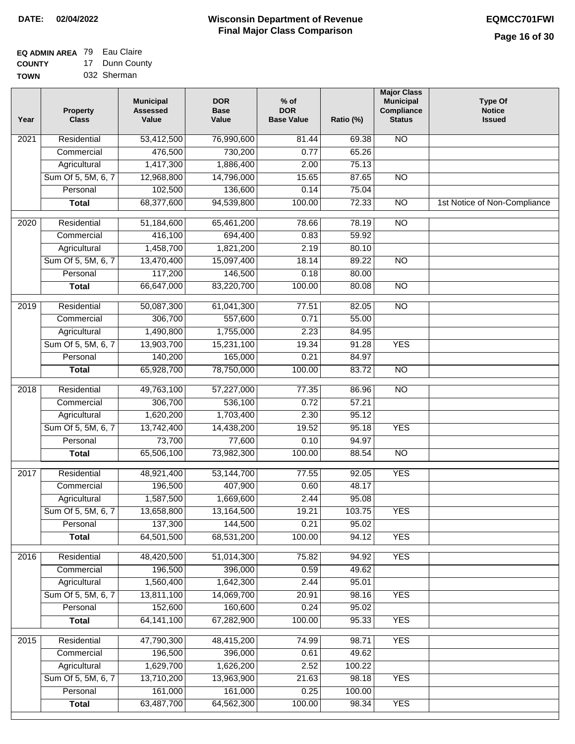**DATE:** 02/04/2022

# Wisconsin Department of Revenue
## Final Major Class Comparison

**EQMCC701FWI**

**EQ ADMIN AREA** 79 Eau Claire
**COUNTY** 17 Dunn County
**TOWN** 032 Sherman

| Year | Property Class | Municipal Assessed Value | DOR Base Value | % of DOR Base Value | Ratio (%) | Major Class Municipal Compliance Status | Type Of Notice Issued |
|---|---|---|---|---|---|---|---|
| 2021 | Residential | 53,412,500 | 76,990,600 | 81.44 | 69.38 | NO | |
| | Commercial | 476,500 | 730,200 | 0.77 | 65.26 | | |
| | Agricultural | 1,417,300 | 1,886,400 | 2.00 | 75.13 | | |
| | Sum Of 5, 5M, 6, 7 | 12,968,800 | 14,796,000 | 15.65 | 87.65 | NO | |
| | Personal | 102,500 | 136,600 | 0.14 | 75.04 | | |
| | **Total** | 68,377,600 | 94,539,800 | 100.00 | 72.33 | NO | 1st Notice of Non-Compliance |
| 2020 | Residential | 51,184,600 | 65,461,200 | 78.66 | 78.19 | NO | |
| | Commercial | 416,100 | 694,400 | 0.83 | 59.92 | | |
| | Agricultural | 1,458,700 | 1,821,200 | 2.19 | 80.10 | | |
| | Sum Of 5, 5M, 6, 7 | 13,470,400 | 15,097,400 | 18.14 | 89.22 | NO | |
| | Personal | 117,200 | 146,500 | 0.18 | 80.00 | | |
| | **Total** | 66,647,000 | 83,220,700 | 100.00 | 80.08 | NO | |
| 2019 | Residential | 50,087,300 | 61,041,300 | 77.51 | 82.05 | NO | |
| | Commercial | 306,700 | 557,600 | 0.71 | 55.00 | | |
| | Agricultural | 1,490,800 | 1,755,000 | 2.23 | 84.95 | | |
| | Sum Of 5, 5M, 6, 7 | 13,903,700 | 15,231,100 | 19.34 | 91.28 | YES | |
| | Personal | 140,200 | 165,000 | 0.21 | 84.97 | | |
| | **Total** | 65,928,700 | 78,750,000 | 100.00 | 83.72 | NO | |
| 2018 | Residential | 49,763,100 | 57,227,000 | 77.35 | 86.96 | NO | |
| | Commercial | 306,700 | 536,100 | 0.72 | 57.21 | | |
| | Agricultural | 1,620,200 | 1,703,400 | 2.30 | 95.12 | | |
| | Sum Of 5, 5M, 6, 7 | 13,742,400 | 14,438,200 | 19.52 | 95.18 | YES | |
| | Personal | 73,700 | 77,600 | 0.10 | 94.97 | | |
| | **Total** | 65,506,100 | 73,982,300 | 100.00 | 88.54 | NO | |
| 2017 | Residential | 48,921,400 | 53,144,700 | 77.55 | 92.05 | YES | |
| | Commercial | 196,500 | 407,900 | 0.60 | 48.17 | | |
| | Agricultural | 1,587,500 | 1,669,600 | 2.44 | 95.08 | | |
| | Sum Of 5, 5M, 6, 7 | 13,658,800 | 13,164,500 | 19.21 | 103.75 | YES | |
| | Personal | 137,300 | 144,500 | 0.21 | 95.02 | | |
| | **Total** | 64,501,500 | 68,531,200 | 100.00 | 94.12 | YES | |
| 2016 | Residential | 48,420,500 | 51,014,300 | 75.82 | 94.92 | YES | |
| | Commercial | 196,500 | 396,000 | 0.59 | 49.62 | | |
| | Agricultural | 1,560,400 | 1,642,300 | 2.44 | 95.01 | | |
| | Sum Of 5, 5M, 6, 7 | 13,811,100 | 14,069,700 | 20.91 | 98.16 | YES | |
| | Personal | 152,600 | 160,600 | 0.24 | 95.02 | | |
| | **Total** | 64,141,100 | 67,282,900 | 100.00 | 95.33 | YES | |
| 2015 | Residential | 47,790,300 | 48,415,200 | 74.99 | 98.71 | YES | |
| | Commercial | 196,500 | 396,000 | 0.61 | 49.62 | | |
| | Agricultural | 1,629,700 | 1,626,200 | 2.52 | 100.22 | | |
| | Sum Of 5, 5M, 6, 7 | 13,710,200 | 13,963,900 | 21.63 | 98.18 | YES | |
| | Personal | 161,000 | 161,000 | 0.25 | 100.00 | | |
| | **Total** | 63,487,700 | 64,562,300 | 100.00 | 98.34 | YES | |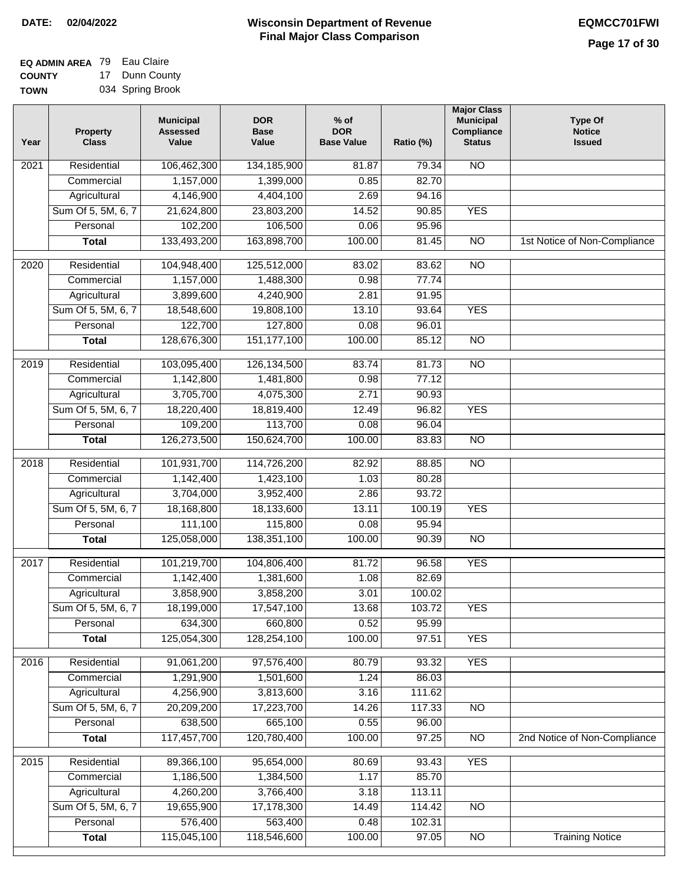**DATE: 02/04/2022**

# Wisconsin Department of Revenue Final Major Class Comparison

**EQMCC701FWI**

**EQ ADMIN AREA** 79 Eau Claire
**COUNTY** 17 Dunn County
**TOWN** 034 Spring Brook

| Year | Property Class | Municipal Assessed Value | DOR Base Value | % of DOR Base Value | Ratio (%) | Major Class Municipal Compliance Status | Type Of Notice Issued |
|---|---|---|---|---|---|---|---|
| 2021 | Residential | 106,462,300 | 134,185,900 | 81.87 | 79.34 | NO | |
| | Commercial | 1,157,000 | 1,399,000 | 0.85 | 82.70 | | |
| | Agricultural | 4,146,900 | 4,404,100 | 2.69 | 94.16 | | |
| | Sum Of 5, 5M, 6, 7 | 21,624,800 | 23,803,200 | 14.52 | 90.85 | YES | |
| | Personal | 102,200 | 106,500 | 0.06 | 95.96 | | |
| | **Total** | 133,493,200 | 163,898,700 | 100.00 | 81.45 | NO | 1st Notice of Non-Compliance |
| 2020 | Residential | 104,948,400 | 125,512,000 | 83.02 | 83.62 | NO | |
| | Commercial | 1,157,000 | 1,488,300 | 0.98 | 77.74 | | |
| | Agricultural | 3,899,600 | 4,240,900 | 2.81 | 91.95 | | |
| | Sum Of 5, 5M, 6, 7 | 18,548,600 | 19,808,100 | 13.10 | 93.64 | YES | |
| | Personal | 122,700 | 127,800 | 0.08 | 96.01 | | |
| | **Total** | 128,676,300 | 151,177,100 | 100.00 | 85.12 | NO | |
| 2019 | Residential | 103,095,400 | 126,134,500 | 83.74 | 81.73 | NO | |
| | Commercial | 1,142,800 | 1,481,800 | 0.98 | 77.12 | | |
| | Agricultural | 3,705,700 | 4,075,300 | 2.71 | 90.93 | | |
| | Sum Of 5, 5M, 6, 7 | 18,220,400 | 18,819,400 | 12.49 | 96.82 | YES | |
| | Personal | 109,200 | 113,700 | 0.08 | 96.04 | | |
| | **Total** | 126,273,500 | 150,624,700 | 100.00 | 83.83 | NO | |
| 2018 | Residential | 101,931,700 | 114,726,200 | 82.92 | 88.85 | NO | |
| | Commercial | 1,142,400 | 1,423,100 | 1.03 | 80.28 | | |
| | Agricultural | 3,704,000 | 3,952,400 | 2.86 | 93.72 | | |
| | Sum Of 5, 5M, 6, 7 | 18,168,800 | 18,133,600 | 13.11 | 100.19 | YES | |
| | Personal | 111,100 | 115,800 | 0.08 | 95.94 | | |
| | **Total** | 125,058,000 | 138,351,100 | 100.00 | 90.39 | NO | |
| 2017 | Residential | 101,219,700 | 104,806,400 | 81.72 | 96.58 | YES | |
| | Commercial | 1,142,400 | 1,381,600 | 1.08 | 82.69 | | |
| | Agricultural | 3,858,900 | 3,858,200 | 3.01 | 100.02 | | |
| | Sum Of 5, 5M, 6, 7 | 18,199,000 | 17,547,100 | 13.68 | 103.72 | YES | |
| | Personal | 634,300 | 660,800 | 0.52 | 95.99 | | |
| | **Total** | 125,054,300 | 128,254,100 | 100.00 | 97.51 | YES | |
| 2016 | Residential | 91,061,200 | 97,576,400 | 80.79 | 93.32 | YES | |
| | Commercial | 1,291,900 | 1,501,600 | 1.24 | 86.03 | | |
| | Agricultural | 4,256,900 | 3,813,600 | 3.16 | 111.62 | | |
| | Sum Of 5, 5M, 6, 7 | 20,209,200 | 17,223,700 | 14.26 | 117.33 | NO | |
| | Personal | 638,500 | 665,100 | 0.55 | 96.00 | | |
| | **Total** | 117,457,700 | 120,780,400 | 100.00 | 97.25 | NO | 2nd Notice of Non-Compliance |
| 2015 | Residential | 89,366,100 | 95,654,000 | 80.69 | 93.43 | YES | |
| | Commercial | 1,186,500 | 1,384,500 | 1.17 | 85.70 | | |
| | Agricultural | 4,260,200 | 3,766,400 | 3.18 | 113.11 | | |
| | Sum Of 5, 5M, 6, 7 | 19,655,900 | 17,178,300 | 14.49 | 114.42 | NO | |
| | Personal | 576,400 | 563,400 | 0.48 | 102.31 | | |
| | **Total** | 115,045,100 | 118,546,600 | 100.00 | 97.05 | NO | Training Notice |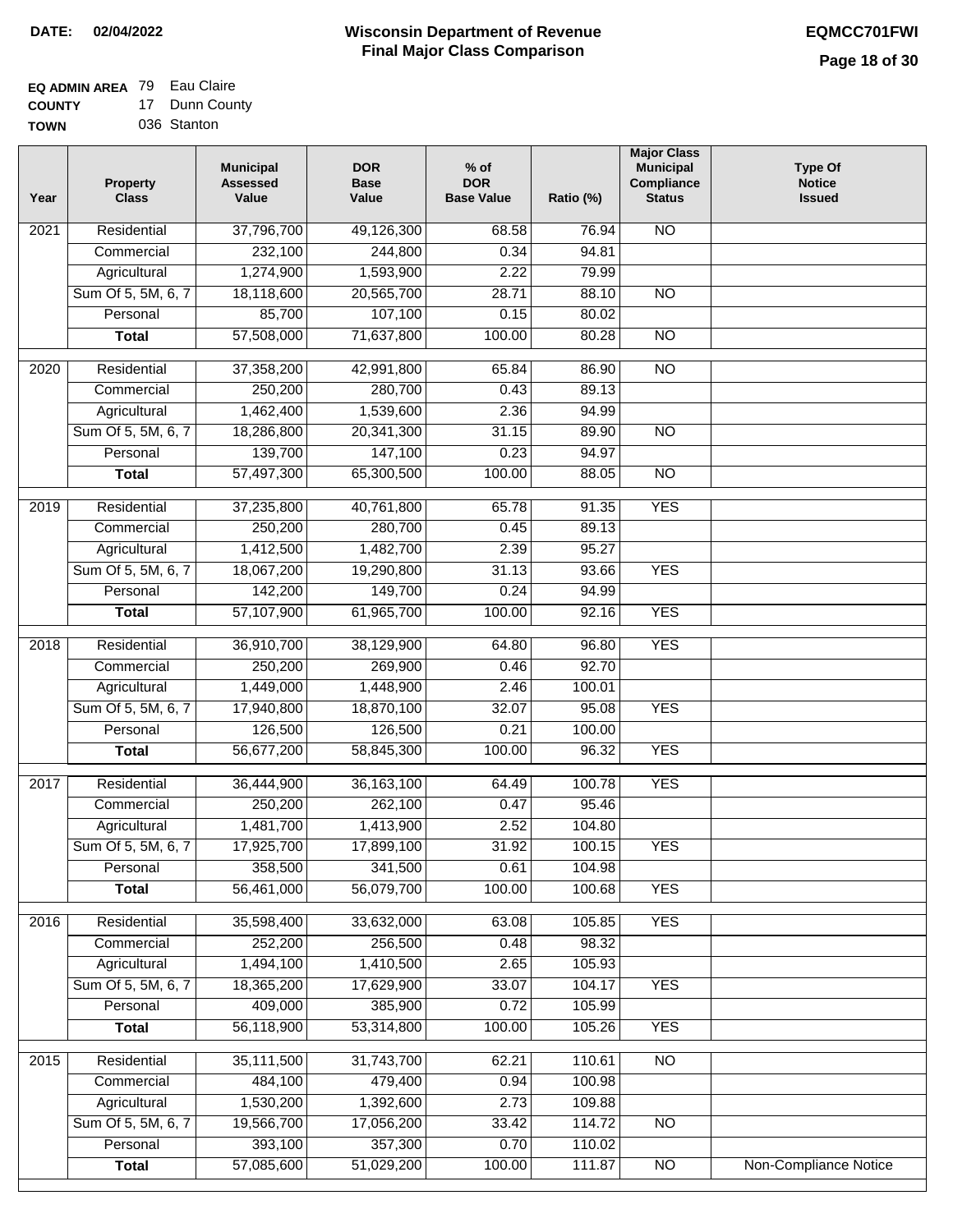**DATE: 02/04/2022**

# Wisconsin Department of Revenue
## Final Major Class Comparison

**EQMCC701FWI**

**EQ ADMIN AREA** 79 Eau Claire
**COUNTY** 17 Dunn County
**TOWN** 036 Stanton

| Year | Property Class | Municipal Assessed Value | DOR Base Value | % of DOR Base Value | Ratio (%) | Major Class Municipal Compliance Status | Type Of Notice Issued |
|---|---|---|---|---|---|---|---|
| 2021 | Residential | 37,796,700 | 49,126,300 | 68.58 | 76.94 | NO | |
| | Commercial | 232,100 | 244,800 | 0.34 | 94.81 | | |
| | Agricultural | 1,274,900 | 1,593,900 | 2.22 | 79.99 | | |
| | Sum Of 5, 5M, 6, 7 | 18,118,600 | 20,565,700 | 28.71 | 88.10 | NO | |
| | Personal | 85,700 | 107,100 | 0.15 | 80.02 | | |
| | **Total** | 57,508,000 | 71,637,800 | 100.00 | 80.28 | NO | |
| 2020 | Residential | 37,358,200 | 42,991,800 | 65.84 | 86.90 | NO | |
| | Commercial | 250,200 | 280,700 | 0.43 | 89.13 | | |
| | Agricultural | 1,462,400 | 1,539,600 | 2.36 | 94.99 | | |
| | Sum Of 5, 5M, 6, 7 | 18,286,800 | 20,341,300 | 31.15 | 89.90 | NO | |
| | Personal | 139,700 | 147,100 | 0.23 | 94.97 | | |
| | **Total** | 57,497,300 | 65,300,500 | 100.00 | 88.05 | NO | |
| 2019 | Residential | 37,235,800 | 40,761,800 | 65.78 | 91.35 | YES | |
| | Commercial | 250,200 | 280,700 | 0.45 | 89.13 | | |
| | Agricultural | 1,412,500 | 1,482,700 | 2.39 | 95.27 | | |
| | Sum Of 5, 5M, 6, 7 | 18,067,200 | 19,290,800 | 31.13 | 93.66 | YES | |
| | Personal | 142,200 | 149,700 | 0.24 | 94.99 | | |
| | **Total** | 57,107,900 | 61,965,700 | 100.00 | 92.16 | YES | |
| 2018 | Residential | 36,910,700 | 38,129,900 | 64.80 | 96.80 | YES | |
| | Commercial | 250,200 | 269,900 | 0.46 | 92.70 | | |
| | Agricultural | 1,449,000 | 1,448,900 | 2.46 | 100.01 | | |
| | Sum Of 5, 5M, 6, 7 | 17,940,800 | 18,870,100 | 32.07 | 95.08 | YES | |
| | Personal | 126,500 | 126,500 | 0.21 | 100.00 | | |
| | **Total** | 56,677,200 | 58,845,300 | 100.00 | 96.32 | YES | |
| 2017 | Residential | 36,444,900 | 36,163,100 | 64.49 | 100.78 | YES | |
| | Commercial | 250,200 | 262,100 | 0.47 | 95.46 | | |
| | Agricultural | 1,481,700 | 1,413,900 | 2.52 | 104.80 | | |
| | Sum Of 5, 5M, 6, 7 | 17,925,700 | 17,899,100 | 31.92 | 100.15 | YES | |
| | Personal | 358,500 | 341,500 | 0.61 | 104.98 | | |
| | **Total** | 56,461,000 | 56,079,700 | 100.00 | 100.68 | YES | |
| 2016 | Residential | 35,598,400 | 33,632,000 | 63.08 | 105.85 | YES | |
| | Commercial | 252,200 | 256,500 | 0.48 | 98.32 | | |
| | Agricultural | 1,494,100 | 1,410,500 | 2.65 | 105.93 | | |
| | Sum Of 5, 5M, 6, 7 | 18,365,200 | 17,629,900 | 33.07 | 104.17 | YES | |
| | Personal | 409,000 | 385,900 | 0.72 | 105.99 | | |
| | **Total** | 56,118,900 | 53,314,800 | 100.00 | 105.26 | YES | |
| 2015 | Residential | 35,111,500 | 31,743,700 | 62.21 | 110.61 | NO | |
| | Commercial | 484,100 | 479,400 | 0.94 | 100.98 | | |
| | Agricultural | 1,530,200 | 1,392,600 | 2.73 | 109.88 | | |
| | Sum Of 5, 5M, 6, 7 | 19,566,700 | 17,056,200 | 33.42 | 114.72 | NO | |
| | Personal | 393,100 | 357,300 | 0.70 | 110.02 | | |
| | **Total** | 57,085,600 | 51,029,200 | 100.00 | 111.87 | NO | Non-Compliance Notice |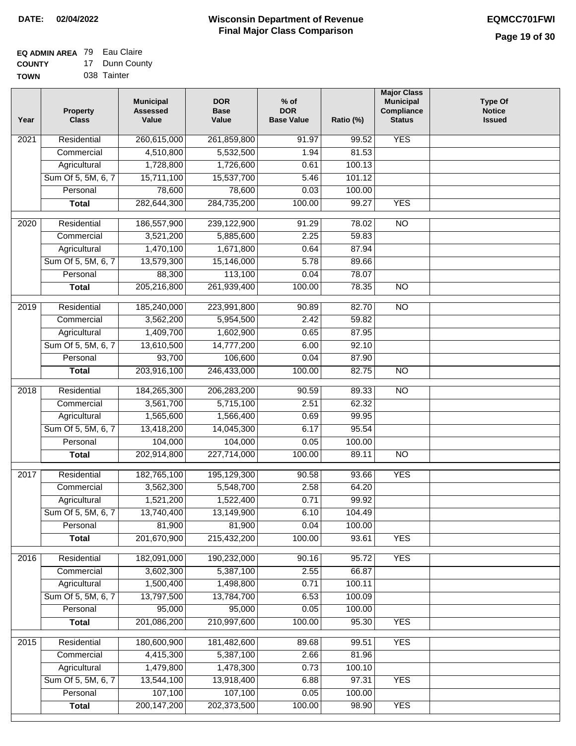**DATE:** 02/04/2022

# Wisconsin Department of Revenue
## Final Major Class Comparison

**EQMCC701FWI**

**EQ ADMIN AREA** 79 Eau Claire
**COUNTY** 17 Dunn County
**TOWN** 038 Tainter

| Year | Property Class | Municipal Assessed Value | DOR Base Value | % of DOR Base Value | Ratio (%) | Major Class Municipal Compliance Status | Type Of Notice Issued |
|---|---|---|---|---|---|---|---|
| 2021 | Residential | 260,615,000 | 261,859,800 | 91.97 | 99.52 | YES | |
| | Commercial | 4,510,800 | 5,532,500 | 1.94 | 81.53 | | |
| | Agricultural | 1,728,800 | 1,726,600 | 0.61 | 100.13 | | |
| | Sum Of 5, 5M, 6, 7 | 15,711,100 | 15,537,700 | 5.46 | 101.12 | | |
| | Personal | 78,600 | 78,600 | 0.03 | 100.00 | | |
| | **Total** | 282,644,300 | 284,735,200 | 100.00 | 99.27 | YES | |
| 2020 | Residential | 186,557,900 | 239,122,900 | 91.29 | 78.02 | NO | |
| | Commercial | 3,521,200 | 5,885,600 | 2.25 | 59.83 | | |
| | Agricultural | 1,470,100 | 1,671,800 | 0.64 | 87.94 | | |
| | Sum Of 5, 5M, 6, 7 | 13,579,300 | 15,146,000 | 5.78 | 89.66 | | |
| | Personal | 88,300 | 113,100 | 0.04 | 78.07 | | |
| | **Total** | 205,216,800 | 261,939,400 | 100.00 | 78.35 | NO | |
| 2019 | Residential | 185,240,000 | 223,991,800 | 90.89 | 82.70 | NO | |
| | Commercial | 3,562,200 | 5,954,500 | 2.42 | 59.82 | | |
| | Agricultural | 1,409,700 | 1,602,900 | 0.65 | 87.95 | | |
| | Sum Of 5, 5M, 6, 7 | 13,610,500 | 14,777,200 | 6.00 | 92.10 | | |
| | Personal | 93,700 | 106,600 | 0.04 | 87.90 | | |
| | **Total** | 203,916,100 | 246,433,000 | 100.00 | 82.75 | NO | |
| 2018 | Residential | 184,265,300 | 206,283,200 | 90.59 | 89.33 | NO | |
| | Commercial | 3,561,700 | 5,715,100 | 2.51 | 62.32 | | |
| | Agricultural | 1,565,600 | 1,566,400 | 0.69 | 99.95 | | |
| | Sum Of 5, 5M, 6, 7 | 13,418,200 | 14,045,300 | 6.17 | 95.54 | | |
| | Personal | 104,000 | 104,000 | 0.05 | 100.00 | | |
| | **Total** | 202,914,800 | 227,714,000 | 100.00 | 89.11 | NO | |
| 2017 | Residential | 182,765,100 | 195,129,300 | 90.58 | 93.66 | YES | |
| | Commercial | 3,562,300 | 5,548,700 | 2.58 | 64.20 | | |
| | Agricultural | 1,521,200 | 1,522,400 | 0.71 | 99.92 | | |
| | Sum Of 5, 5M, 6, 7 | 13,740,400 | 13,149,900 | 6.10 | 104.49 | | |
| | Personal | 81,900 | 81,900 | 0.04 | 100.00 | | |
| | **Total** | 201,670,900 | 215,432,200 | 100.00 | 93.61 | YES | |
| 2016 | Residential | 182,091,000 | 190,232,000 | 90.16 | 95.72 | YES | |
| | Commercial | 3,602,300 | 5,387,100 | 2.55 | 66.87 | | |
| | Agricultural | 1,500,400 | 1,498,800 | 0.71 | 100.11 | | |
| | Sum Of 5, 5M, 6, 7 | 13,797,500 | 13,784,700 | 6.53 | 100.09 | | |
| | Personal | 95,000 | 95,000 | 0.05 | 100.00 | | |
| | **Total** | 201,086,200 | 210,997,600 | 100.00 | 95.30 | YES | |
| 2015 | Residential | 180,600,900 | 181,482,600 | 89.68 | 99.51 | YES | |
| | Commercial | 4,415,300 | 5,387,100 | 2.66 | 81.96 | | |
| | Agricultural | 1,479,800 | 1,478,300 | 0.73 | 100.10 | | |
| | Sum Of 5, 5M, 6, 7 | 13,544,100 | 13,918,400 | 6.88 | 97.31 | YES | |
| | Personal | 107,100 | 107,100 | 0.05 | 100.00 | | |
| | **Total** | 200,147,200 | 202,373,500 | 100.00 | 98.90 | YES | |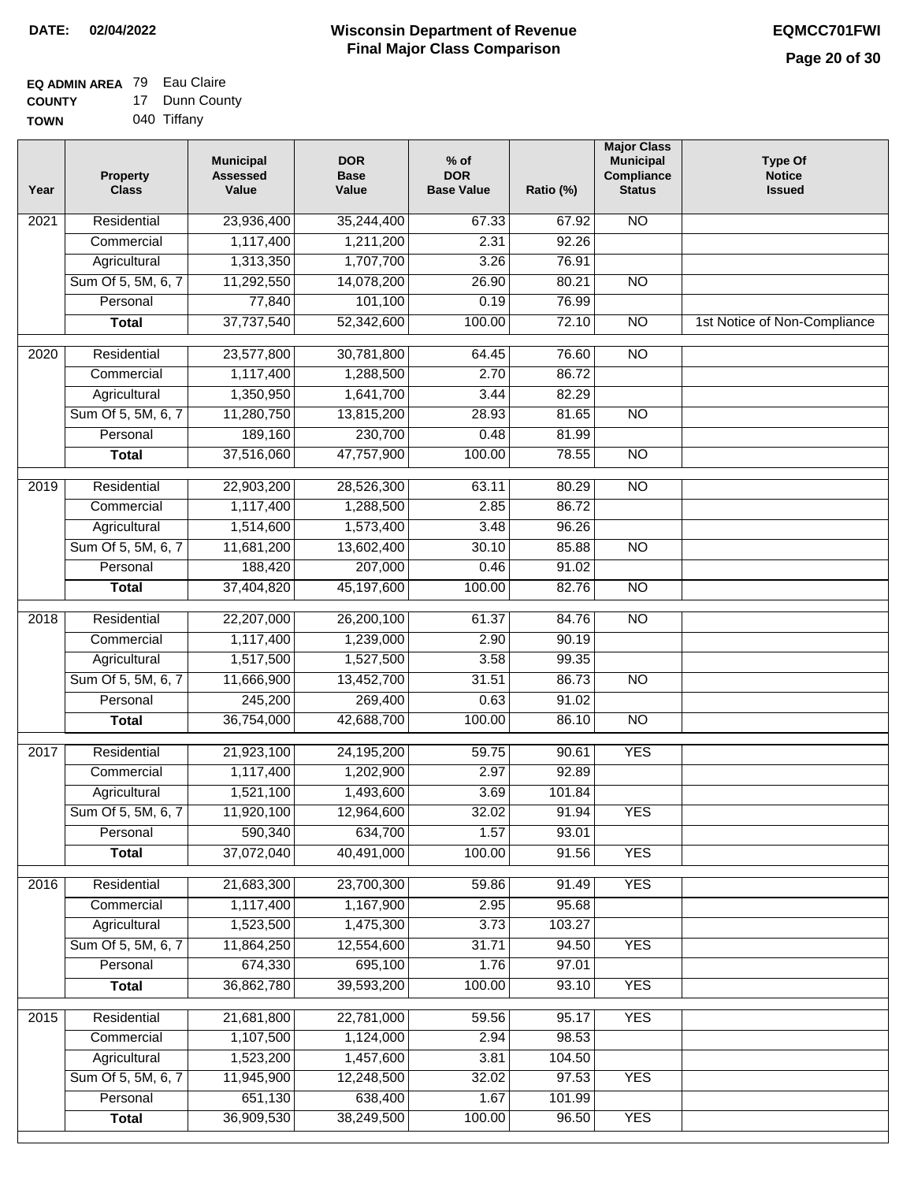**DATE: 02/04/2022**

# Wisconsin Department of Revenue
## Final Major Class Comparison

**EQMCC701FWI**

**EQ ADMIN AREA** 79 Eau Claire
**COUNTY** 17 Dunn County
**TOWN** 040 Tiffany

| Year | Property Class | Municipal Assessed Value | DOR Base Value | % of DOR Base Value | Ratio (%) | Major Class Municipal Compliance Status | Type Of Notice Issued |
|---|---|---|---|---|---|---|---|
| 2021 | Residential | 23,936,400 | 35,244,400 | 67.33 | 67.92 | NO | |
| | Commercial | 1,117,400 | 1,211,200 | 2.31 | 92.26 | | |
| | Agricultural | 1,313,350 | 1,707,700 | 3.26 | 76.91 | | |
| | Sum Of 5, 5M, 6, 7 | 11,292,550 | 14,078,200 | 26.90 | 80.21 | NO | |
| | Personal | 77,840 | 101,100 | 0.19 | 76.99 | | |
| | **Total** | 37,737,540 | 52,342,600 | 100.00 | 72.10 | NO | 1st Notice of Non-Compliance |
| 2020 | Residential | 23,577,800 | 30,781,800 | 64.45 | 76.60 | NO | |
| | Commercial | 1,117,400 | 1,288,500 | 2.70 | 86.72 | | |
| | Agricultural | 1,350,950 | 1,641,700 | 3.44 | 82.29 | | |
| | Sum Of 5, 5M, 6, 7 | 11,280,750 | 13,815,200 | 28.93 | 81.65 | NO | |
| | Personal | 189,160 | 230,700 | 0.48 | 81.99 | | |
| | **Total** | 37,516,060 | 47,757,900 | 100.00 | 78.55 | NO | |
| 2019 | Residential | 22,903,200 | 28,526,300 | 63.11 | 80.29 | NO | |
| | Commercial | 1,117,400 | 1,288,500 | 2.85 | 86.72 | | |
| | Agricultural | 1,514,600 | 1,573,400 | 3.48 | 96.26 | | |
| | Sum Of 5, 5M, 6, 7 | 11,681,200 | 13,602,400 | 30.10 | 85.88 | NO | |
| | Personal | 188,420 | 207,000 | 0.46 | 91.02 | | |
| | **Total** | 37,404,820 | 45,197,600 | 100.00 | 82.76 | NO | |
| 2018 | Residential | 22,207,000 | 26,200,100 | 61.37 | 84.76 | NO | |
| | Commercial | 1,117,400 | 1,239,000 | 2.90 | 90.19 | | |
| | Agricultural | 1,517,500 | 1,527,500 | 3.58 | 99.35 | | |
| | Sum Of 5, 5M, 6, 7 | 11,666,900 | 13,452,700 | 31.51 | 86.73 | NO | |
| | Personal | 245,200 | 269,400 | 0.63 | 91.02 | | |
| | **Total** | 36,754,000 | 42,688,700 | 100.00 | 86.10 | NO | |
| 2017 | Residential | 21,923,100 | 24,195,200 | 59.75 | 90.61 | YES | |
| | Commercial | 1,117,400 | 1,202,900 | 2.97 | 92.89 | | |
| | Agricultural | 1,521,100 | 1,493,600 | 3.69 | 101.84 | | |
| | Sum Of 5, 5M, 6, 7 | 11,920,100 | 12,964,600 | 32.02 | 91.94 | YES | |
| | Personal | 590,340 | 634,700 | 1.57 | 93.01 | | |
| | **Total** | 37,072,040 | 40,491,000 | 100.00 | 91.56 | YES | |
| 2016 | Residential | 21,683,300 | 23,700,300 | 59.86 | 91.49 | YES | |
| | Commercial | 1,117,400 | 1,167,900 | 2.95 | 95.68 | | |
| | Agricultural | 1,523,500 | 1,475,300 | 3.73 | 103.27 | | |
| | Sum Of 5, 5M, 6, 7 | 11,864,250 | 12,554,600 | 31.71 | 94.50 | YES | |
| | Personal | 674,330 | 695,100 | 1.76 | 97.01 | | |
| | **Total** | 36,862,780 | 39,593,200 | 100.00 | 93.10 | YES | |
| 2015 | Residential | 21,681,800 | 22,781,000 | 59.56 | 95.17 | YES | |
| | Commercial | 1,107,500 | 1,124,000 | 2.94 | 98.53 | | |
| | Agricultural | 1,523,200 | 1,457,600 | 3.81 | 104.50 | | |
| | Sum Of 5, 5M, 6, 7 | 11,945,900 | 12,248,500 | 32.02 | 97.53 | YES | |
| | Personal | 651,130 | 638,400 | 1.67 | 101.99 | | |
| | **Total** | 36,909,530 | 38,249,500 | 100.00 | 96.50 | YES | |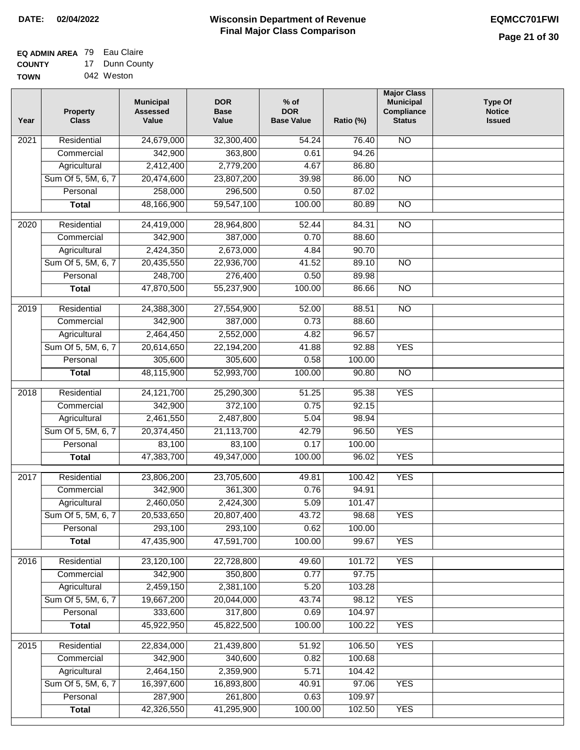**DATE: 02/04/2022**

# Wisconsin Department of Revenue
## Final Major Class Comparison

**EQMCC701FWI**

**EQ ADMIN AREA** 79 Eau Claire
**COUNTY** 17 Dunn County
**TOWN** 042 Weston

| Year | Property Class | Municipal Assessed Value | DOR Base Value | % of DOR Base Value | Ratio (%) | Major Class Municipal Compliance Status | Type Of Notice Issued |
|---|---|---|---|---|---|---|---|
| 2021 | Residential | 24,679,000 | 32,300,400 | 54.24 | 76.40 | NO | |
| | Commercial | 342,900 | 363,800 | 0.61 | 94.26 | | |
| | Agricultural | 2,412,400 | 2,779,200 | 4.67 | 86.80 | | |
| | Sum Of 5, 5M, 6, 7 | 20,474,600 | 23,807,200 | 39.98 | 86.00 | NO | |
| | Personal | 258,000 | 296,500 | 0.50 | 87.02 | | |
| | **Total** | 48,166,900 | 59,547,100 | 100.00 | 80.89 | NO | |
| 2020 | Residential | 24,419,000 | 28,964,800 | 52.44 | 84.31 | NO | |
| | Commercial | 342,900 | 387,000 | 0.70 | 88.60 | | |
| | Agricultural | 2,424,350 | 2,673,000 | 4.84 | 90.70 | | |
| | Sum Of 5, 5M, 6, 7 | 20,435,550 | 22,936,700 | 41.52 | 89.10 | NO | |
| | Personal | 248,700 | 276,400 | 0.50 | 89.98 | | |
| | **Total** | 47,870,500 | 55,237,900 | 100.00 | 86.66 | NO | |
| 2019 | Residential | 24,388,300 | 27,554,900 | 52.00 | 88.51 | NO | |
| | Commercial | 342,900 | 387,000 | 0.73 | 88.60 | | |
| | Agricultural | 2,464,450 | 2,552,000 | 4.82 | 96.57 | | |
| | Sum Of 5, 5M, 6, 7 | 20,614,650 | 22,194,200 | 41.88 | 92.88 | YES | |
| | Personal | 305,600 | 305,600 | 0.58 | 100.00 | | |
| | **Total** | 48,115,900 | 52,993,700 | 100.00 | 90.80 | NO | |
| 2018 | Residential | 24,121,700 | 25,290,300 | 51.25 | 95.38 | YES | |
| | Commercial | 342,900 | 372,100 | 0.75 | 92.15 | | |
| | Agricultural | 2,461,550 | 2,487,800 | 5.04 | 98.94 | | |
| | Sum Of 5, 5M, 6, 7 | 20,374,450 | 21,113,700 | 42.79 | 96.50 | YES | |
| | Personal | 83,100 | 83,100 | 0.17 | 100.00 | | |
| | **Total** | 47,383,700 | 49,347,000 | 100.00 | 96.02 | YES | |
| 2017 | Residential | 23,806,200 | 23,705,600 | 49.81 | 100.42 | YES | |
| | Commercial | 342,900 | 361,300 | 0.76 | 94.91 | | |
| | Agricultural | 2,460,050 | 2,424,300 | 5.09 | 101.47 | | |
| | Sum Of 5, 5M, 6, 7 | 20,533,650 | 20,807,400 | 43.72 | 98.68 | YES | |
| | Personal | 293,100 | 293,100 | 0.62 | 100.00 | | |
| | **Total** | 47,435,900 | 47,591,700 | 100.00 | 99.67 | YES | |
| 2016 | Residential | 23,120,100 | 22,728,800 | 49.60 | 101.72 | YES | |
| | Commercial | 342,900 | 350,800 | 0.77 | 97.75 | | |
| | Agricultural | 2,459,150 | 2,381,100 | 5.20 | 103.28 | | |
| | Sum Of 5, 5M, 6, 7 | 19,667,200 | 20,044,000 | 43.74 | 98.12 | YES | |
| | Personal | 333,600 | 317,800 | 0.69 | 104.97 | | |
| | **Total** | 45,922,950 | 45,822,500 | 100.00 | 100.22 | YES | |
| 2015 | Residential | 22,834,000 | 21,439,800 | 51.92 | 106.50 | YES | |
| | Commercial | 342,900 | 340,600 | 0.82 | 100.68 | | |
| | Agricultural | 2,464,150 | 2,359,900 | 5.71 | 104.42 | | |
| | Sum Of 5, 5M, 6, 7 | 16,397,600 | 16,893,800 | 40.91 | 97.06 | YES | |
| | Personal | 287,900 | 261,800 | 0.63 | 109.97 | | |
| | **Total** | 42,326,550 | 41,295,900 | 100.00 | 102.50 | YES | |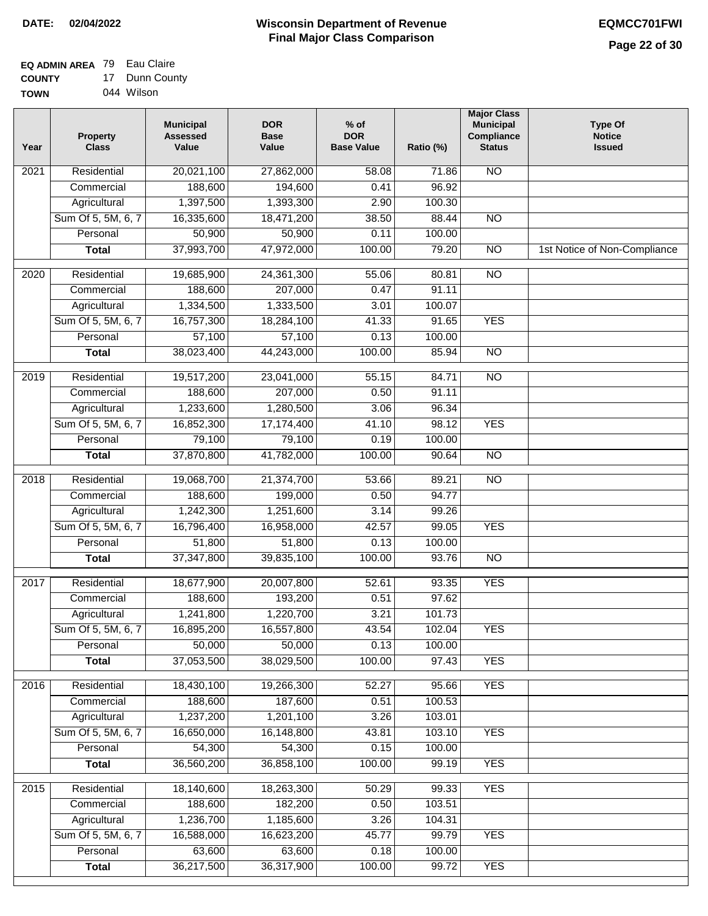**DATE: 02/04/2022**

# Wisconsin Department of Revenue
## Final Major Class Comparison

**EQMCC701FWI**

**EQ ADMIN AREA** 79 Eau Claire
**COUNTY** 17 Dunn County
**TOWN** 044 Wilson

| Year | Property Class | Municipal Assessed Value | DOR Base Value | % of DOR Base Value | Ratio (%) | Major Class Municipal Compliance Status | Type Of Notice Issued |
|---|---|---|---|---|---|---|---|
| 2021 | Residential | 20,021,100 | 27,862,000 | 58.08 | 71.86 | NO | |
| | Commercial | 188,600 | 194,600 | 0.41 | 96.92 | | |
| | Agricultural | 1,397,500 | 1,393,300 | 2.90 | 100.30 | | |
| | Sum Of 5, 5M, 6, 7 | 16,335,600 | 18,471,200 | 38.50 | 88.44 | NO | |
| | Personal | 50,900 | 50,900 | 0.11 | 100.00 | | |
| | **Total** | 37,993,700 | 47,972,000 | 100.00 | 79.20 | NO | 1st Notice of Non-Compliance |
| 2020 | Residential | 19,685,900 | 24,361,300 | 55.06 | 80.81 | NO | |
| | Commercial | 188,600 | 207,000 | 0.47 | 91.11 | | |
| | Agricultural | 1,334,500 | 1,333,500 | 3.01 | 100.07 | | |
| | Sum Of 5, 5M, 6, 7 | 16,757,300 | 18,284,100 | 41.33 | 91.65 | YES | |
| | Personal | 57,100 | 57,100 | 0.13 | 100.00 | | |
| | **Total** | 38,023,400 | 44,243,000 | 100.00 | 85.94 | NO | |
| 2019 | Residential | 19,517,200 | 23,041,000 | 55.15 | 84.71 | NO | |
| | Commercial | 188,600 | 207,000 | 0.50 | 91.11 | | |
| | Agricultural | 1,233,600 | 1,280,500 | 3.06 | 96.34 | | |
| | Sum Of 5, 5M, 6, 7 | 16,852,300 | 17,174,400 | 41.10 | 98.12 | YES | |
| | Personal | 79,100 | 79,100 | 0.19 | 100.00 | | |
| | **Total** | 37,870,800 | 41,782,000 | 100.00 | 90.64 | NO | |
| 2018 | Residential | 19,068,700 | 21,374,700 | 53.66 | 89.21 | NO | |
| | Commercial | 188,600 | 199,000 | 0.50 | 94.77 | | |
| | Agricultural | 1,242,300 | 1,251,600 | 3.14 | 99.26 | | |
| | Sum Of 5, 5M, 6, 7 | 16,796,400 | 16,958,000 | 42.57 | 99.05 | YES | |
| | Personal | 51,800 | 51,800 | 0.13 | 100.00 | | |
| | **Total** | 37,347,800 | 39,835,100 | 100.00 | 93.76 | NO | |
| 2017 | Residential | 18,677,900 | 20,007,800 | 52.61 | 93.35 | YES | |
| | Commercial | 188,600 | 193,200 | 0.51 | 97.62 | | |
| | Agricultural | 1,241,800 | 1,220,700 | 3.21 | 101.73 | | |
| | Sum Of 5, 5M, 6, 7 | 16,895,200 | 16,557,800 | 43.54 | 102.04 | YES | |
| | Personal | 50,000 | 50,000 | 0.13 | 100.00 | | |
| | **Total** | 37,053,500 | 38,029,500 | 100.00 | 97.43 | YES | |
| 2016 | Residential | 18,430,100 | 19,266,300 | 52.27 | 95.66 | YES | |
| | Commercial | 188,600 | 187,600 | 0.51 | 100.53 | | |
| | Agricultural | 1,237,200 | 1,201,100 | 3.26 | 103.01 | | |
| | Sum Of 5, 5M, 6, 7 | 16,650,000 | 16,148,800 | 43.81 | 103.10 | YES | |
| | Personal | 54,300 | 54,300 | 0.15 | 100.00 | | |
| | **Total** | 36,560,200 | 36,858,100 | 100.00 | 99.19 | YES | |
| 2015 | Residential | 18,140,600 | 18,263,300 | 50.29 | 99.33 | YES | |
| | Commercial | 188,600 | 182,200 | 0.50 | 103.51 | | |
| | Agricultural | 1,236,700 | 1,185,600 | 3.26 | 104.31 | | |
| | Sum Of 5, 5M, 6, 7 | 16,588,000 | 16,623,200 | 45.77 | 99.79 | YES | |
| | Personal | 63,600 | 63,600 | 0.18 | 100.00 | | |
| | **Total** | 36,217,500 | 36,317,900 | 100.00 | 99.72 | YES | |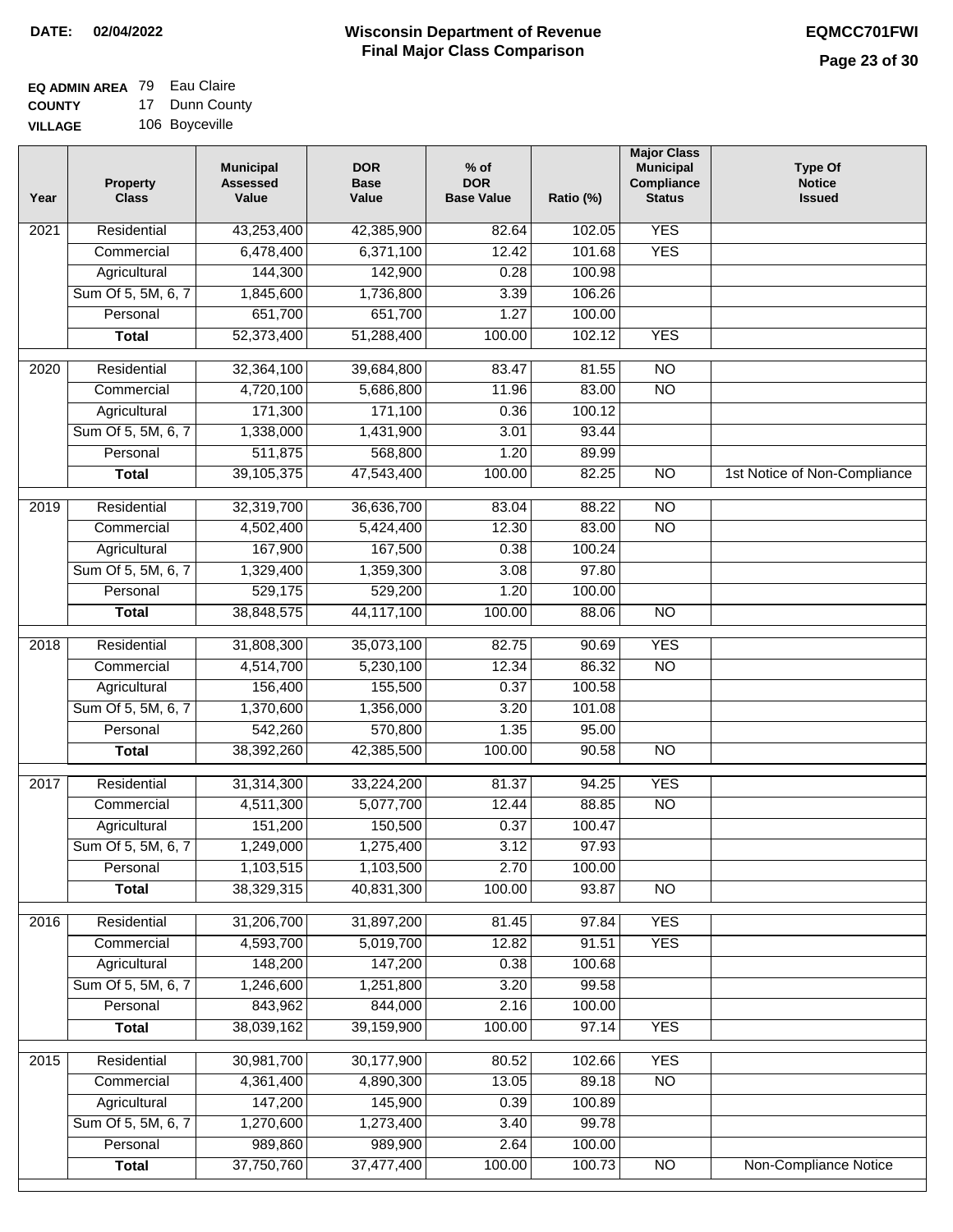**DATE: 02/04/2022**

# Wisconsin Department of Revenue
## Final Major Class Comparison

**EQMCC701FWI**

**EQ ADMIN AREA** 79 Eau Claire
**COUNTY** 17 Dunn County
**VILLAGE** 106 Boyceville

| Year | Property Class | Municipal Assessed Value | DOR Base Value | % of DOR Base Value | Ratio (%) | Major Class Municipal Compliance Status | Type Of Notice Issued |
|---|---|---|---|---|---|---|---|
| 2021 | Residential | 43,253,400 | 42,385,900 | 82.64 | 102.05 | YES | |
| | Commercial | 6,478,400 | 6,371,100 | 12.42 | 101.68 | YES | |
| | Agricultural | 144,300 | 142,900 | 0.28 | 100.98 | | |
| | Sum Of 5, 5M, 6, 7 | 1,845,600 | 1,736,800 | 3.39 | 106.26 | | |
| | Personal | 651,700 | 651,700 | 1.27 | 100.00 | | |
| | **Total** | 52,373,400 | 51,288,400 | 100.00 | 102.12 | YES | |
| 2020 | Residential | 32,364,100 | 39,684,800 | 83.47 | 81.55 | NO | |
| | Commercial | 4,720,100 | 5,686,800 | 11.96 | 83.00 | NO | |
| | Agricultural | 171,300 | 171,100 | 0.36 | 100.12 | | |
| | Sum Of 5, 5M, 6, 7 | 1,338,000 | 1,431,900 | 3.01 | 93.44 | | |
| | Personal | 511,875 | 568,800 | 1.20 | 89.99 | | |
| | **Total** | 39,105,375 | 47,543,400 | 100.00 | 82.25 | NO | 1st Notice of Non-Compliance |
| 2019 | Residential | 32,319,700 | 36,636,700 | 83.04 | 88.22 | NO | |
| | Commercial | 4,502,400 | 5,424,400 | 12.30 | 83.00 | NO | |
| | Agricultural | 167,900 | 167,500 | 0.38 | 100.24 | | |
| | Sum Of 5, 5M, 6, 7 | 1,329,400 | 1,359,300 | 3.08 | 97.80 | | |
| | Personal | 529,175 | 529,200 | 1.20 | 100.00 | | |
| | **Total** | 38,848,575 | 44,117,100 | 100.00 | 88.06 | NO | |
| 2018 | Residential | 31,808,300 | 35,073,100 | 82.75 | 90.69 | YES | |
| | Commercial | 4,514,700 | 5,230,100 | 12.34 | 86.32 | NO | |
| | Agricultural | 156,400 | 155,500 | 0.37 | 100.58 | | |
| | Sum Of 5, 5M, 6, 7 | 1,370,600 | 1,356,000 | 3.20 | 101.08 | | |
| | Personal | 542,260 | 570,800 | 1.35 | 95.00 | | |
| | **Total** | 38,392,260 | 42,385,500 | 100.00 | 90.58 | NO | |
| 2017 | Residential | 31,314,300 | 33,224,200 | 81.37 | 94.25 | YES | |
| | Commercial | 4,511,300 | 5,077,700 | 12.44 | 88.85 | NO | |
| | Agricultural | 151,200 | 150,500 | 0.37 | 100.47 | | |
| | Sum Of 5, 5M, 6, 7 | 1,249,000 | 1,275,400 | 3.12 | 97.93 | | |
| | Personal | 1,103,515 | 1,103,500 | 2.70 | 100.00 | | |
| | **Total** | 38,329,315 | 40,831,300 | 100.00 | 93.87 | NO | |
| 2016 | Residential | 31,206,700 | 31,897,200 | 81.45 | 97.84 | YES | |
| | Commercial | 4,593,700 | 5,019,700 | 12.82 | 91.51 | YES | |
| | Agricultural | 148,200 | 147,200 | 0.38 | 100.68 | | |
| | Sum Of 5, 5M, 6, 7 | 1,246,600 | 1,251,800 | 3.20 | 99.58 | | |
| | Personal | 843,962 | 844,000 | 2.16 | 100.00 | | |
| | **Total** | 38,039,162 | 39,159,900 | 100.00 | 97.14 | YES | |
| 2015 | Residential | 30,981,700 | 30,177,900 | 80.52 | 102.66 | YES | |
| | Commercial | 4,361,400 | 4,890,300 | 13.05 | 89.18 | NO | |
| | Agricultural | 147,200 | 145,900 | 0.39 | 100.89 | | |
| | Sum Of 5, 5M, 6, 7 | 1,270,600 | 1,273,400 | 3.40 | 99.78 | | |
| | Personal | 989,860 | 989,900 | 2.64 | 100.00 | | |
| | **Total** | 37,750,760 | 37,477,400 | 100.00 | 100.73 | NO | Non-Compliance Notice |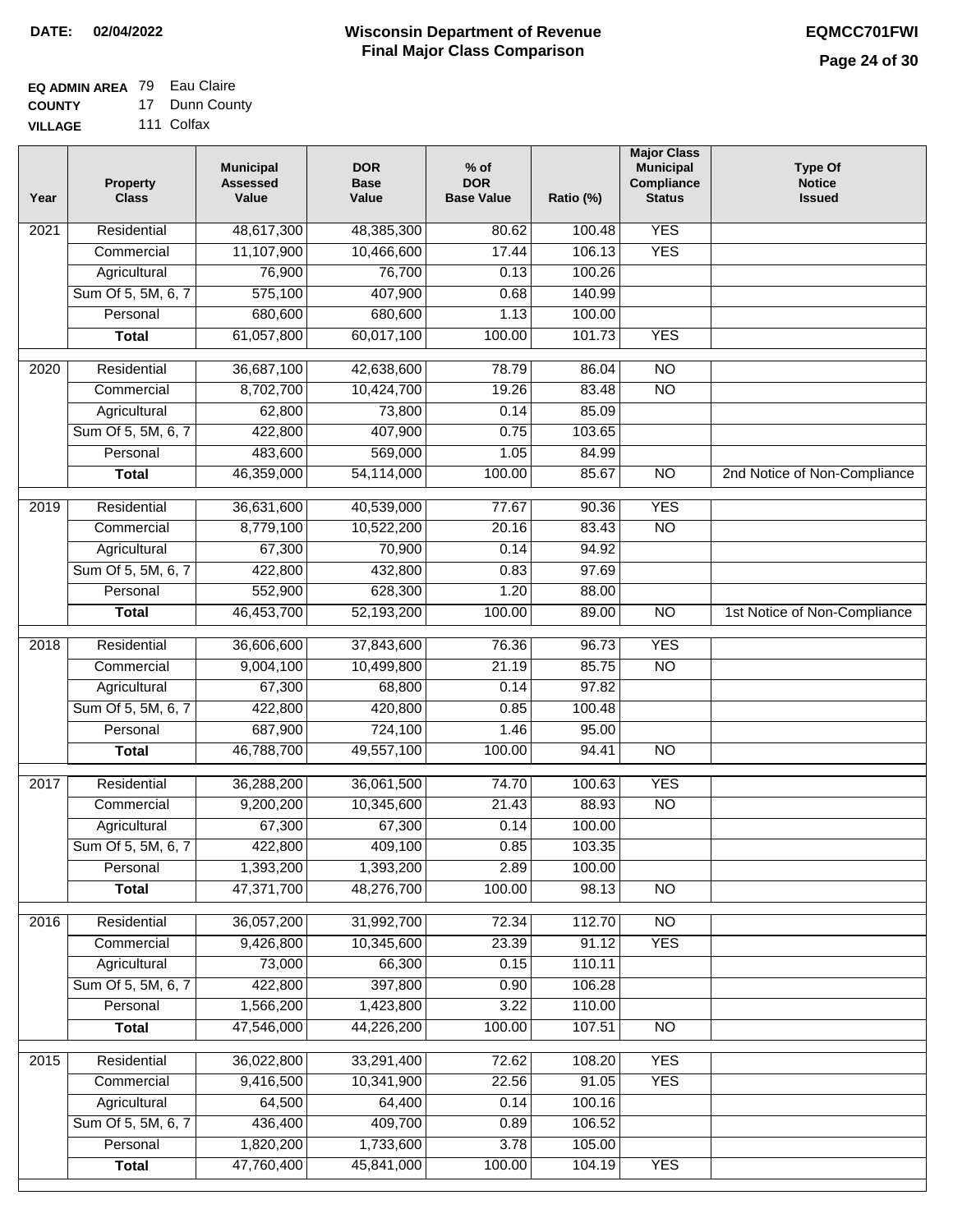**DATE: 02/04/2022**

# Wisconsin Department of Revenue
## Final Major Class Comparison

**EQMCC701FWI**

**EQ ADMIN AREA** 79 Eau Claire
**COUNTY** 17 Dunn County
**VILLAGE** 111 Colfax

| Year | Property Class | Municipal Assessed Value | DOR Base Value | % of DOR Base Value | Ratio (%) | Major Class Municipal Compliance Status | Type Of Notice Issued |
|---|---|---|---|---|---|---|---|
| 2021 | Residential | 48,617,300 | 48,385,300 | 80.62 | 100.48 | YES | |
| | Commercial | 11,107,900 | 10,466,600 | 17.44 | 106.13 | YES | |
| | Agricultural | 76,900 | 76,700 | 0.13 | 100.26 | | |
| | Sum Of 5, 5M, 6, 7 | 575,100 | 407,900 | 0.68 | 140.99 | | |
| | Personal | 680,600 | 680,600 | 1.13 | 100.00 | | |
| | **Total** | 61,057,800 | 60,017,100 | 100.00 | 101.73 | YES | |
| 2020 | Residential | 36,687,100 | 42,638,600 | 78.79 | 86.04 | NO | |
| | Commercial | 8,702,700 | 10,424,700 | 19.26 | 83.48 | NO | |
| | Agricultural | 62,800 | 73,800 | 0.14 | 85.09 | | |
| | Sum Of 5, 5M, 6, 7 | 422,800 | 407,900 | 0.75 | 103.65 | | |
| | Personal | 483,600 | 569,000 | 1.05 | 84.99 | | |
| | **Total** | 46,359,000 | 54,114,000 | 100.00 | 85.67 | NO | 2nd Notice of Non-Compliance |
| 2019 | Residential | 36,631,600 | 40,539,000 | 77.67 | 90.36 | YES | |
| | Commercial | 8,779,100 | 10,522,200 | 20.16 | 83.43 | NO | |
| | Agricultural | 67,300 | 70,900 | 0.14 | 94.92 | | |
| | Sum Of 5, 5M, 6, 7 | 422,800 | 432,800 | 0.83 | 97.69 | | |
| | Personal | 552,900 | 628,300 | 1.20 | 88.00 | | |
| | **Total** | 46,453,700 | 52,193,200 | 100.00 | 89.00 | NO | 1st Notice of Non-Compliance |
| 2018 | Residential | 36,606,600 | 37,843,600 | 76.36 | 96.73 | YES | |
| | Commercial | 9,004,100 | 10,499,800 | 21.19 | 85.75 | NO | |
| | Agricultural | 67,300 | 68,800 | 0.14 | 97.82 | | |
| | Sum Of 5, 5M, 6, 7 | 422,800 | 420,800 | 0.85 | 100.48 | | |
| | Personal | 687,900 | 724,100 | 1.46 | 95.00 | | |
| | **Total** | 46,788,700 | 49,557,100 | 100.00 | 94.41 | NO | |
| 2017 | Residential | 36,288,200 | 36,061,500 | 74.70 | 100.63 | YES | |
| | Commercial | 9,200,200 | 10,345,600 | 21.43 | 88.93 | NO | |
| | Agricultural | 67,300 | 67,300 | 0.14 | 100.00 | | |
| | Sum Of 5, 5M, 6, 7 | 422,800 | 409,100 | 0.85 | 103.35 | | |
| | Personal | 1,393,200 | 1,393,200 | 2.89 | 100.00 | | |
| | **Total** | 47,371,700 | 48,276,700 | 100.00 | 98.13 | NO | |
| 2016 | Residential | 36,057,200 | 31,992,700 | 72.34 | 112.70 | NO | |
| | Commercial | 9,426,800 | 10,345,600 | 23.39 | 91.12 | YES | |
| | Agricultural | 73,000 | 66,300 | 0.15 | 110.11 | | |
| | Sum Of 5, 5M, 6, 7 | 422,800 | 397,800 | 0.90 | 106.28 | | |
| | Personal | 1,566,200 | 1,423,800 | 3.22 | 110.00 | | |
| | **Total** | 47,546,000 | 44,226,200 | 100.00 | 107.51 | NO | |
| 2015 | Residential | 36,022,800 | 33,291,400 | 72.62 | 108.20 | YES | |
| | Commercial | 9,416,500 | 10,341,900 | 22.56 | 91.05 | YES | |
| | Agricultural | 64,500 | 64,400 | 0.14 | 100.16 | | |
| | Sum Of 5, 5M, 6, 7 | 436,400 | 409,700 | 0.89 | 106.52 | | |
| | Personal | 1,820,200 | 1,733,600 | 3.78 | 105.00 | | |
| | **Total** | 47,760,400 | 45,841,000 | 100.00 | 104.19 | YES | |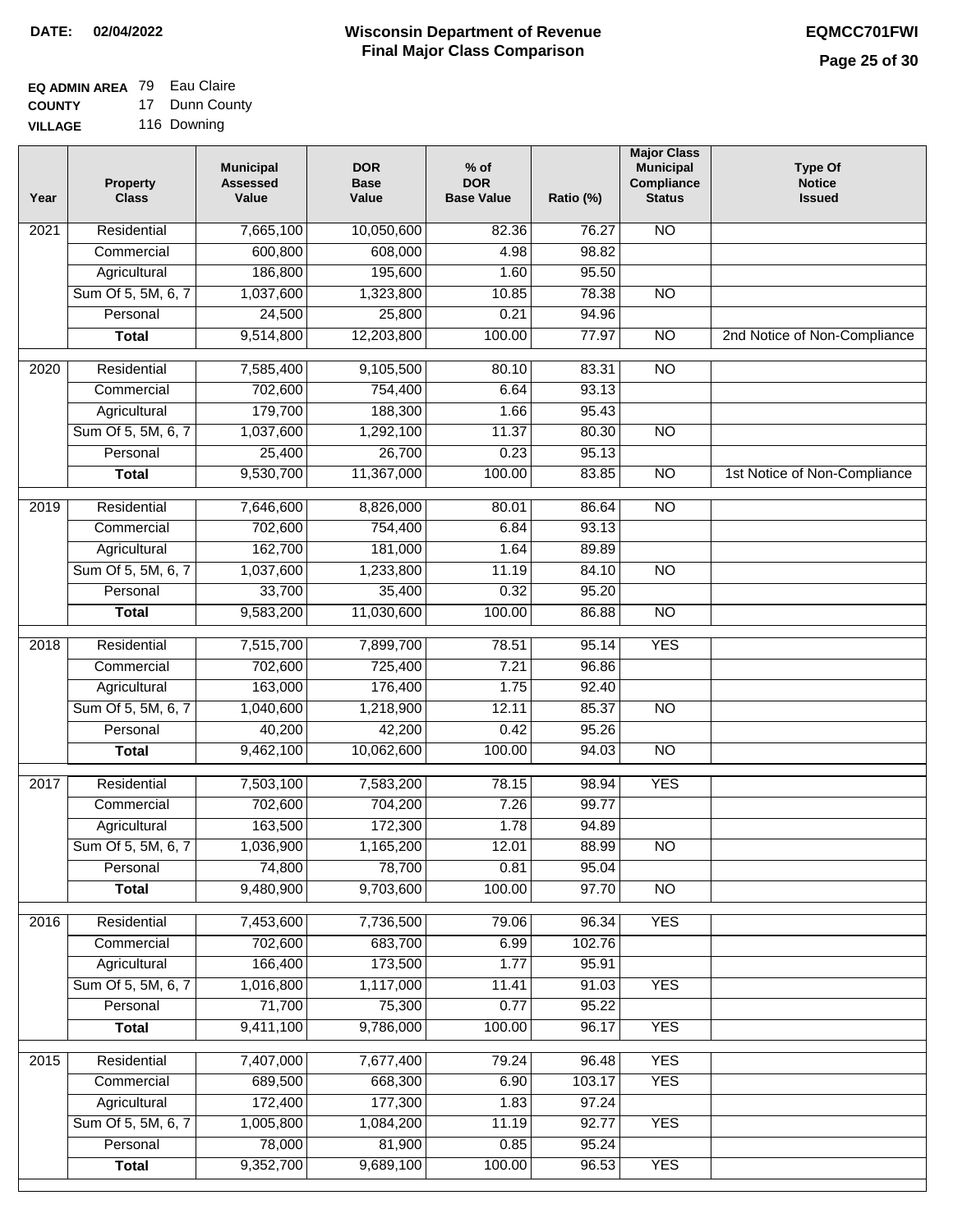**DATE:** 02/04/2022

# Wisconsin Department of Revenue
## Final Major Class Comparison

**EQMCC701FWI**

**EQ ADMIN AREA** 79 Eau Claire
**COUNTY** 17 Dunn County
**VILLAGE** 116 Downing

| Year | Property Class | Municipal Assessed Value | DOR Base Value | % of DOR Base Value | Ratio (%) | Major Class Municipal Compliance Status | Type Of Notice Issued |
|---|---|---|---|---|---|---|---|
| 2021 | Residential | 7,665,100 | 10,050,600 | 82.36 | 76.27 | NO | |
| | Commercial | 600,800 | 608,000 | 4.98 | 98.82 | | |
| | Agricultural | 186,800 | 195,600 | 1.60 | 95.50 | | |
| | Sum Of 5, 5M, 6, 7 | 1,037,600 | 1,323,800 | 10.85 | 78.38 | NO | |
| | Personal | 24,500 | 25,800 | 0.21 | 94.96 | | |
| | **Total** | 9,514,800 | 12,203,800 | 100.00 | 77.97 | NO | 2nd Notice of Non-Compliance |
| 2020 | Residential | 7,585,400 | 9,105,500 | 80.10 | 83.31 | NO | |
| | Commercial | 702,600 | 754,400 | 6.64 | 93.13 | | |
| | Agricultural | 179,700 | 188,300 | 1.66 | 95.43 | | |
| | Sum Of 5, 5M, 6, 7 | 1,037,600 | 1,292,100 | 11.37 | 80.30 | NO | |
| | Personal | 25,400 | 26,700 | 0.23 | 95.13 | | |
| | **Total** | 9,530,700 | 11,367,000 | 100.00 | 83.85 | NO | 1st Notice of Non-Compliance |
| 2019 | Residential | 7,646,600 | 8,826,000 | 80.01 | 86.64 | NO | |
| | Commercial | 702,600 | 754,400 | 6.84 | 93.13 | | |
| | Agricultural | 162,700 | 181,000 | 1.64 | 89.89 | | |
| | Sum Of 5, 5M, 6, 7 | 1,037,600 | 1,233,800 | 11.19 | 84.10 | NO | |
| | Personal | 33,700 | 35,400 | 0.32 | 95.20 | | |
| | **Total** | 9,583,200 | 11,030,600 | 100.00 | 86.88 | NO | |
| 2018 | Residential | 7,515,700 | 7,899,700 | 78.51 | 95.14 | YES | |
| | Commercial | 702,600 | 725,400 | 7.21 | 96.86 | | |
| | Agricultural | 163,000 | 176,400 | 1.75 | 92.40 | | |
| | Sum Of 5, 5M, 6, 7 | 1,040,600 | 1,218,900 | 12.11 | 85.37 | NO | |
| | Personal | 40,200 | 42,200 | 0.42 | 95.26 | | |
| | **Total** | 9,462,100 | 10,062,600 | 100.00 | 94.03 | NO | |
| 2017 | Residential | 7,503,100 | 7,583,200 | 78.15 | 98.94 | YES | |
| | Commercial | 702,600 | 704,200 | 7.26 | 99.77 | | |
| | Agricultural | 163,500 | 172,300 | 1.78 | 94.89 | | |
| | Sum Of 5, 5M, 6, 7 | 1,036,900 | 1,165,200 | 12.01 | 88.99 | NO | |
| | Personal | 74,800 | 78,700 | 0.81 | 95.04 | | |
| | **Total** | 9,480,900 | 9,703,600 | 100.00 | 97.70 | NO | |
| 2016 | Residential | 7,453,600 | 7,736,500 | 79.06 | 96.34 | YES | |
| | Commercial | 702,600 | 683,700 | 6.99 | 102.76 | | |
| | Agricultural | 166,400 | 173,500 | 1.77 | 95.91 | | |
| | Sum Of 5, 5M, 6, 7 | 1,016,800 | 1,117,000 | 11.41 | 91.03 | YES | |
| | Personal | 71,700 | 75,300 | 0.77 | 95.22 | | |
| | **Total** | 9,411,100 | 9,786,000 | 100.00 | 96.17 | YES | |
| 2015 | Residential | 7,407,000 | 7,677,400 | 79.24 | 96.48 | YES | |
| | Commercial | 689,500 | 668,300 | 6.90 | 103.17 | YES | |
| | Agricultural | 172,400 | 177,300 | 1.83 | 97.24 | | |
| | Sum Of 5, 5M, 6, 7 | 1,005,800 | 1,084,200 | 11.19 | 92.77 | YES | |
| | Personal | 78,000 | 81,900 | 0.85 | 95.24 | | |
| | **Total** | 9,352,700 | 9,689,100 | 100.00 | 96.53 | YES | |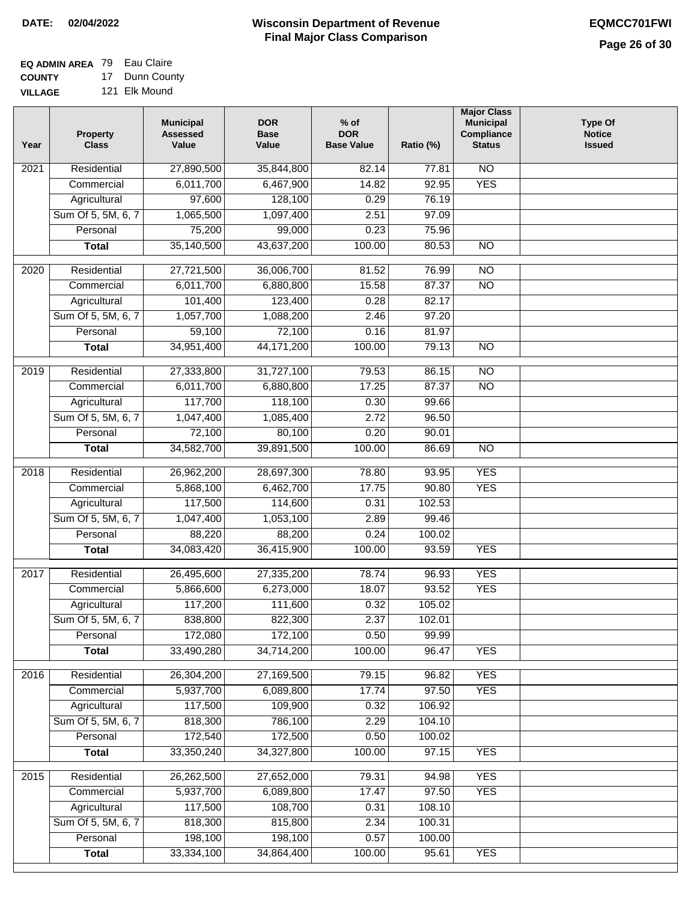**DATE: 02/04/2022**

# Wisconsin Department of Revenue
## Final Major Class Comparison

**EQMCC701FWI**

**EQ ADMIN AREA** 79 Eau Claire
**COUNTY** 17 Dunn County
**VILLAGE** 121 Elk Mound

| Year | Property Class | Municipal Assessed Value | DOR Base Value | % of DOR Base Value | Ratio (%) | Major Class Municipal Compliance Status | Type Of Notice Issued |
|---|---|---|---|---|---|---|---|
| 2021 | Residential | 27,890,500 | 35,844,800 | 82.14 | 77.81 | NO | |
| | Commercial | 6,011,700 | 6,467,900 | 14.82 | 92.95 | YES | |
| | Agricultural | 97,600 | 128,100 | 0.29 | 76.19 | | |
| | Sum Of 5, 5M, 6, 7 | 1,065,500 | 1,097,400 | 2.51 | 97.09 | | |
| | Personal | 75,200 | 99,000 | 0.23 | 75.96 | | |
| | **Total** | 35,140,500 | 43,637,200 | 100.00 | 80.53 | NO | |
| 2020 | Residential | 27,721,500 | 36,006,700 | 81.52 | 76.99 | NO | |
| | Commercial | 6,011,700 | 6,880,800 | 15.58 | 87.37 | NO | |
| | Agricultural | 101,400 | 123,400 | 0.28 | 82.17 | | |
| | Sum Of 5, 5M, 6, 7 | 1,057,700 | 1,088,200 | 2.46 | 97.20 | | |
| | Personal | 59,100 | 72,100 | 0.16 | 81.97 | | |
| | **Total** | 34,951,400 | 44,171,200 | 100.00 | 79.13 | NO | |
| 2019 | Residential | 27,333,800 | 31,727,100 | 79.53 | 86.15 | NO | |
| | Commercial | 6,011,700 | 6,880,800 | 17.25 | 87.37 | NO | |
| | Agricultural | 117,700 | 118,100 | 0.30 | 99.66 | | |
| | Sum Of 5, 5M, 6, 7 | 1,047,400 | 1,085,400 | 2.72 | 96.50 | | |
| | Personal | 72,100 | 80,100 | 0.20 | 90.01 | | |
| | **Total** | 34,582,700 | 39,891,500 | 100.00 | 86.69 | NO | |
| 2018 | Residential | 26,962,200 | 28,697,300 | 78.80 | 93.95 | YES | |
| | Commercial | 5,868,100 | 6,462,700 | 17.75 | 90.80 | YES | |
| | Agricultural | 117,500 | 114,600 | 0.31 | 102.53 | | |
| | Sum Of 5, 5M, 6, 7 | 1,047,400 | 1,053,100 | 2.89 | 99.46 | | |
| | Personal | 88,220 | 88,200 | 0.24 | 100.02 | | |
| | **Total** | 34,083,420 | 36,415,900 | 100.00 | 93.59 | YES | |
| 2017 | Residential | 26,495,600 | 27,335,200 | 78.74 | 96.93 | YES | |
| | Commercial | 5,866,600 | 6,273,000 | 18.07 | 93.52 | YES | |
| | Agricultural | 117,200 | 111,600 | 0.32 | 105.02 | | |
| | Sum Of 5, 5M, 6, 7 | 838,800 | 822,300 | 2.37 | 102.01 | | |
| | Personal | 172,080 | 172,100 | 0.50 | 99.99 | | |
| | **Total** | 33,490,280 | 34,714,200 | 100.00 | 96.47 | YES | |
| 2016 | Residential | 26,304,200 | 27,169,500 | 79.15 | 96.82 | YES | |
| | Commercial | 5,937,700 | 6,089,800 | 17.74 | 97.50 | YES | |
| | Agricultural | 117,500 | 109,900 | 0.32 | 106.92 | | |
| | Sum Of 5, 5M, 6, 7 | 818,300 | 786,100 | 2.29 | 104.10 | | |
| | Personal | 172,540 | 172,500 | 0.50 | 100.02 | | |
| | **Total** | 33,350,240 | 34,327,800 | 100.00 | 97.15 | YES | |
| 2015 | Residential | 26,262,500 | 27,652,000 | 79.31 | 94.98 | YES | |
| | Commercial | 5,937,700 | 6,089,800 | 17.47 | 97.50 | YES | |
| | Agricultural | 117,500 | 108,700 | 0.31 | 108.10 | | |
| | Sum Of 5, 5M, 6, 7 | 818,300 | 815,800 | 2.34 | 100.31 | | |
| | Personal | 198,100 | 198,100 | 0.57 | 100.00 | | |
| | **Total** | 33,334,100 | 34,864,400 | 100.00 | 95.61 | YES | |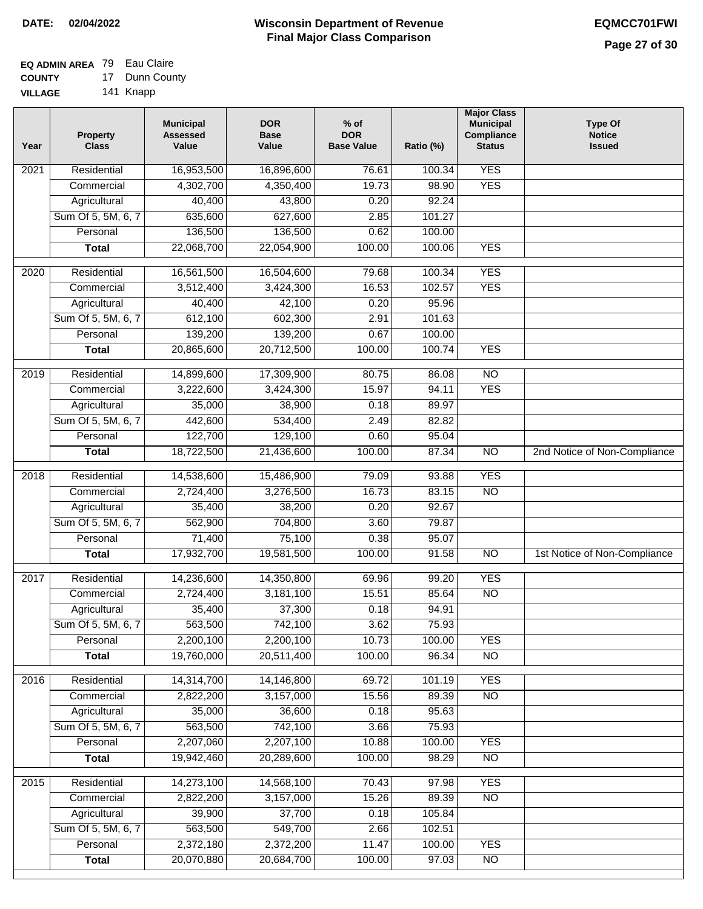**DATE: 02/04/2022**

# Wisconsin Department of Revenue
## Final Major Class Comparison

**EQMCC701FWI**

**EQ ADMIN AREA** 79 Eau Claire
**COUNTY** 17 Dunn County
**VILLAGE** 141 Knapp

| Year | Property Class | Municipal Assessed Value | DOR Base Value | % of DOR Base Value | Ratio (%) | Major Class Municipal Compliance Status | Type Of Notice Issued |
|---|---|---|---|---|---|---|---|
| 2021 | Residential | 16,953,500 | 16,896,600 | 76.61 | 100.34 | YES | |
| | Commercial | 4,302,700 | 4,350,400 | 19.73 | 98.90 | YES | |
| | Agricultural | 40,400 | 43,800 | 0.20 | 92.24 | | |
| | Sum Of 5, 5M, 6, 7 | 635,600 | 627,600 | 2.85 | 101.27 | | |
| | Personal | 136,500 | 136,500 | 0.62 | 100.00 | | |
| | **Total** | 22,068,700 | 22,054,900 | 100.00 | 100.06 | YES | |
| 2020 | Residential | 16,561,500 | 16,504,600 | 79.68 | 100.34 | YES | |
| | Commercial | 3,512,400 | 3,424,300 | 16.53 | 102.57 | YES | |
| | Agricultural | 40,400 | 42,100 | 0.20 | 95.96 | | |
| | Sum Of 5, 5M, 6, 7 | 612,100 | 602,300 | 2.91 | 101.63 | | |
| | Personal | 139,200 | 139,200 | 0.67 | 100.00 | | |
| | **Total** | 20,865,600 | 20,712,500 | 100.00 | 100.74 | YES | |
| 2019 | Residential | 14,899,600 | 17,309,900 | 80.75 | 86.08 | NO | |
| | Commercial | 3,222,600 | 3,424,300 | 15.97 | 94.11 | YES | |
| | Agricultural | 35,000 | 38,900 | 0.18 | 89.97 | | |
| | Sum Of 5, 5M, 6, 7 | 442,600 | 534,400 | 2.49 | 82.82 | | |
| | Personal | 122,700 | 129,100 | 0.60 | 95.04 | | |
| | **Total** | 18,722,500 | 21,436,600 | 100.00 | 87.34 | NO | 2nd Notice of Non-Compliance |
| 2018 | Residential | 14,538,600 | 15,486,900 | 79.09 | 93.88 | YES | |
| | Commercial | 2,724,400 | 3,276,500 | 16.73 | 83.15 | NO | |
| | Agricultural | 35,400 | 38,200 | 0.20 | 92.67 | | |
| | Sum Of 5, 5M, 6, 7 | 562,900 | 704,800 | 3.60 | 79.87 | | |
| | Personal | 71,400 | 75,100 | 0.38 | 95.07 | | |
| | **Total** | 17,932,700 | 19,581,500 | 100.00 | 91.58 | NO | 1st Notice of Non-Compliance |
| 2017 | Residential | 14,236,600 | 14,350,800 | 69.96 | 99.20 | YES | |
| | Commercial | 2,724,400 | 3,181,100 | 15.51 | 85.64 | NO | |
| | Agricultural | 35,400 | 37,300 | 0.18 | 94.91 | | |
| | Sum Of 5, 5M, 6, 7 | 563,500 | 742,100 | 3.62 | 75.93 | | |
| | Personal | 2,200,100 | 2,200,100 | 10.73 | 100.00 | YES | |
| | **Total** | 19,760,000 | 20,511,400 | 100.00 | 96.34 | NO | |
| 2016 | Residential | 14,314,700 | 14,146,800 | 69.72 | 101.19 | YES | |
| | Commercial | 2,822,200 | 3,157,000 | 15.56 | 89.39 | NO | |
| | Agricultural | 35,000 | 36,600 | 0.18 | 95.63 | | |
| | Sum Of 5, 5M, 6, 7 | 563,500 | 742,100 | 3.66 | 75.93 | | |
| | Personal | 2,207,060 | 2,207,100 | 10.88 | 100.00 | YES | |
| | **Total** | 19,942,460 | 20,289,600 | 100.00 | 98.29 | NO | |
| 2015 | Residential | 14,273,100 | 14,568,100 | 70.43 | 97.98 | YES | |
| | Commercial | 2,822,200 | 3,157,000 | 15.26 | 89.39 | NO | |
| | Agricultural | 39,900 | 37,700 | 0.18 | 105.84 | | |
| | Sum Of 5, 5M, 6, 7 | 563,500 | 549,700 | 2.66 | 102.51 | | |
| | Personal | 2,372,180 | 2,372,200 | 11.47 | 100.00 | YES | |
| | **Total** | 20,070,880 | 20,684,700 | 100.00 | 97.03 | NO | |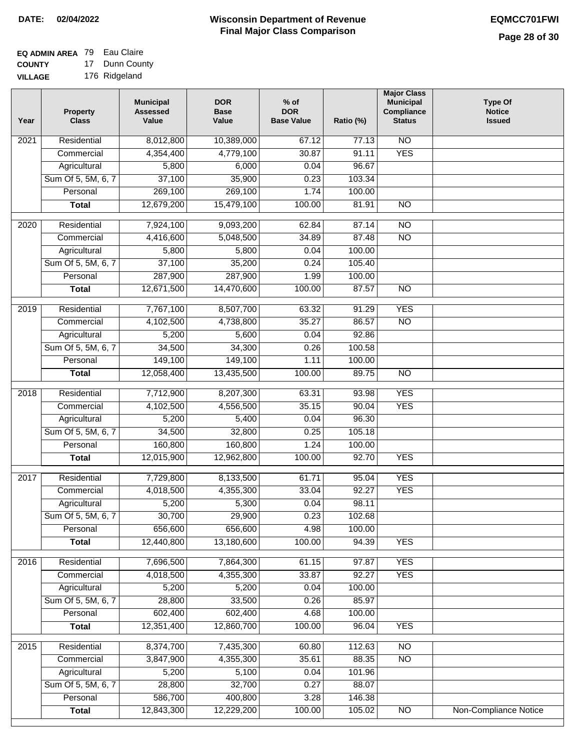**DATE: 02/04/2022**

# Wisconsin Department of Revenue
## Final Major Class Comparison

**EQMCC701FWI**

**EQ ADMIN AREA** 79 Eau Claire
**COUNTY** 17 Dunn County
**VILLAGE** 176 Ridgeland

| Year | Property Class | Municipal Assessed Value | DOR Base Value | % of DOR Base Value | Ratio (%) | Major Class Municipal Compliance Status | Type Of Notice Issued |
|---|---|---|---|---|---|---|---|
| 2021 | Residential | 8,012,800 | 10,389,000 | 67.12 | 77.13 | NO | |
| | Commercial | 4,354,400 | 4,779,100 | 30.87 | 91.11 | YES | |
| | Agricultural | 5,800 | 6,000 | 0.04 | 96.67 | | |
| | Sum Of 5, 5M, 6, 7 | 37,100 | 35,900 | 0.23 | 103.34 | | |
| | Personal | 269,100 | 269,100 | 1.74 | 100.00 | | |
| | **Total** | 12,679,200 | 15,479,100 | 100.00 | 81.91 | NO | |
| 2020 | Residential | 7,924,100 | 9,093,200 | 62.84 | 87.14 | NO | |
| | Commercial | 4,416,600 | 5,048,500 | 34.89 | 87.48 | NO | |
| | Agricultural | 5,800 | 5,800 | 0.04 | 100.00 | | |
| | Sum Of 5, 5M, 6, 7 | 37,100 | 35,200 | 0.24 | 105.40 | | |
| | Personal | 287,900 | 287,900 | 1.99 | 100.00 | | |
| | **Total** | 12,671,500 | 14,470,600 | 100.00 | 87.57 | NO | |
| 2019 | Residential | 7,767,100 | 8,507,700 | 63.32 | 91.29 | YES | |
| | Commercial | 4,102,500 | 4,738,800 | 35.27 | 86.57 | NO | |
| | Agricultural | 5,200 | 5,600 | 0.04 | 92.86 | | |
| | Sum Of 5, 5M, 6, 7 | 34,500 | 34,300 | 0.26 | 100.58 | | |
| | Personal | 149,100 | 149,100 | 1.11 | 100.00 | | |
| | **Total** | 12,058,400 | 13,435,500 | 100.00 | 89.75 | NO | |
| 2018 | Residential | 7,712,900 | 8,207,300 | 63.31 | 93.98 | YES | |
| | Commercial | 4,102,500 | 4,556,500 | 35.15 | 90.04 | YES | |
| | Agricultural | 5,200 | 5,400 | 0.04 | 96.30 | | |
| | Sum Of 5, 5M, 6, 7 | 34,500 | 32,800 | 0.25 | 105.18 | | |
| | Personal | 160,800 | 160,800 | 1.24 | 100.00 | | |
| | **Total** | 12,015,900 | 12,962,800 | 100.00 | 92.70 | YES | |
| 2017 | Residential | 7,729,800 | 8,133,500 | 61.71 | 95.04 | YES | |
| | Commercial | 4,018,500 | 4,355,300 | 33.04 | 92.27 | YES | |
| | Agricultural | 5,200 | 5,300 | 0.04 | 98.11 | | |
| | Sum Of 5, 5M, 6, 7 | 30,700 | 29,900 | 0.23 | 102.68 | | |
| | Personal | 656,600 | 656,600 | 4.98 | 100.00 | | |
| | **Total** | 12,440,800 | 13,180,600 | 100.00 | 94.39 | YES | |
| 2016 | Residential | 7,696,500 | 7,864,300 | 61.15 | 97.87 | YES | |
| | Commercial | 4,018,500 | 4,355,300 | 33.87 | 92.27 | YES | |
| | Agricultural | 5,200 | 5,200 | 0.04 | 100.00 | | |
| | Sum Of 5, 5M, 6, 7 | 28,800 | 33,500 | 0.26 | 85.97 | | |
| | Personal | 602,400 | 602,400 | 4.68 | 100.00 | | |
| | **Total** | 12,351,400 | 12,860,700 | 100.00 | 96.04 | YES | |
| 2015 | Residential | 8,374,700 | 7,435,300 | 60.80 | 112.63 | NO | |
| | Commercial | 3,847,900 | 4,355,300 | 35.61 | 88.35 | NO | |
| | Agricultural | 5,200 | 5,100 | 0.04 | 101.96 | | |
| | Sum Of 5, 5M, 6, 7 | 28,800 | 32,700 | 0.27 | 88.07 | | |
| | Personal | 586,700 | 400,800 | 3.28 | 146.38 | | |
| | **Total** | 12,843,300 | 12,229,200 | 100.00 | 105.02 | NO | Non-Compliance Notice |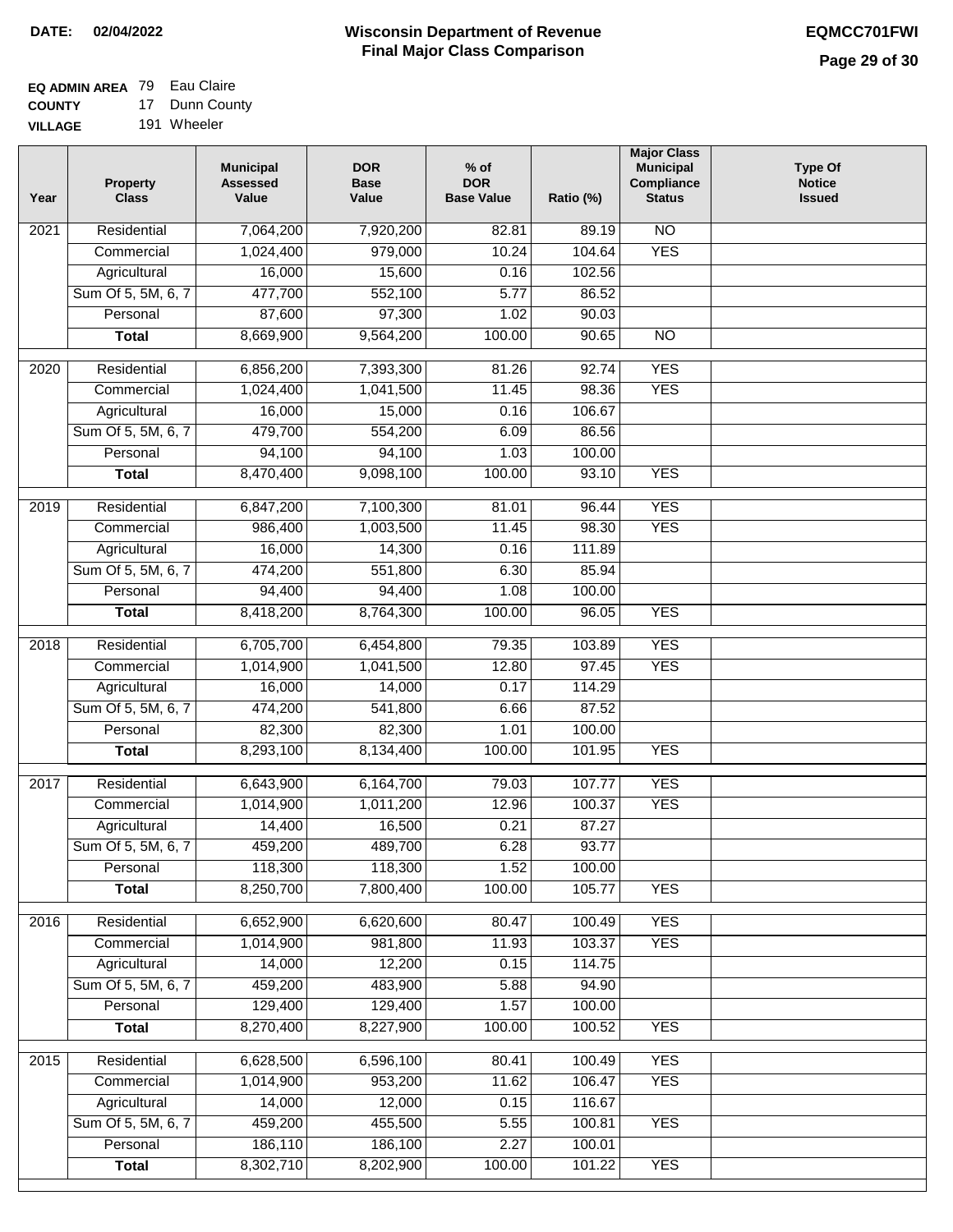**DATE:** 02/04/2022

# Wisconsin Department of Revenue
## Final Major Class Comparison

EQMCC701FWI

**EQ ADMIN AREA** 79 Eau Claire
**COUNTY** 17 Dunn County
**VILLAGE** 191 Wheeler

| Year | Property Class | Municipal Assessed Value | DOR Base Value | % of DOR Base Value | Ratio (%) | Major Class Municipal Compliance Status | Type Of Notice Issued |
|---|---|---|---|---|---|---|---|
| 2021 | Residential | 7,064,200 | 7,920,200 | 82.81 | 89.19 | NO | |
| | Commercial | 1,024,400 | 979,000 | 10.24 | 104.64 | YES | |
| | Agricultural | 16,000 | 15,600 | 0.16 | 102.56 | | |
| | Sum Of 5, 5M, 6, 7 | 477,700 | 552,100 | 5.77 | 86.52 | | |
| | Personal | 87,600 | 97,300 | 1.02 | 90.03 | | |
| | **Total** | 8,669,900 | 9,564,200 | 100.00 | 90.65 | NO | |
| 2020 | Residential | 6,856,200 | 7,393,300 | 81.26 | 92.74 | YES | |
| | Commercial | 1,024,400 | 1,041,500 | 11.45 | 98.36 | YES | |
| | Agricultural | 16,000 | 15,000 | 0.16 | 106.67 | | |
| | Sum Of 5, 5M, 6, 7 | 479,700 | 554,200 | 6.09 | 86.56 | | |
| | Personal | 94,100 | 94,100 | 1.03 | 100.00 | | |
| | **Total** | 8,470,400 | 9,098,100 | 100.00 | 93.10 | YES | |
| 2019 | Residential | 6,847,200 | 7,100,300 | 81.01 | 96.44 | YES | |
| | Commercial | 986,400 | 1,003,500 | 11.45 | 98.30 | YES | |
| | Agricultural | 16,000 | 14,300 | 0.16 | 111.89 | | |
| | Sum Of 5, 5M, 6, 7 | 474,200 | 551,800 | 6.30 | 85.94 | | |
| | Personal | 94,400 | 94,400 | 1.08 | 100.00 | | |
| | **Total** | 8,418,200 | 8,764,300 | 100.00 | 96.05 | YES | |
| 2018 | Residential | 6,705,700 | 6,454,800 | 79.35 | 103.89 | YES | |
| | Commercial | 1,014,900 | 1,041,500 | 12.80 | 97.45 | YES | |
| | Agricultural | 16,000 | 14,000 | 0.17 | 114.29 | | |
| | Sum Of 5, 5M, 6, 7 | 474,200 | 541,800 | 6.66 | 87.52 | | |
| | Personal | 82,300 | 82,300 | 1.01 | 100.00 | | |
| | **Total** | 8,293,100 | 8,134,400 | 100.00 | 101.95 | YES | |
| 2017 | Residential | 6,643,900 | 6,164,700 | 79.03 | 107.77 | YES | |
| | Commercial | 1,014,900 | 1,011,200 | 12.96 | 100.37 | YES | |
| | Agricultural | 14,400 | 16,500 | 0.21 | 87.27 | | |
| | Sum Of 5, 5M, 6, 7 | 459,200 | 489,700 | 6.28 | 93.77 | | |
| | Personal | 118,300 | 118,300 | 1.52 | 100.00 | | |
| | **Total** | 8,250,700 | 7,800,400 | 100.00 | 105.77 | YES | |
| 2016 | Residential | 6,652,900 | 6,620,600 | 80.47 | 100.49 | YES | |
| | Commercial | 1,014,900 | 981,800 | 11.93 | 103.37 | YES | |
| | Agricultural | 14,000 | 12,200 | 0.15 | 114.75 | | |
| | Sum Of 5, 5M, 6, 7 | 459,200 | 483,900 | 5.88 | 94.90 | | |
| | Personal | 129,400 | 129,400 | 1.57 | 100.00 | | |
| | **Total** | 8,270,400 | 8,227,900 | 100.00 | 100.52 | YES | |
| 2015 | Residential | 6,628,500 | 6,596,100 | 80.41 | 100.49 | YES | |
| | Commercial | 1,014,900 | 953,200 | 11.62 | 106.47 | YES | |
| | Agricultural | 14,000 | 12,000 | 0.15 | 116.67 | | |
| | Sum Of 5, 5M, 6, 7 | 459,200 | 455,500 | 5.55 | 100.81 | YES | |
| | Personal | 186,110 | 186,100 | 2.27 | 100.01 | | |
| | **Total** | 8,302,710 | 8,202,900 | 100.00 | 101.22 | YES | |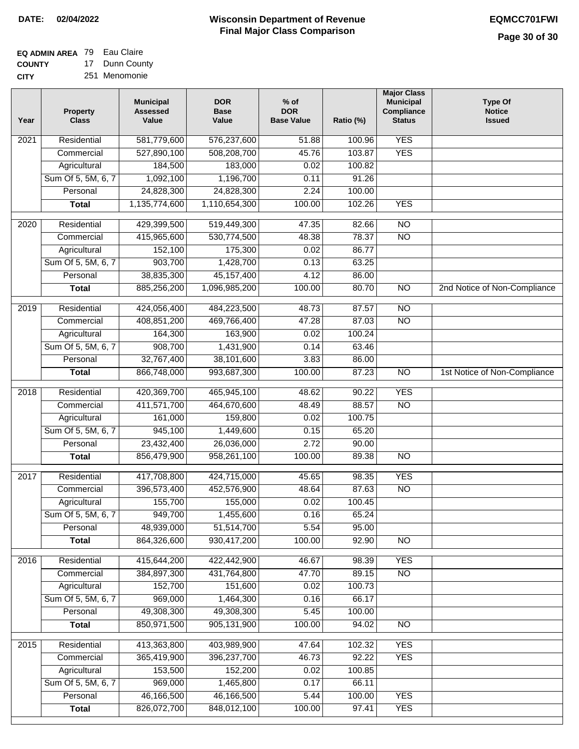**DATE:** 02/04/2022

# Wisconsin Department of Revenue
## Final Major Class Comparison

**EQMCC701FWI**

**EQ ADMIN AREA** 79 Eau Claire
**COUNTY** 17 Dunn County
**CITY** 251 Menomonie

| Year | Property Class | Municipal Assessed Value | DOR Base Value | % of DOR Base Value | Ratio (%) | Major Class Municipal Compliance Status | Type Of Notice Issued |
|---|---|---|---|---|---|---|---|
| 2021 | Residential | 581,779,600 | 576,237,600 | 51.88 | 100.96 | YES | |
| | Commercial | 527,890,100 | 508,208,700 | 45.76 | 103.87 | YES | |
| | Agricultural | 184,500 | 183,000 | 0.02 | 100.82 | | |
| | Sum Of 5, 5M, 6, 7 | 1,092,100 | 1,196,700 | 0.11 | 91.26 | | |
| | Personal | 24,828,300 | 24,828,300 | 2.24 | 100.00 | | |
| | **Total** | 1,135,774,600 | 1,110,654,300 | 100.00 | 102.26 | YES | |
| 2020 | Residential | 429,399,500 | 519,449,300 | 47.35 | 82.66 | NO | |
| | Commercial | 415,965,600 | 530,774,500 | 48.38 | 78.37 | NO | |
| | Agricultural | 152,100 | 175,300 | 0.02 | 86.77 | | |
| | Sum Of 5, 5M, 6, 7 | 903,700 | 1,428,700 | 0.13 | 63.25 | | |
| | Personal | 38,835,300 | 45,157,400 | 4.12 | 86.00 | | |
| | **Total** | 885,256,200 | 1,096,985,200 | 100.00 | 80.70 | NO | 2nd Notice of Non-Compliance |
| 2019 | Residential | 424,056,400 | 484,223,500 | 48.73 | 87.57 | NO | |
| | Commercial | 408,851,200 | 469,766,400 | 47.28 | 87.03 | NO | |
| | Agricultural | 164,300 | 163,900 | 0.02 | 100.24 | | |
| | Sum Of 5, 5M, 6, 7 | 908,700 | 1,431,900 | 0.14 | 63.46 | | |
| | Personal | 32,767,400 | 38,101,600 | 3.83 | 86.00 | | |
| | **Total** | 866,748,000 | 993,687,300 | 100.00 | 87.23 | NO | 1st Notice of Non-Compliance |
| 2018 | Residential | 420,369,700 | 465,945,100 | 48.62 | 90.22 | YES | |
| | Commercial | 411,571,700 | 464,670,600 | 48.49 | 88.57 | NO | |
| | Agricultural | 161,000 | 159,800 | 0.02 | 100.75 | | |
| | Sum Of 5, 5M, 6, 7 | 945,100 | 1,449,600 | 0.15 | 65.20 | | |
| | Personal | 23,432,400 | 26,036,000 | 2.72 | 90.00 | | |
| | **Total** | 856,479,900 | 958,261,100 | 100.00 | 89.38 | NO | |
| 2017 | Residential | 417,708,800 | 424,715,000 | 45.65 | 98.35 | YES | |
| | Commercial | 396,573,400 | 452,576,900 | 48.64 | 87.63 | NO | |
| | Agricultural | 155,700 | 155,000 | 0.02 | 100.45 | | |
| | Sum Of 5, 5M, 6, 7 | 949,700 | 1,455,600 | 0.16 | 65.24 | | |
| | Personal | 48,939,000 | 51,514,700 | 5.54 | 95.00 | | |
| | **Total** | 864,326,600 | 930,417,200 | 100.00 | 92.90 | NO | |
| 2016 | Residential | 415,644,200 | 422,442,900 | 46.67 | 98.39 | YES | |
| | Commercial | 384,897,300 | 431,764,800 | 47.70 | 89.15 | NO | |
| | Agricultural | 152,700 | 151,600 | 0.02 | 100.73 | | |
| | Sum Of 5, 5M, 6, 7 | 969,000 | 1,464,300 | 0.16 | 66.17 | | |
| | Personal | 49,308,300 | 49,308,300 | 5.45 | 100.00 | | |
| | **Total** | 850,971,500 | 905,131,900 | 100.00 | 94.02 | NO | |
| 2015 | Residential | 413,363,800 | 403,989,900 | 47.64 | 102.32 | YES | |
| | Commercial | 365,419,900 | 396,237,700 | 46.73 | 92.22 | YES | |
| | Agricultural | 153,500 | 152,200 | 0.02 | 100.85 | | |
| | Sum Of 5, 5M, 6, 7 | 969,000 | 1,465,800 | 0.17 | 66.11 | | |
| | Personal | 46,166,500 | 46,166,500 | 5.44 | 100.00 | YES | |
| | **Total** | 826,072,700 | 848,012,100 | 100.00 | 97.41 | YES | |